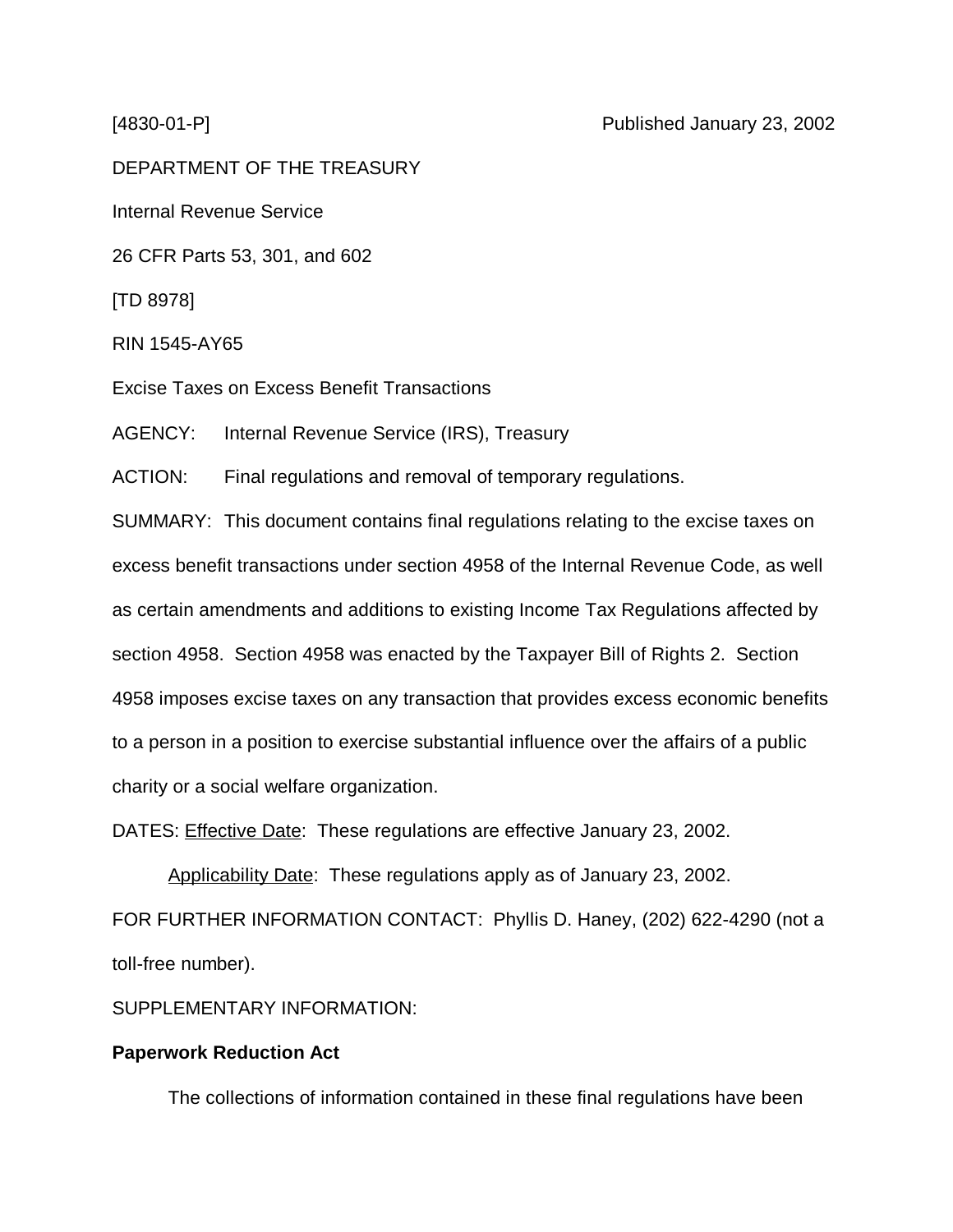[4830-01-P] Published January 23, 2002

DEPARTMENT OF THE TREASURY

Internal Revenue Service

26 CFR Parts 53, 301, and 602

[TD 8978]

RIN 1545-AY65

Excise Taxes on Excess Benefit Transactions

AGENCY: Internal Revenue Service (IRS), Treasury

ACTION: Final regulations and removal of temporary regulations.

SUMMARY: This document contains final regulations relating to the excise taxes on excess benefit transactions under section 4958 of the Internal Revenue Code, as well as certain amendments and additions to existing Income Tax Regulations affected by section 4958. Section 4958 was enacted by the Taxpayer Bill of Rights 2. Section 4958 imposes excise taxes on any transaction that provides excess economic benefits to a person in a position to exercise substantial influence over the affairs of a public charity or a social welfare organization.

DATES: Effective Date: These regulations are effective January 23, 2002.

Applicability Date: These regulations apply as of January 23, 2002.

FOR FURTHER INFORMATION CONTACT: Phyllis D. Haney, (202) 622-4290 (not a toll-free number).

SUPPLEMENTARY INFORMATION:

**Paperwork Reduction Act**

The collections of information contained in these final regulations have been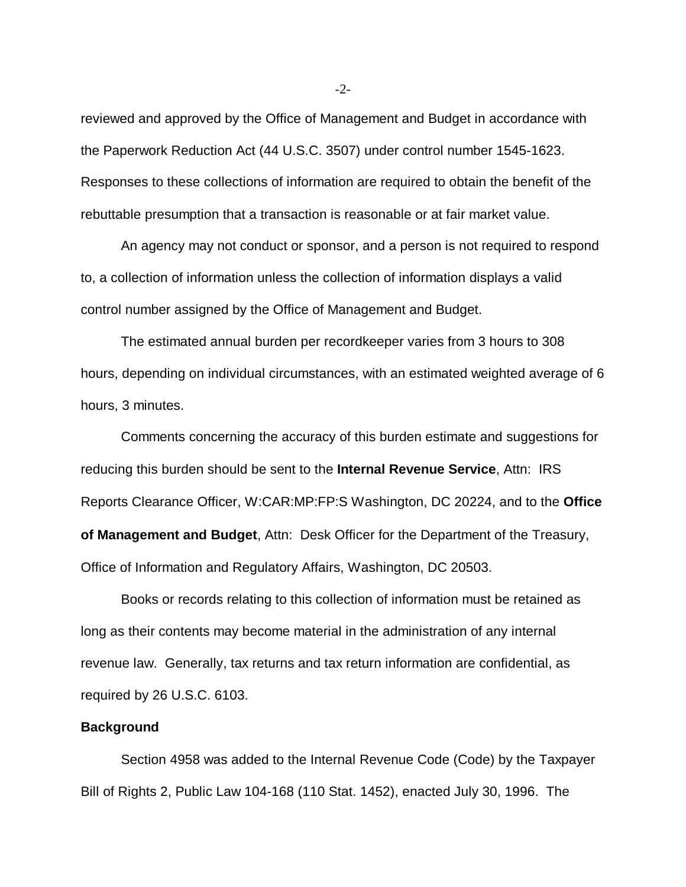reviewed and approved by the Office of Management and Budget in accordance with the Paperwork Reduction Act (44 U.S.C. 3507) under control number 1545-1623. Responses to these collections of information are required to obtain the benefit of the rebuttable presumption that a transaction is reasonable or at fair market value.

An agency may not conduct or sponsor, and a person is not required to respond to, a collection of information unless the collection of information displays a valid control number assigned by the Office of Management and Budget.

The estimated annual burden per recordkeeper varies from 3 hours to 308 hours, depending on individual circumstances, with an estimated weighted average of 6 hours, 3 minutes.

Comments concerning the accuracy of this burden estimate and suggestions for reducing this burden should be sent to the **Internal Revenue Service**, Attn: IRS Reports Clearance Officer, W:CAR:MP:FP:S Washington, DC 20224, and to the **Office of Management and Budget**, Attn: Desk Officer for the Department of the Treasury, Office of Information and Regulatory Affairs, Washington, DC 20503.

Books or records relating to this collection of information must be retained as long as their contents may become material in the administration of any internal revenue law. Generally, tax returns and tax return information are confidential, as required by 26 U.S.C. 6103.

**Background**

Section 4958 was added to the Internal Revenue Code (Code) by the Taxpayer Bill of Rights 2, Public Law 104-168 (110 Stat. 1452), enacted July 30, 1996. The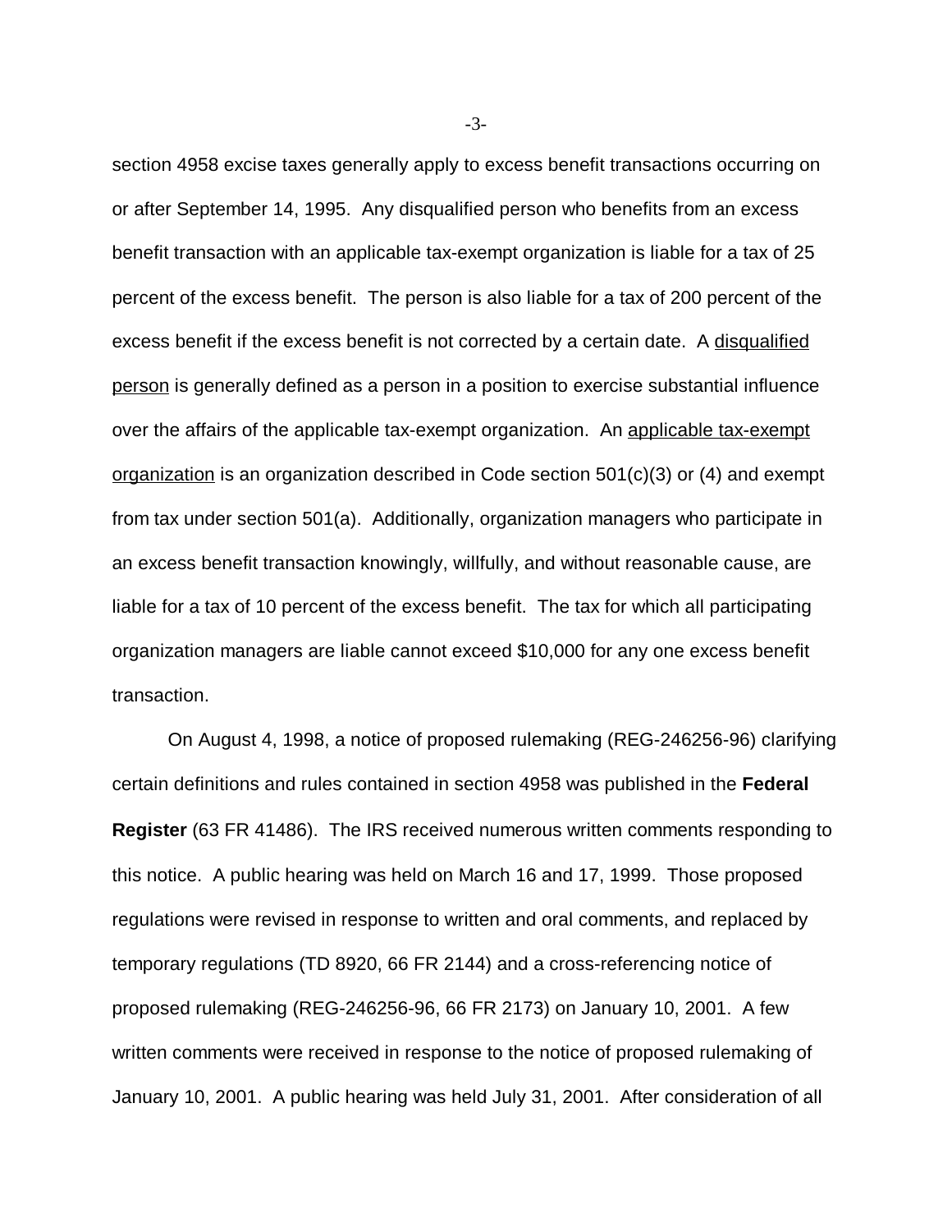section 4958 excise taxes generally apply to excess benefit transactions occurring on or after September 14, 1995. Any disqualified person who benefits from an excess benefit transaction with an applicable tax-exempt organization is liable for a tax of 25 percent of the excess benefit. The person is also liable for a tax of 200 percent of the excess benefit if the excess benefit is not corrected by a certain date. A <u>disqualified person</u> is generally defined as a person in a position to exercise substantial influence over the affairs of the applicable tax-exempt organization. An <u>applicable tax-exempt organization</u> is an organization described in Code section 501(c)(3) or (4) and exempt from tax under section 501(a). Additionally, organization managers who participate in an excess benefit transaction knowingly, willfully, and without reasonable cause, are liable for a tax of 10 percent of the excess benefit. The tax for which all participating organization managers are liable cannot exceed $10,000 for any one excess benefit transaction.

On August 4, 1998, a notice of proposed rulemaking (REG-246256-96) clarifying certain definitions and rules contained in section 4958 was published in the **Federal Register** (63 FR 41486). The IRS received numerous written comments responding to this notice. A public hearing was held on March 16 and 17, 1999. Those proposed regulations were revised in response to written and oral comments, and replaced by temporary regulations (TD 8920, 66 FR 2144) and a cross-referencing notice of proposed rulemaking (REG-246256-96, 66 FR 2173) on January 10, 2001. A few written comments were received in response to the notice of proposed rulemaking of January 10, 2001. A public hearing was held July 31, 2001. After consideration of all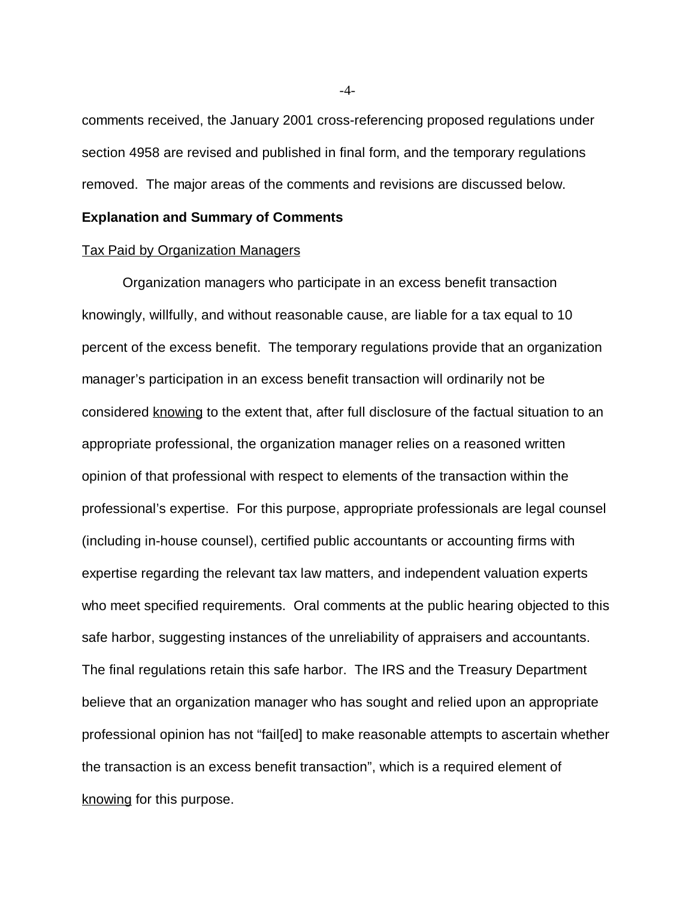comments received, the January 2001 cross-referencing proposed regulations under section 4958 are revised and published in final form, and the temporary regulations removed. The major areas of the comments and revisions are discussed below.

**Explanation and Summary of Comments**

Tax Paid by Organization Managers

Organization managers who participate in an excess benefit transaction knowingly, willfully, and without reasonable cause, are liable for a tax equal to 10 percent of the excess benefit. The temporary regulations provide that an organization manager's participation in an excess benefit transaction will ordinarily not be considered knowing to the extent that, after full disclosure of the factual situation to an appropriate professional, the organization manager relies on a reasoned written opinion of that professional with respect to elements of the transaction within the professional's expertise. For this purpose, appropriate professionals are legal counsel (including in-house counsel), certified public accountants or accounting firms with expertise regarding the relevant tax law matters, and independent valuation experts who meet specified requirements. Oral comments at the public hearing objected to this safe harbor, suggesting instances of the unreliability of appraisers and accountants. The final regulations retain this safe harbor. The IRS and the Treasury Department believe that an organization manager who has sought and relied upon an appropriate professional opinion has not "fail[ed] to make reasonable attempts to ascertain whether the transaction is an excess benefit transaction", which is a required element of knowing for this purpose.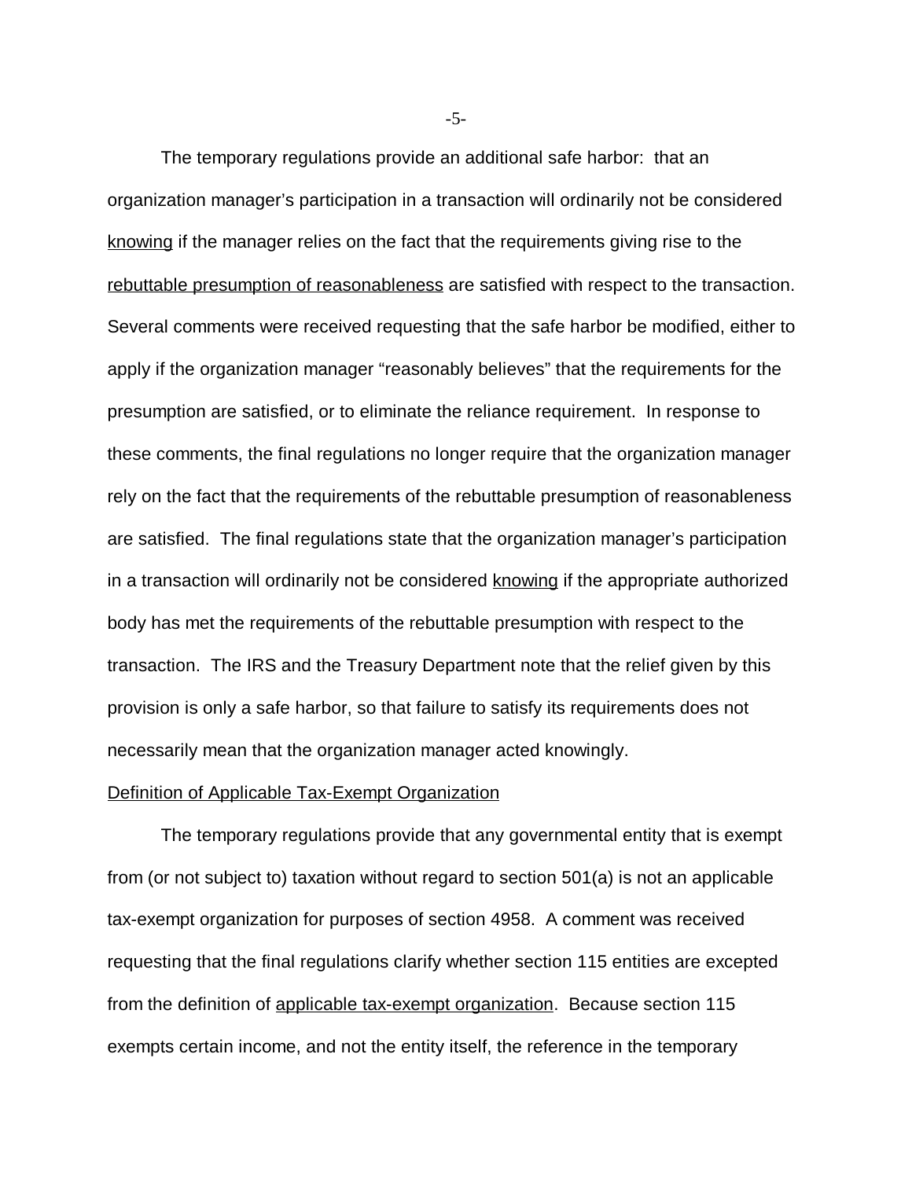The temporary regulations provide an additional safe harbor: that an organization manager's participation in a transaction will ordinarily not be considered knowing if the manager relies on the fact that the requirements giving rise to the rebuttable presumption of reasonableness are satisfied with respect to the transaction. Several comments were received requesting that the safe harbor be modified, either to apply if the organization manager "reasonably believes" that the requirements for the presumption are satisfied, or to eliminate the reliance requirement. In response to these comments, the final regulations no longer require that the organization manager rely on the fact that the requirements of the rebuttable presumption of reasonableness are satisfied. The final regulations state that the organization manager's participation in a transaction will ordinarily not be considered knowing if the appropriate authorized body has met the requirements of the rebuttable presumption with respect to the transaction. The IRS and the Treasury Department note that the relief given by this provision is only a safe harbor, so that failure to satisfy its requirements does not necessarily mean that the organization manager acted knowingly.

## Definition of Applicable Tax-Exempt Organization

The temporary regulations provide that any governmental entity that is exempt from (or not subject to) taxation without regard to section 501(a) is not an applicable tax-exempt organization for purposes of section 4958. A comment was received requesting that the final regulations clarify whether section 115 entities are excepted from the definition of applicable tax-exempt organization. Because section 115 exempts certain income, and not the entity itself, the reference in the temporary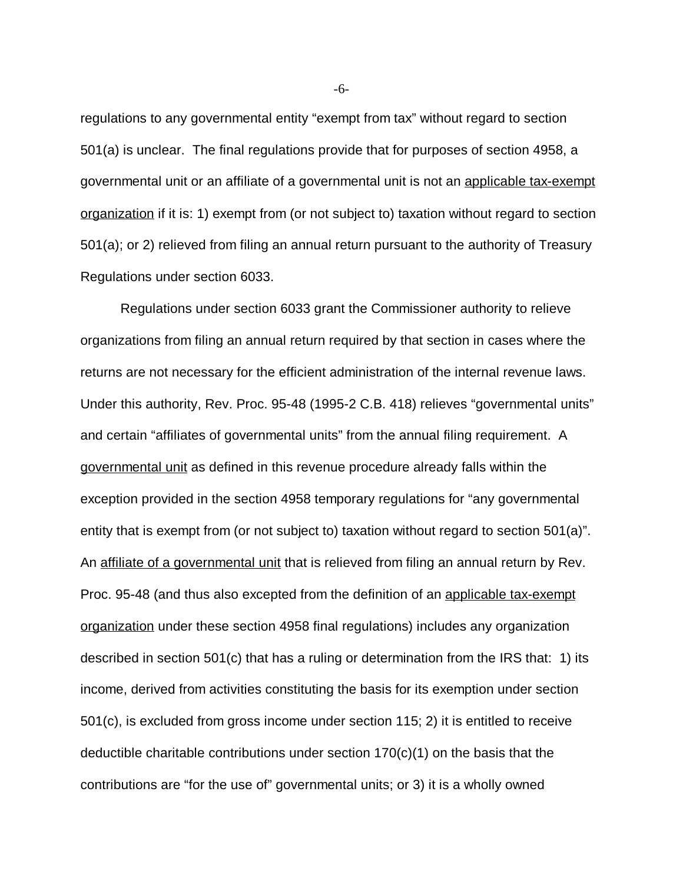regulations to any governmental entity "exempt from tax" without regard to section 501(a) is unclear. The final regulations provide that for purposes of section 4958, a governmental unit or an affiliate of a governmental unit is not an applicable tax-exempt organization if it is: 1) exempt from (or not subject to) taxation without regard to section 501(a); or 2) relieved from filing an annual return pursuant to the authority of Treasury Regulations under section 6033.

Regulations under section 6033 grant the Commissioner authority to relieve organizations from filing an annual return required by that section in cases where the returns are not necessary for the efficient administration of the internal revenue laws. Under this authority, Rev. Proc. 95-48 (1995-2 C.B. 418) relieves "governmental units" and certain "affiliates of governmental units" from the annual filing requirement. A governmental unit as defined in this revenue procedure already falls within the exception provided in the section 4958 temporary regulations for "any governmental entity that is exempt from (or not subject to) taxation without regard to section 501(a)". An affiliate of a governmental unit that is relieved from filing an annual return by Rev. Proc. 95-48 (and thus also excepted from the definition of an applicable tax-exempt organization under these section 4958 final regulations) includes any organization described in section 501(c) that has a ruling or determination from the IRS that: 1) its income, derived from activities constituting the basis for its exemption under section 501(c), is excluded from gross income under section 115; 2) it is entitled to receive deductible charitable contributions under section 170(c)(1) on the basis that the contributions are "for the use of" governmental units; or 3) it is a wholly owned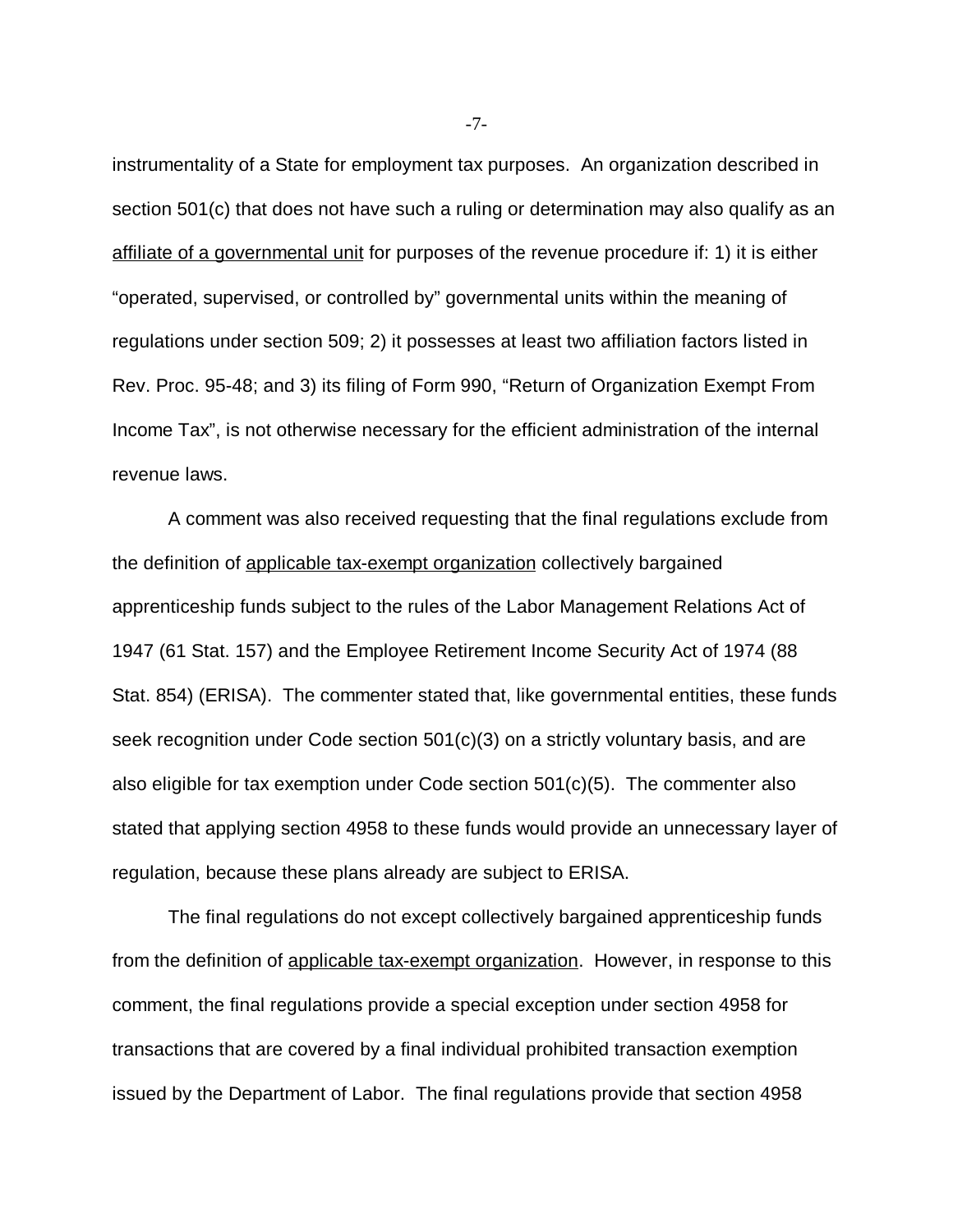instrumentality of a State for employment tax purposes. An organization described in section 501(c) that does not have such a ruling or determination may also qualify as an affiliate of a governmental unit for purposes of the revenue procedure if: 1) it is either "operated, supervised, or controlled by" governmental units within the meaning of regulations under section 509; 2) it possesses at least two affiliation factors listed in Rev. Proc. 95-48; and 3) its filing of Form 990, "Return of Organization Exempt From Income Tax", is not otherwise necessary for the efficient administration of the internal revenue laws.

A comment was also received requesting that the final regulations exclude from the definition of applicable tax-exempt organization collectively bargained apprenticeship funds subject to the rules of the Labor Management Relations Act of 1947 (61 Stat. 157) and the Employee Retirement Income Security Act of 1974 (88 Stat. 854) (ERISA). The commenter stated that, like governmental entities, these funds seek recognition under Code section 501(c)(3) on a strictly voluntary basis, and are also eligible for tax exemption under Code section 501(c)(5). The commenter also stated that applying section 4958 to these funds would provide an unnecessary layer of regulation, because these plans already are subject to ERISA.

The final regulations do not except collectively bargained apprenticeship funds from the definition of applicable tax-exempt organization. However, in response to this comment, the final regulations provide a special exception under section 4958 for transactions that are covered by a final individual prohibited transaction exemption issued by the Department of Labor. The final regulations provide that section 4958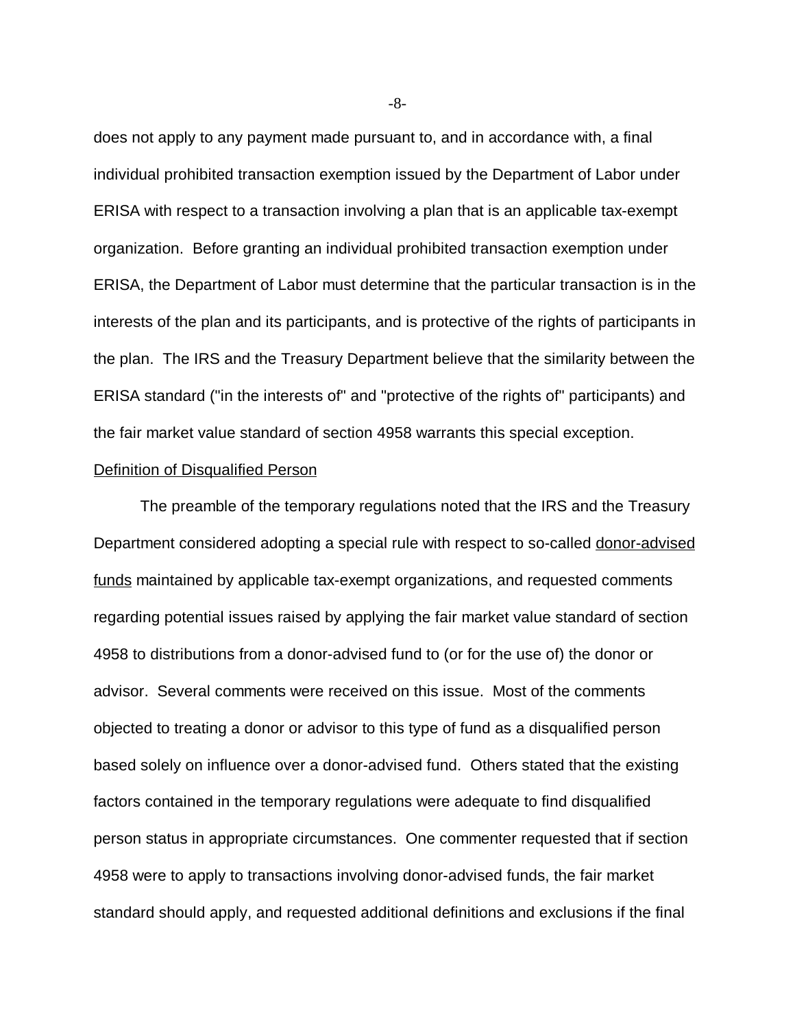does not apply to any payment made pursuant to, and in accordance with, a final individual prohibited transaction exemption issued by the Department of Labor under ERISA with respect to a transaction involving a plan that is an applicable tax-exempt organization. Before granting an individual prohibited transaction exemption under ERISA, the Department of Labor must determine that the particular transaction is in the interests of the plan and its participants, and is protective of the rights of participants in the plan. The IRS and the Treasury Department believe that the similarity between the ERISA standard ("in the interests of" and "protective of the rights of" participants) and the fair market value standard of section 4958 warrants this special exception.

Definition of Disqualified Person

The preamble of the temporary regulations noted that the IRS and the Treasury Department considered adopting a special rule with respect to so-called donor-advised funds maintained by applicable tax-exempt organizations, and requested comments regarding potential issues raised by applying the fair market value standard of section 4958 to distributions from a donor-advised fund to (or for the use of) the donor or advisor. Several comments were received on this issue. Most of the comments objected to treating a donor or advisor to this type of fund as a disqualified person based solely on influence over a donor-advised fund. Others stated that the existing factors contained in the temporary regulations were adequate to find disqualified person status in appropriate circumstances. One commenter requested that if section 4958 were to apply to transactions involving donor-advised funds, the fair market standard should apply, and requested additional definitions and exclusions if the final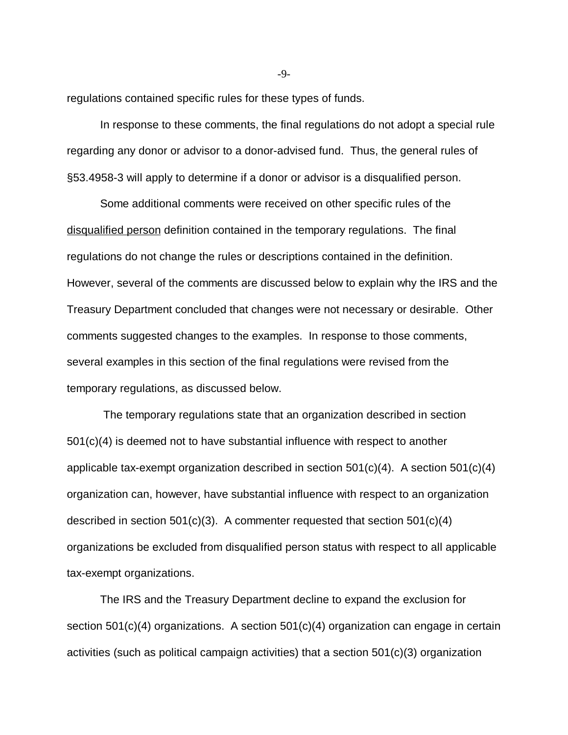regulations contained specific rules for these types of funds.

In response to these comments, the final regulations do not adopt a special rule regarding any donor or advisor to a donor-advised fund. Thus, the general rules of §53.4958-3 will apply to determine if a donor or advisor is a disqualified person.

Some additional comments were received on other specific rules of the disqualified person definition contained in the temporary regulations. The final regulations do not change the rules or descriptions contained in the definition. However, several of the comments are discussed below to explain why the IRS and the Treasury Department concluded that changes were not necessary or desirable. Other comments suggested changes to the examples. In response to those comments, several examples in this section of the final regulations were revised from the temporary regulations, as discussed below.

The temporary regulations state that an organization described in section 501(c)(4) is deemed not to have substantial influence with respect to another applicable tax-exempt organization described in section 501(c)(4). A section 501(c)(4) organization can, however, have substantial influence with respect to an organization described in section 501(c)(3). A commenter requested that section 501(c)(4) organizations be excluded from disqualified person status with respect to all applicable tax-exempt organizations.

The IRS and the Treasury Department decline to expand the exclusion for section 501(c)(4) organizations. A section 501(c)(4) organization can engage in certain activities (such as political campaign activities) that a section 501(c)(3) organization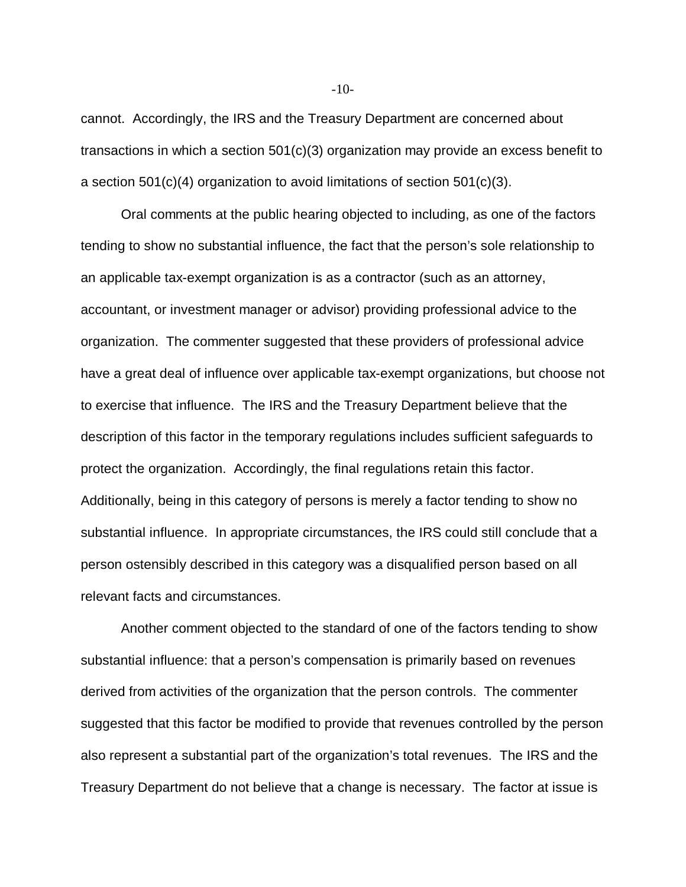cannot. Accordingly, the IRS and the Treasury Department are concerned about transactions in which a section 501(c)(3) organization may provide an excess benefit to a section 501(c)(4) organization to avoid limitations of section 501(c)(3).

Oral comments at the public hearing objected to including, as one of the factors tending to show no substantial influence, the fact that the person's sole relationship to an applicable tax-exempt organization is as a contractor (such as an attorney, accountant, or investment manager or advisor) providing professional advice to the organization. The commenter suggested that these providers of professional advice have a great deal of influence over applicable tax-exempt organizations, but choose not to exercise that influence. The IRS and the Treasury Department believe that the description of this factor in the temporary regulations includes sufficient safeguards to protect the organization. Accordingly, the final regulations retain this factor. Additionally, being in this category of persons is merely a factor tending to show no substantial influence. In appropriate circumstances, the IRS could still conclude that a person ostensibly described in this category was a disqualified person based on all relevant facts and circumstances.

Another comment objected to the standard of one of the factors tending to show substantial influence: that a person's compensation is primarily based on revenues derived from activities of the organization that the person controls. The commenter suggested that this factor be modified to provide that revenues controlled by the person also represent a substantial part of the organization's total revenues. The IRS and the Treasury Department do not believe that a change is necessary. The factor at issue is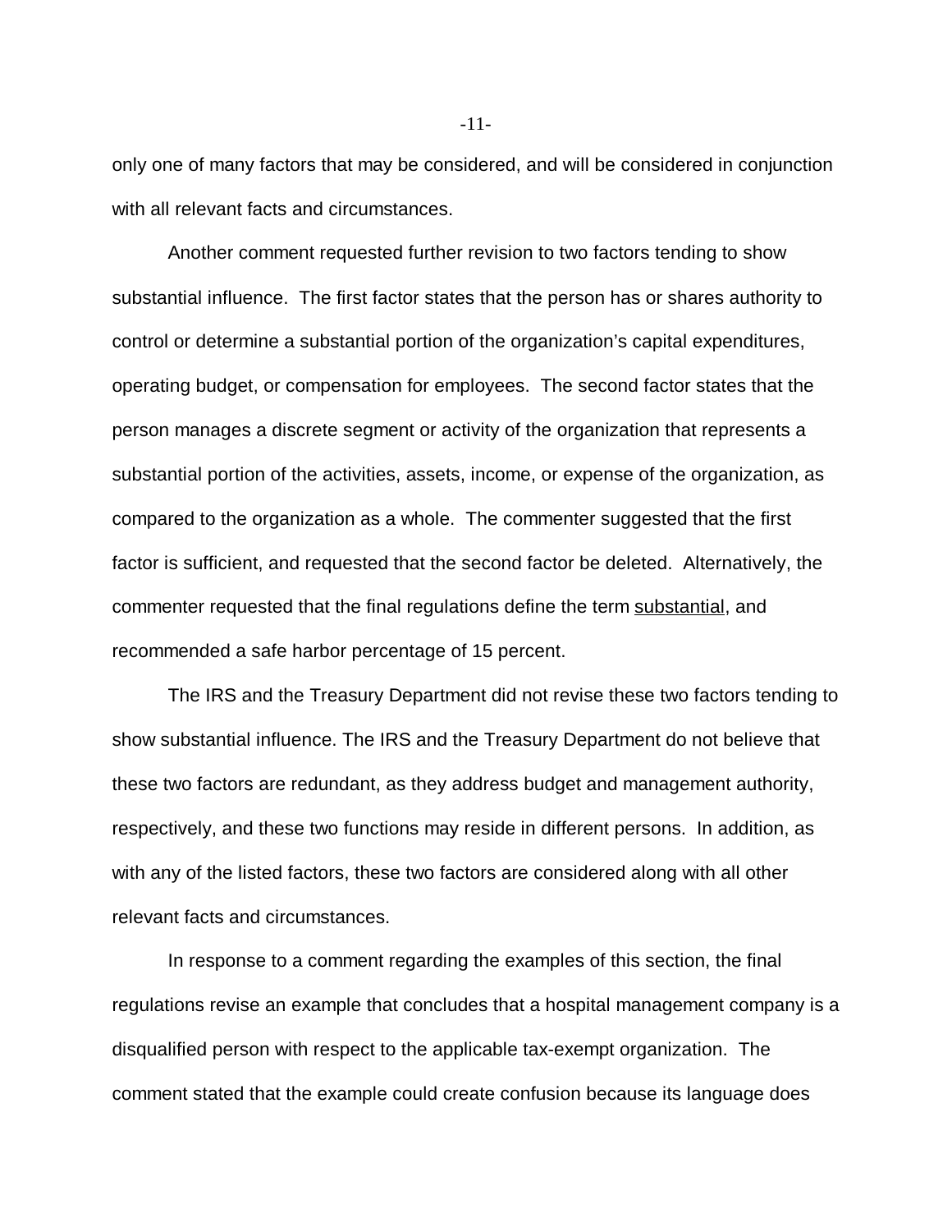only one of many factors that may be considered, and will be considered in conjunction with all relevant facts and circumstances.

Another comment requested further revision to two factors tending to show substantial influence. The first factor states that the person has or shares authority to control or determine a substantial portion of the organization's capital expenditures, operating budget, or compensation for employees. The second factor states that the person manages a discrete segment or activity of the organization that represents a substantial portion of the activities, assets, income, or expense of the organization, as compared to the organization as a whole. The commenter suggested that the first factor is sufficient, and requested that the second factor be deleted. Alternatively, the commenter requested that the final regulations define the term substantial, and recommended a safe harbor percentage of 15 percent.

The IRS and the Treasury Department did not revise these two factors tending to show substantial influence. The IRS and the Treasury Department do not believe that these two factors are redundant, as they address budget and management authority, respectively, and these two functions may reside in different persons. In addition, as with any of the listed factors, these two factors are considered along with all other relevant facts and circumstances.

In response to a comment regarding the examples of this section, the final regulations revise an example that concludes that a hospital management company is a disqualified person with respect to the applicable tax-exempt organization. The comment stated that the example could create confusion because its language does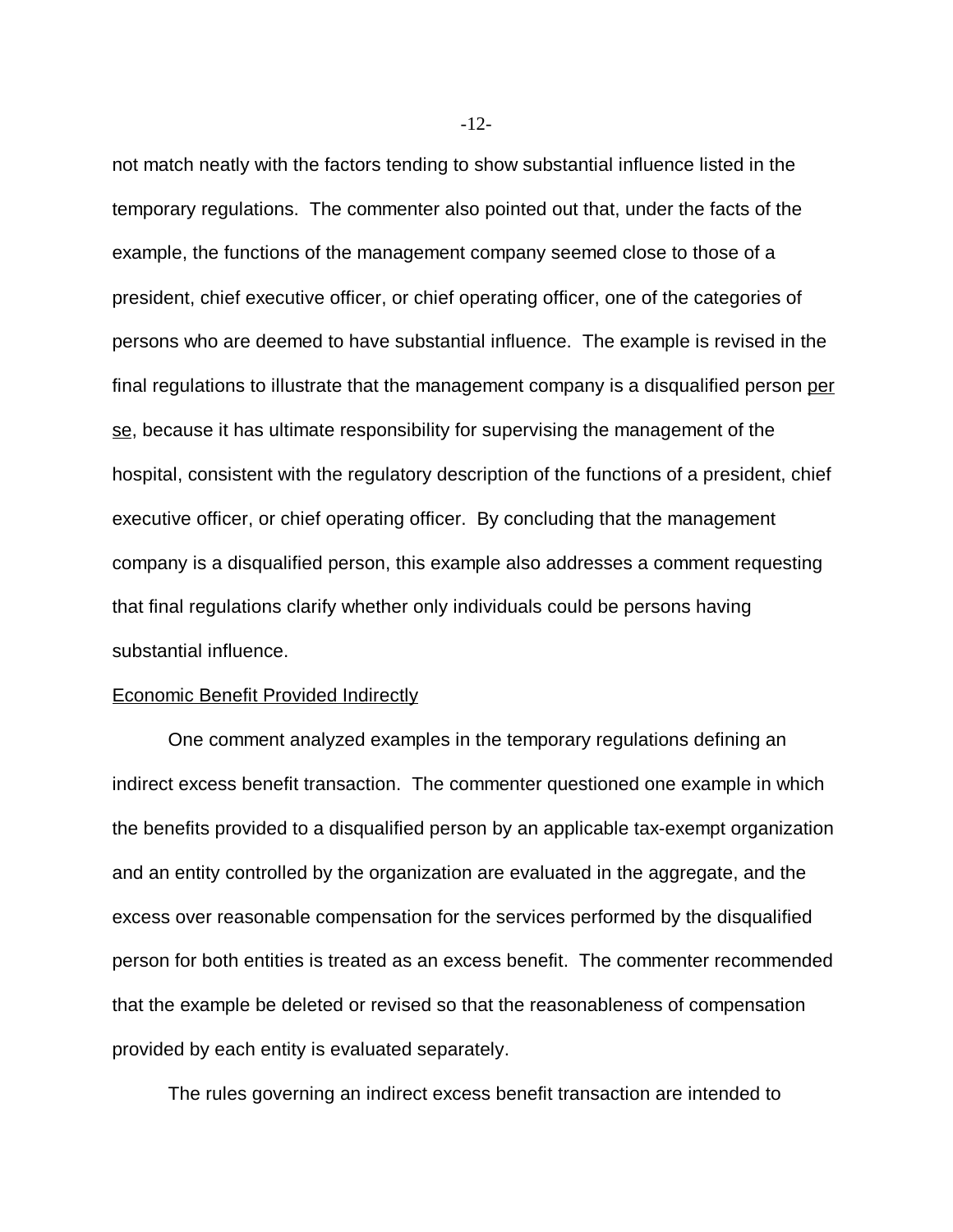not match neatly with the factors tending to show substantial influence listed in the temporary regulations. The commenter also pointed out that, under the facts of the example, the functions of the management company seemed close to those of a president, chief executive officer, or chief operating officer, one of the categories of persons who are deemed to have substantial influence. The example is revised in the final regulations to illustrate that the management company is a disqualified person per se, because it has ultimate responsibility for supervising the management of the hospital, consistent with the regulatory description of the functions of a president, chief executive officer, or chief operating officer. By concluding that the management company is a disqualified person, this example also addresses a comment requesting that final regulations clarify whether only individuals could be persons having substantial influence.

Economic Benefit Provided Indirectly

One comment analyzed examples in the temporary regulations defining an indirect excess benefit transaction. The commenter questioned one example in which the benefits provided to a disqualified person by an applicable tax-exempt organization and an entity controlled by the organization are evaluated in the aggregate, and the excess over reasonable compensation for the services performed by the disqualified person for both entities is treated as an excess benefit. The commenter recommended that the example be deleted or revised so that the reasonableness of compensation provided by each entity is evaluated separately.

The rules governing an indirect excess benefit transaction are intended to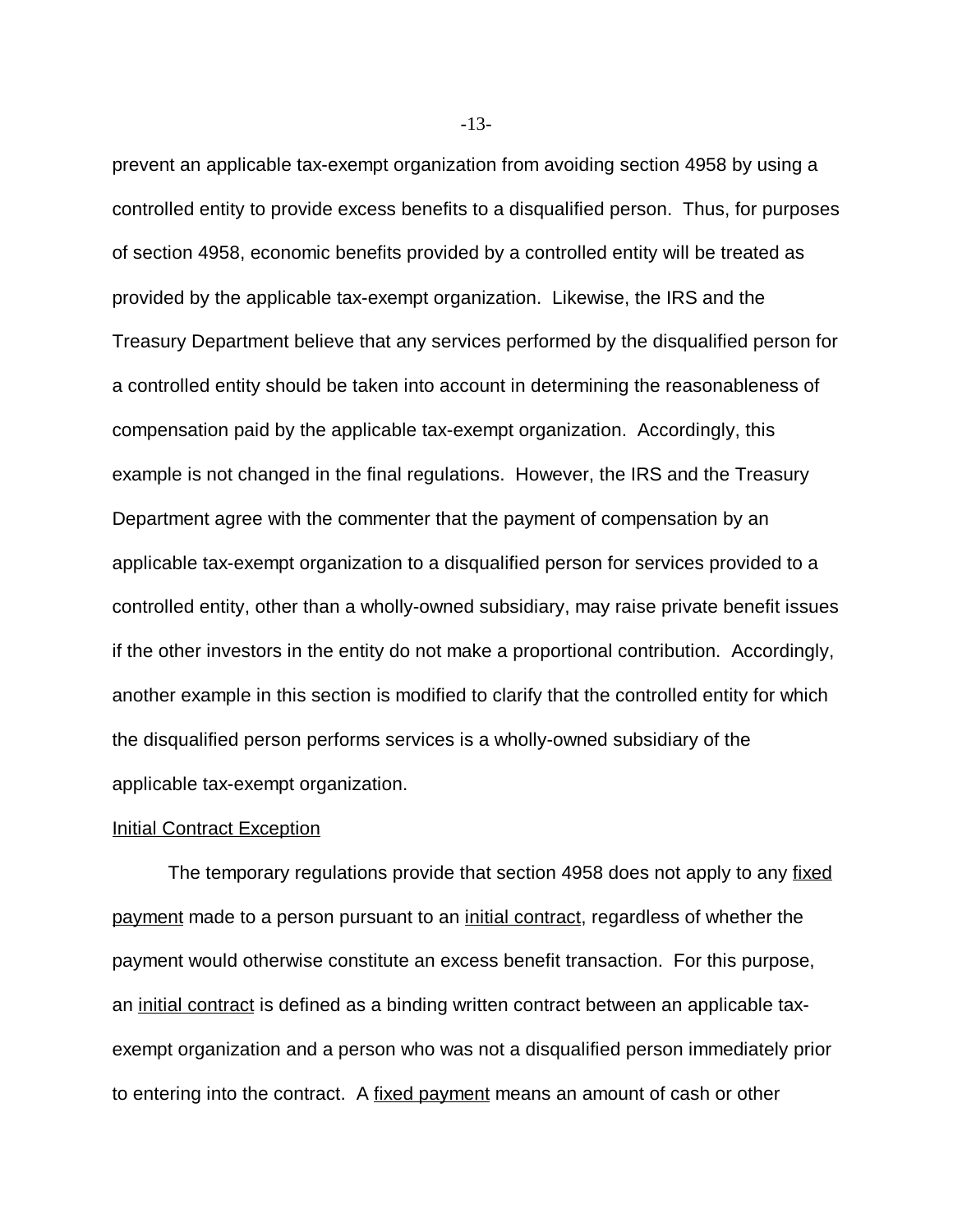prevent an applicable tax-exempt organization from avoiding section 4958 by using a controlled entity to provide excess benefits to a disqualified person. Thus, for purposes of section 4958, economic benefits provided by a controlled entity will be treated as provided by the applicable tax-exempt organization. Likewise, the IRS and the Treasury Department believe that any services performed by the disqualified person for a controlled entity should be taken into account in determining the reasonableness of compensation paid by the applicable tax-exempt organization. Accordingly, this example is not changed in the final regulations. However, the IRS and the Treasury Department agree with the commenter that the payment of compensation by an applicable tax-exempt organization to a disqualified person for services provided to a controlled entity, other than a wholly-owned subsidiary, may raise private benefit issues if the other investors in the entity do not make a proportional contribution. Accordingly, another example in this section is modified to clarify that the controlled entity for which the disqualified person performs services is a wholly-owned subsidiary of the applicable tax-exempt organization.

### Initial Contract Exception

The temporary regulations provide that section 4958 does not apply to any fixed payment made to a person pursuant to an initial contract, regardless of whether the payment would otherwise constitute an excess benefit transaction. For this purpose, an initial contract is defined as a binding written contract between an applicable tax-exempt organization and a person who was not a disqualified person immediately prior to entering into the contract. A fixed payment means an amount of cash or other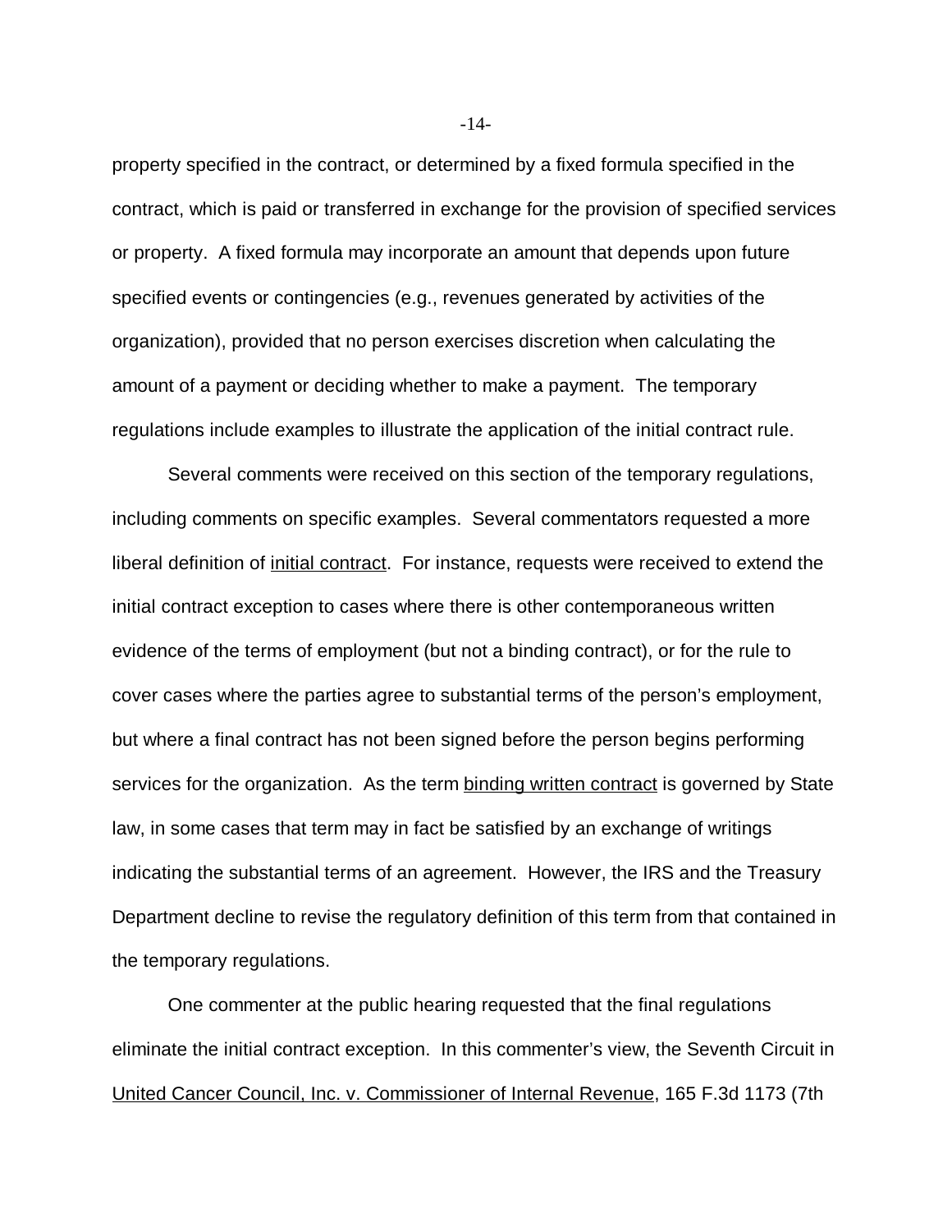property specified in the contract, or determined by a fixed formula specified in the contract, which is paid or transferred in exchange for the provision of specified services or property. A fixed formula may incorporate an amount that depends upon future specified events or contingencies (e.g., revenues generated by activities of the organization), provided that no person exercises discretion when calculating the amount of a payment or deciding whether to make a payment. The temporary regulations include examples to illustrate the application of the initial contract rule.

Several comments were received on this section of the temporary regulations, including comments on specific examples. Several commentators requested a more liberal definition of initial contract. For instance, requests were received to extend the initial contract exception to cases where there is other contemporaneous written evidence of the terms of employment (but not a binding contract), or for the rule to cover cases where the parties agree to substantial terms of the person's employment, but where a final contract has not been signed before the person begins performing services for the organization. As the term binding written contract is governed by State law, in some cases that term may in fact be satisfied by an exchange of writings indicating the substantial terms of an agreement. However, the IRS and the Treasury Department decline to revise the regulatory definition of this term from that contained in the temporary regulations.

One commenter at the public hearing requested that the final regulations eliminate the initial contract exception. In this commenter's view, the Seventh Circuit in United Cancer Council, Inc. v. Commissioner of Internal Revenue, 165 F.3d 1173 (7th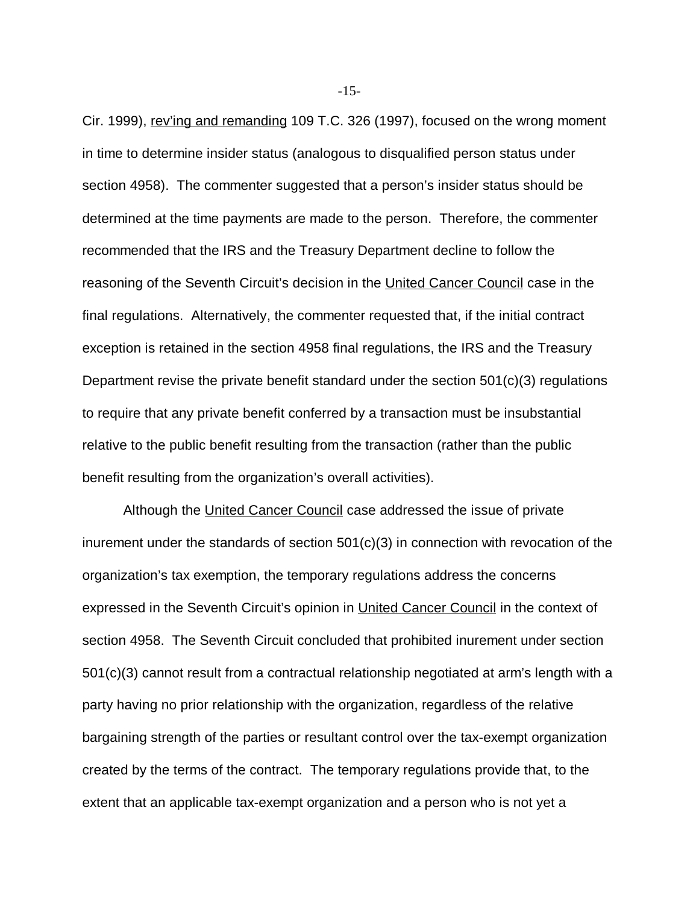Cir. 1999), rev'ing and remanding 109 T.C. 326 (1997), focused on the wrong moment in time to determine insider status (analogous to disqualified person status under section 4958). The commenter suggested that a person's insider status should be determined at the time payments are made to the person. Therefore, the commenter recommended that the IRS and the Treasury Department decline to follow the reasoning of the Seventh Circuit's decision in the United Cancer Council case in the final regulations. Alternatively, the commenter requested that, if the initial contract exception is retained in the section 4958 final regulations, the IRS and the Treasury Department revise the private benefit standard under the section 501(c)(3) regulations to require that any private benefit conferred by a transaction must be insubstantial relative to the public benefit resulting from the transaction (rather than the public benefit resulting from the organization's overall activities).

Although the United Cancer Council case addressed the issue of private inurement under the standards of section 501(c)(3) in connection with revocation of the organization's tax exemption, the temporary regulations address the concerns expressed in the Seventh Circuit's opinion in United Cancer Council in the context of section 4958. The Seventh Circuit concluded that prohibited inurement under section 501(c)(3) cannot result from a contractual relationship negotiated at arm's length with a party having no prior relationship with the organization, regardless of the relative bargaining strength of the parties or resultant control over the tax-exempt organization created by the terms of the contract. The temporary regulations provide that, to the extent that an applicable tax-exempt organization and a person who is not yet a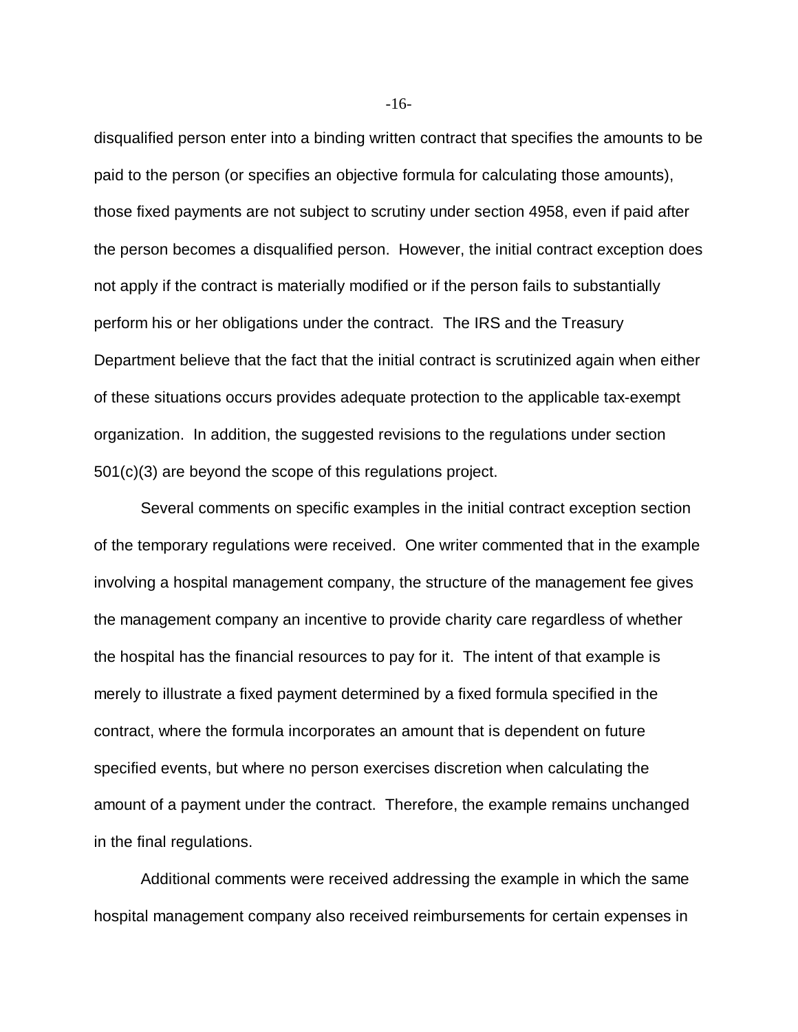disqualified person enter into a binding written contract that specifies the amounts to be paid to the person (or specifies an objective formula for calculating those amounts), those fixed payments are not subject to scrutiny under section 4958, even if paid after the person becomes a disqualified person. However, the initial contract exception does not apply if the contract is materially modified or if the person fails to substantially perform his or her obligations under the contract. The IRS and the Treasury Department believe that the fact that the initial contract is scrutinized again when either of these situations occurs provides adequate protection to the applicable tax-exempt organization. In addition, the suggested revisions to the regulations under section 501(c)(3) are beyond the scope of this regulations project.

Several comments on specific examples in the initial contract exception section of the temporary regulations were received. One writer commented that in the example involving a hospital management company, the structure of the management fee gives the management company an incentive to provide charity care regardless of whether the hospital has the financial resources to pay for it. The intent of that example is merely to illustrate a fixed payment determined by a fixed formula specified in the contract, where the formula incorporates an amount that is dependent on future specified events, but where no person exercises discretion when calculating the amount of a payment under the contract. Therefore, the example remains unchanged in the final regulations.

Additional comments were received addressing the example in which the same hospital management company also received reimbursements for certain expenses in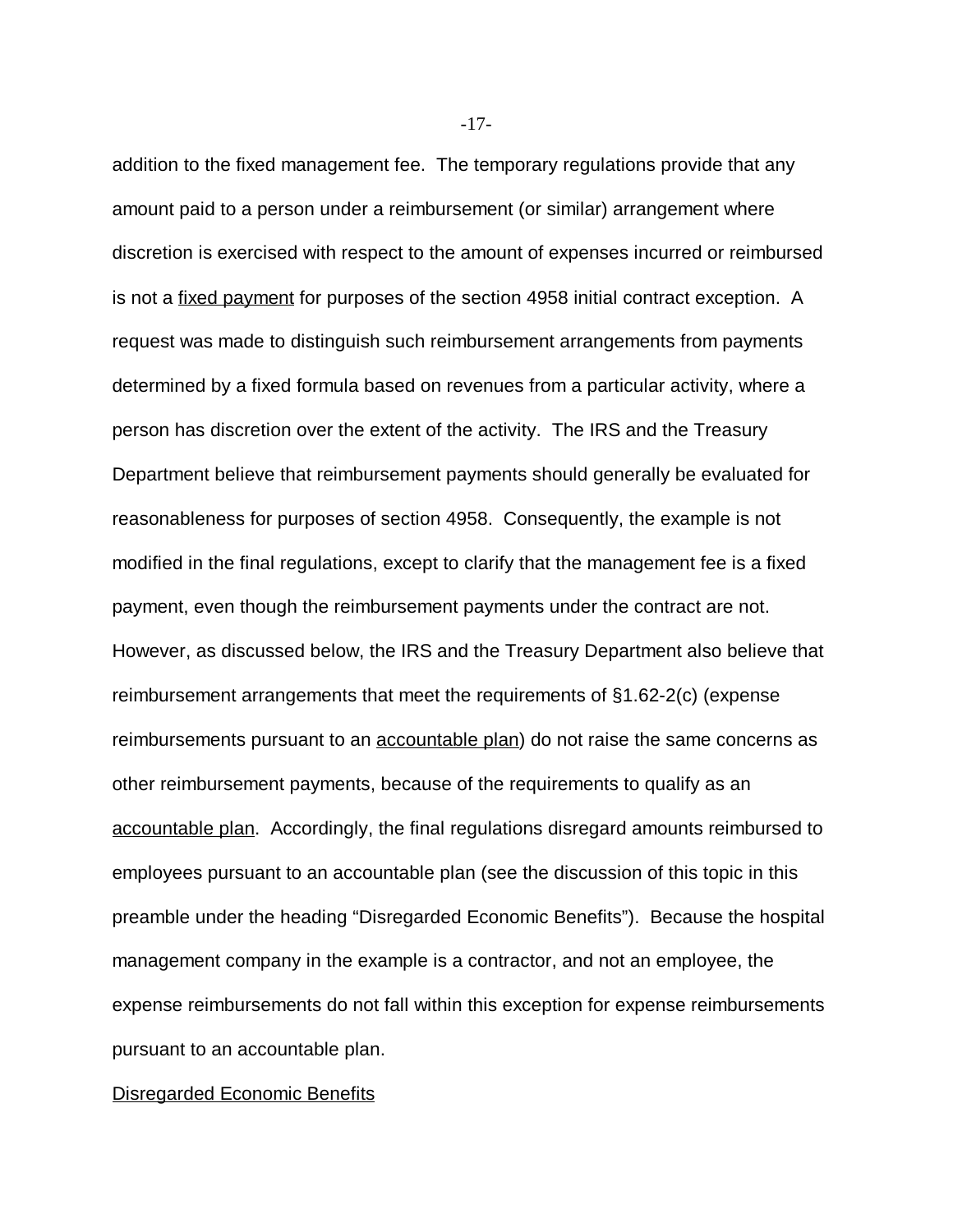addition to the fixed management fee. The temporary regulations provide that any amount paid to a person under a reimbursement (or similar) arrangement where discretion is exercised with respect to the amount of expenses incurred or reimbursed is not a <u>fixed payment</u> for purposes of the section 4958 initial contract exception. A request was made to distinguish such reimbursement arrangements from payments determined by a fixed formula based on revenues from a particular activity, where a person has discretion over the extent of the activity. The IRS and the Treasury Department believe that reimbursement payments should generally be evaluated for reasonableness for purposes of section 4958. Consequently, the example is not modified in the final regulations, except to clarify that the management fee is a fixed payment, even though the reimbursement payments under the contract are not. However, as discussed below, the IRS and the Treasury Department also believe that reimbursement arrangements that meet the requirements of §1.62-2(c) (expense reimbursements pursuant to an <u>accountable plan</u>) do not raise the same concerns as other reimbursement payments, because of the requirements to qualify as an <u>accountable plan</u>. Accordingly, the final regulations disregard amounts reimbursed to employees pursuant to an accountable plan (see the discussion of this topic in this preamble under the heading "Disregarded Economic Benefits"). Because the hospital management company in the example is a contractor, and not an employee, the expense reimbursements do not fall within this exception for expense reimbursements pursuant to an accountable plan.

<u>Disregarded Economic Benefits</u>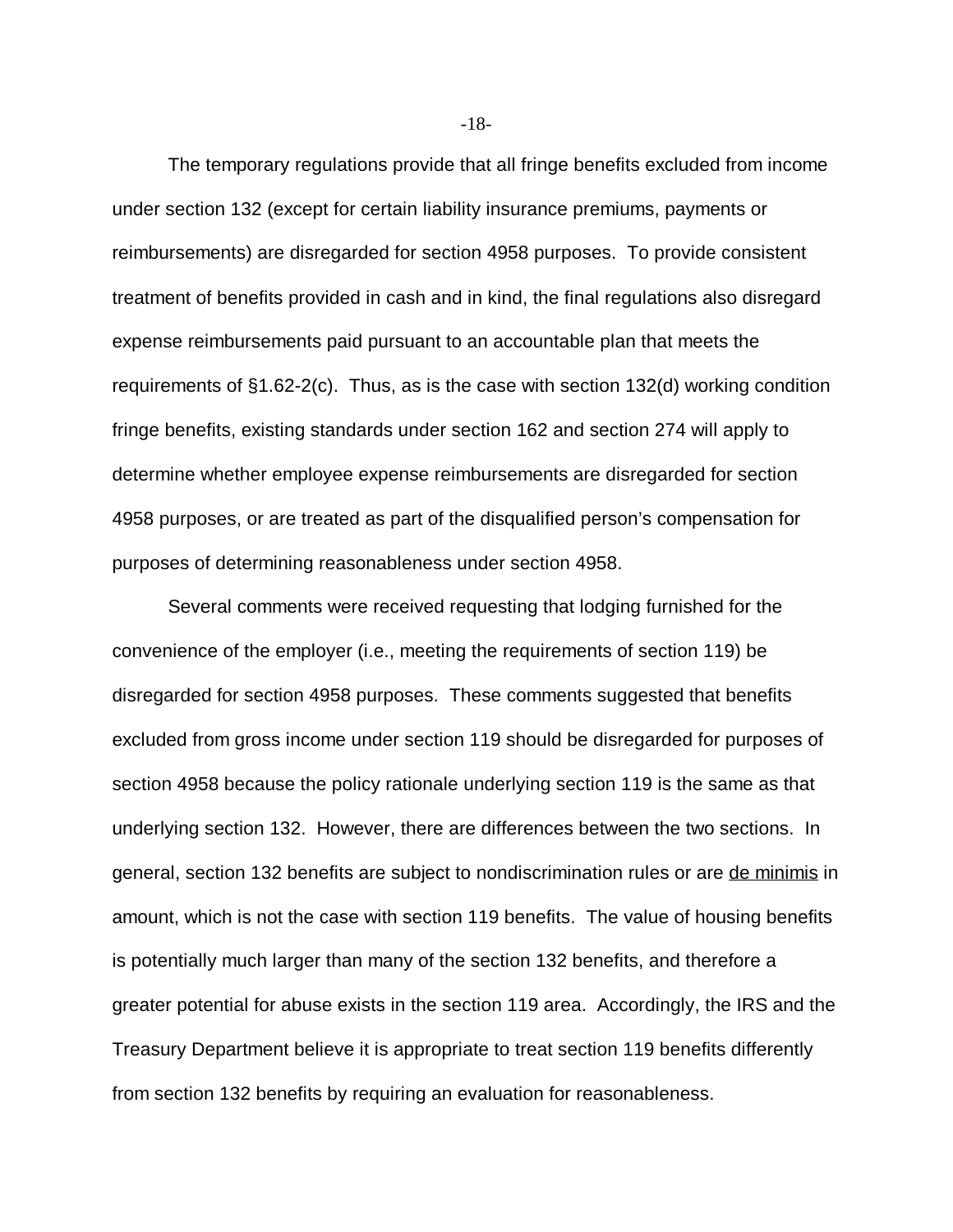The temporary regulations provide that all fringe benefits excluded from income under section 132 (except for certain liability insurance premiums, payments or reimbursements) are disregarded for section 4958 purposes. To provide consistent treatment of benefits provided in cash and in kind, the final regulations also disregard expense reimbursements paid pursuant to an accountable plan that meets the requirements of §1.62-2(c). Thus, as is the case with section 132(d) working condition fringe benefits, existing standards under section 162 and section 274 will apply to determine whether employee expense reimbursements are disregarded for section 4958 purposes, or are treated as part of the disqualified person's compensation for purposes of determining reasonableness under section 4958.

Several comments were received requesting that lodging furnished for the convenience of the employer (i.e., meeting the requirements of section 119) be disregarded for section 4958 purposes. These comments suggested that benefits excluded from gross income under section 119 should be disregarded for purposes of section 4958 because the policy rationale underlying section 119 is the same as that underlying section 132. However, there are differences between the two sections. In general, section 132 benefits are subject to nondiscrimination rules or are de minimis in amount, which is not the case with section 119 benefits. The value of housing benefits is potentially much larger than many of the section 132 benefits, and therefore a greater potential for abuse exists in the section 119 area. Accordingly, the IRS and the Treasury Department believe it is appropriate to treat section 119 benefits differently from section 132 benefits by requiring an evaluation for reasonableness.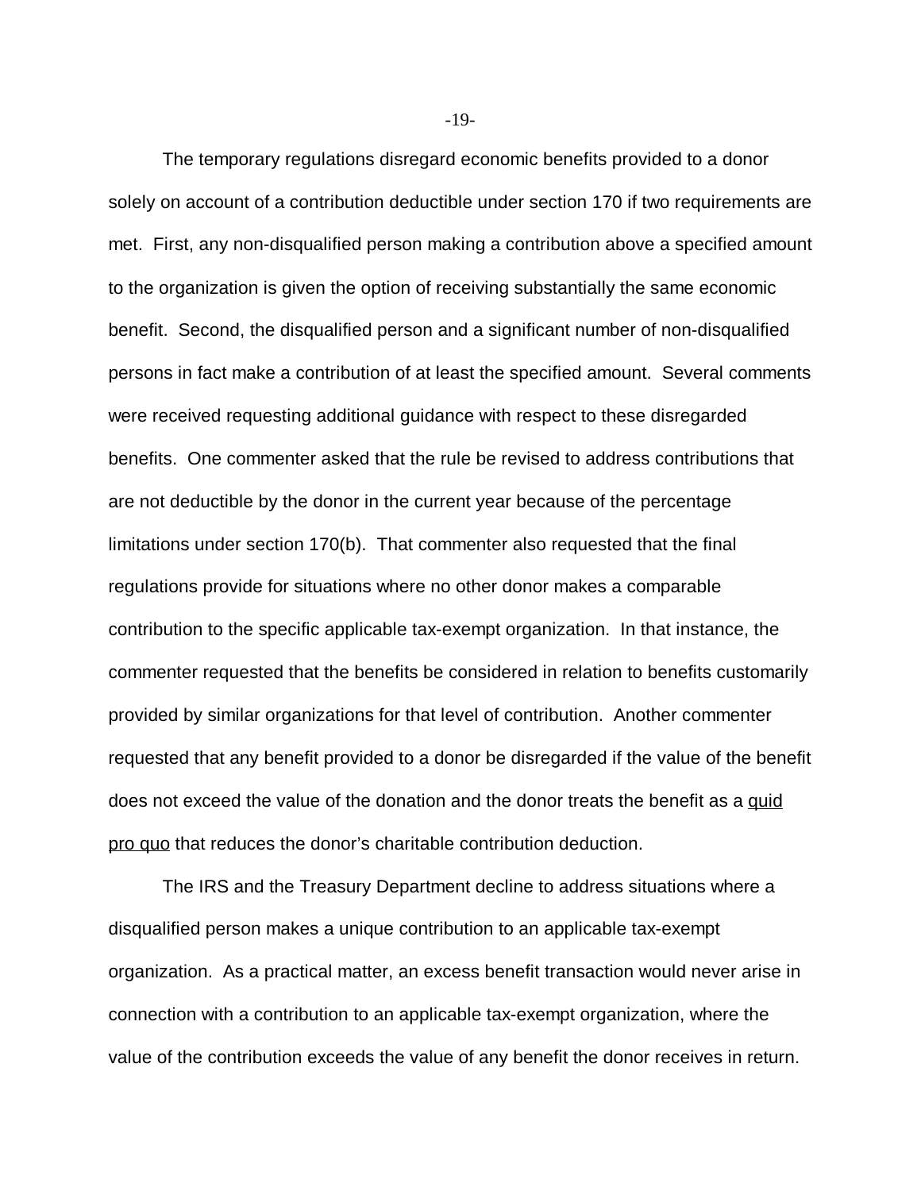The temporary regulations disregard economic benefits provided to a donor solely on account of a contribution deductible under section 170 if two requirements are met. First, any non-disqualified person making a contribution above a specified amount to the organization is given the option of receiving substantially the same economic benefit. Second, the disqualified person and a significant number of non-disqualified persons in fact make a contribution of at least the specified amount. Several comments were received requesting additional guidance with respect to these disregarded benefits. One commenter asked that the rule be revised to address contributions that are not deductible by the donor in the current year because of the percentage limitations under section 170(b). That commenter also requested that the final regulations provide for situations where no other donor makes a comparable contribution to the specific applicable tax-exempt organization. In that instance, the commenter requested that the benefits be considered in relation to benefits customarily provided by similar organizations for that level of contribution. Another commenter requested that any benefit provided to a donor be disregarded if the value of the benefit does not exceed the value of the donation and the donor treats the benefit as a quid pro quo that reduces the donor's charitable contribution deduction.

The IRS and the Treasury Department decline to address situations where a disqualified person makes a unique contribution to an applicable tax-exempt organization. As a practical matter, an excess benefit transaction would never arise in connection with a contribution to an applicable tax-exempt organization, where the value of the contribution exceeds the value of any benefit the donor receives in return.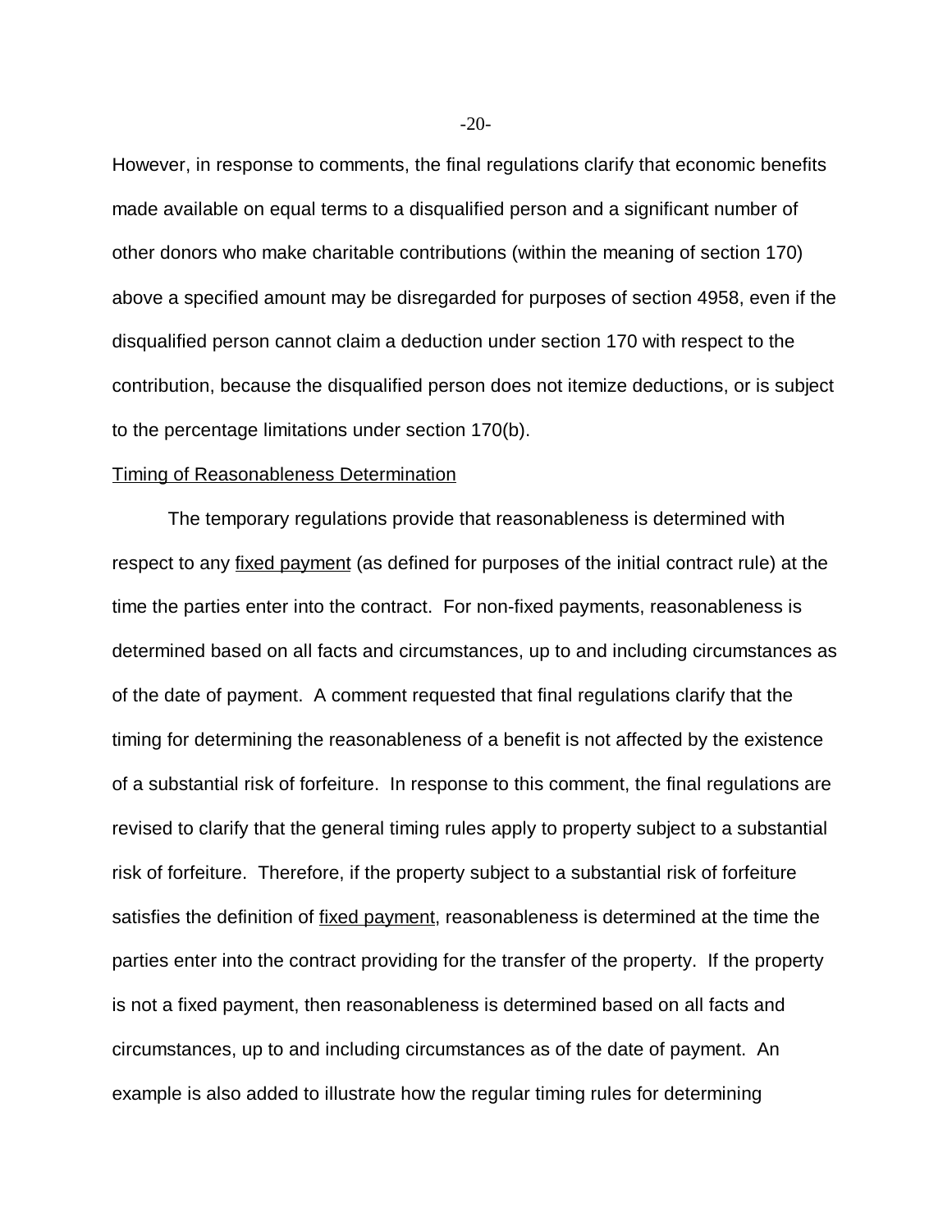However, in response to comments, the final regulations clarify that economic benefits made available on equal terms to a disqualified person and a significant number of other donors who make charitable contributions (within the meaning of section 170) above a specified amount may be disregarded for purposes of section 4958, even if the disqualified person cannot claim a deduction under section 170 with respect to the contribution, because the disqualified person does not itemize deductions, or is subject to the percentage limitations under section 170(b).

<u>Timing of Reasonableness Determination</u>

The temporary regulations provide that reasonableness is determined with respect to any <u>fixed payment</u> (as defined for purposes of the initial contract rule) at the time the parties enter into the contract. For non-fixed payments, reasonableness is determined based on all facts and circumstances, up to and including circumstances as of the date of payment. A comment requested that final regulations clarify that the timing for determining the reasonableness of a benefit is not affected by the existence of a substantial risk of forfeiture. In response to this comment, the final regulations are revised to clarify that the general timing rules apply to property subject to a substantial risk of forfeiture. Therefore, if the property subject to a substantial risk of forfeiture satisfies the definition of <u>fixed payment</u>, reasonableness is determined at the time the parties enter into the contract providing for the transfer of the property. If the property is not a fixed payment, then reasonableness is determined based on all facts and circumstances, up to and including circumstances as of the date of payment. An example is also added to illustrate how the regular timing rules for determining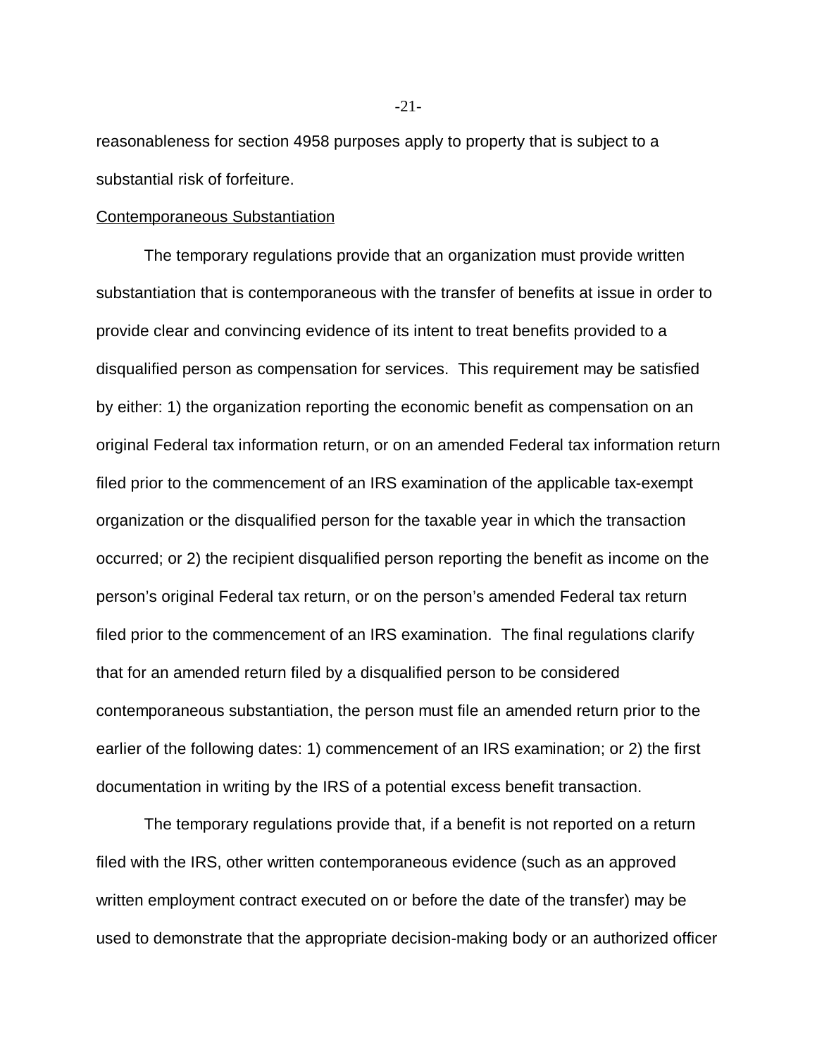reasonableness for section 4958 purposes apply to property that is subject to a substantial risk of forfeiture.

Contemporaneous Substantiation

The temporary regulations provide that an organization must provide written substantiation that is contemporaneous with the transfer of benefits at issue in order to provide clear and convincing evidence of its intent to treat benefits provided to a disqualified person as compensation for services. This requirement may be satisfied by either: 1) the organization reporting the economic benefit as compensation on an original Federal tax information return, or on an amended Federal tax information return filed prior to the commencement of an IRS examination of the applicable tax-exempt organization or the disqualified person for the taxable year in which the transaction occurred; or 2) the recipient disqualified person reporting the benefit as income on the person's original Federal tax return, or on the person's amended Federal tax return filed prior to the commencement of an IRS examination. The final regulations clarify that for an amended return filed by a disqualified person to be considered contemporaneous substantiation, the person must file an amended return prior to the earlier of the following dates: 1) commencement of an IRS examination; or 2) the first documentation in writing by the IRS of a potential excess benefit transaction.

The temporary regulations provide that, if a benefit is not reported on a return filed with the IRS, other written contemporaneous evidence (such as an approved written employment contract executed on or before the date of the transfer) may be used to demonstrate that the appropriate decision-making body or an authorized officer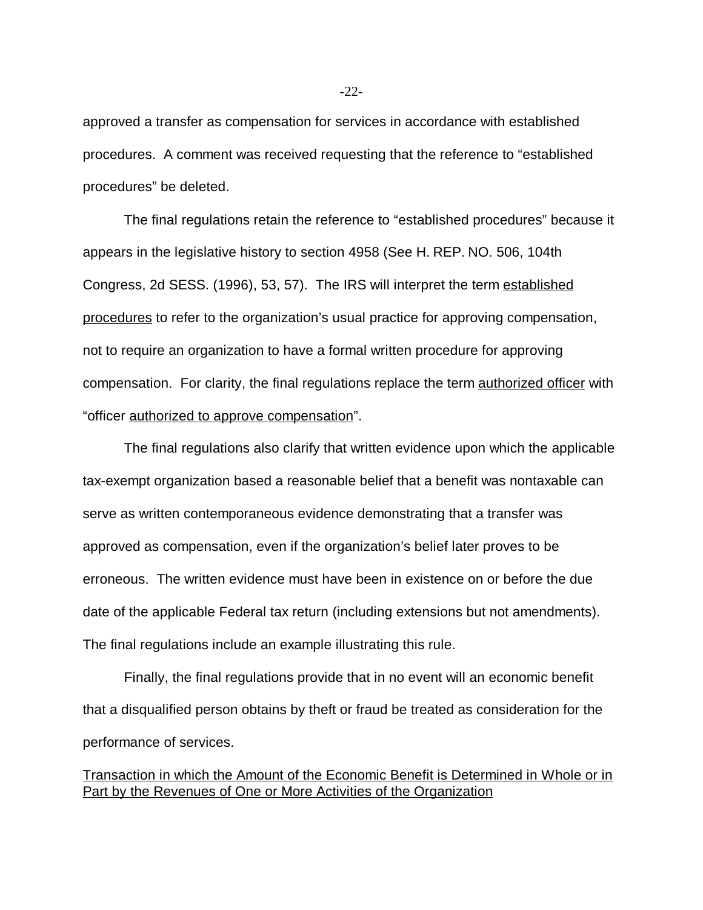approved a transfer as compensation for services in accordance with established procedures. A comment was received requesting that the reference to "established procedures" be deleted.

The final regulations retain the reference to "established procedures" because it appears in the legislative history to section 4958 (See H. REP. NO. 506, 104th Congress, 2d SESS. (1996), 53, 57). The IRS will interpret the term established procedures to refer to the organization's usual practice for approving compensation, not to require an organization to have a formal written procedure for approving compensation. For clarity, the final regulations replace the term authorized officer with "officer authorized to approve compensation".

The final regulations also clarify that written evidence upon which the applicable tax-exempt organization based a reasonable belief that a benefit was nontaxable can serve as written contemporaneous evidence demonstrating that a transfer was approved as compensation, even if the organization's belief later proves to be erroneous. The written evidence must have been in existence on or before the due date of the applicable Federal tax return (including extensions but not amendments). The final regulations include an example illustrating this rule.

Finally, the final regulations provide that in no event will an economic benefit that a disqualified person obtains by theft or fraud be treated as consideration for the performance of services.

## Transaction in which the Amount of the Economic Benefit is Determined in Whole or in Part by the Revenues of One or More Activities of the Organization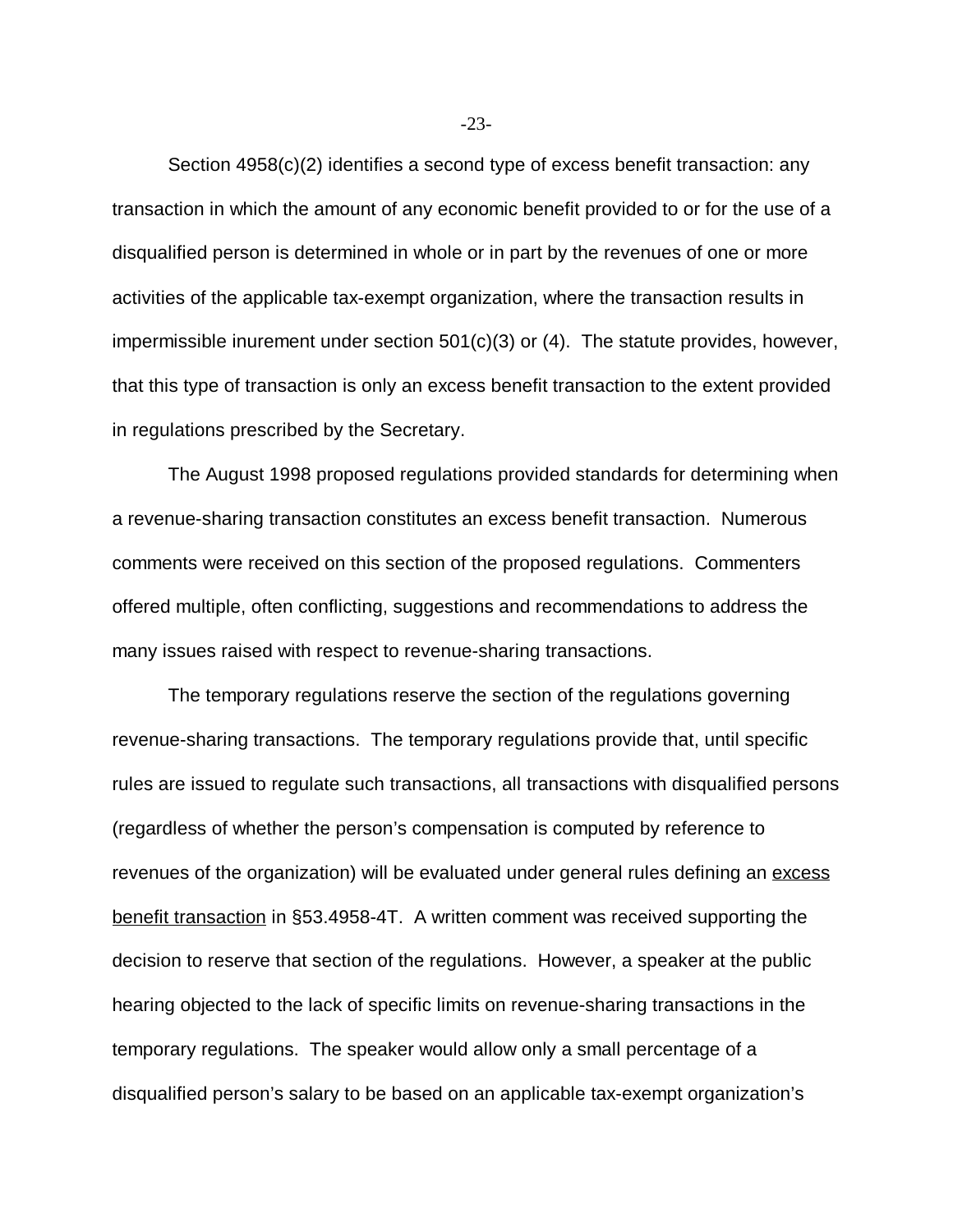Section 4958(c)(2) identifies a second type of excess benefit transaction: any transaction in which the amount of any economic benefit provided to or for the use of a disqualified person is determined in whole or in part by the revenues of one or more activities of the applicable tax-exempt organization, where the transaction results in impermissible inurement under section 501(c)(3) or (4). The statute provides, however, that this type of transaction is only an excess benefit transaction to the extent provided in regulations prescribed by the Secretary.

The August 1998 proposed regulations provided standards for determining when a revenue-sharing transaction constitutes an excess benefit transaction. Numerous comments were received on this section of the proposed regulations. Commenters offered multiple, often conflicting, suggestions and recommendations to address the many issues raised with respect to revenue-sharing transactions.

The temporary regulations reserve the section of the regulations governing revenue-sharing transactions. The temporary regulations provide that, until specific rules are issued to regulate such transactions, all transactions with disqualified persons (regardless of whether the person's compensation is computed by reference to revenues of the organization) will be evaluated under general rules defining an excess benefit transaction in §53.4958-4T. A written comment was received supporting the decision to reserve that section of the regulations. However, a speaker at the public hearing objected to the lack of specific limits on revenue-sharing transactions in the temporary regulations. The speaker would allow only a small percentage of a disqualified person's salary to be based on an applicable tax-exempt organization's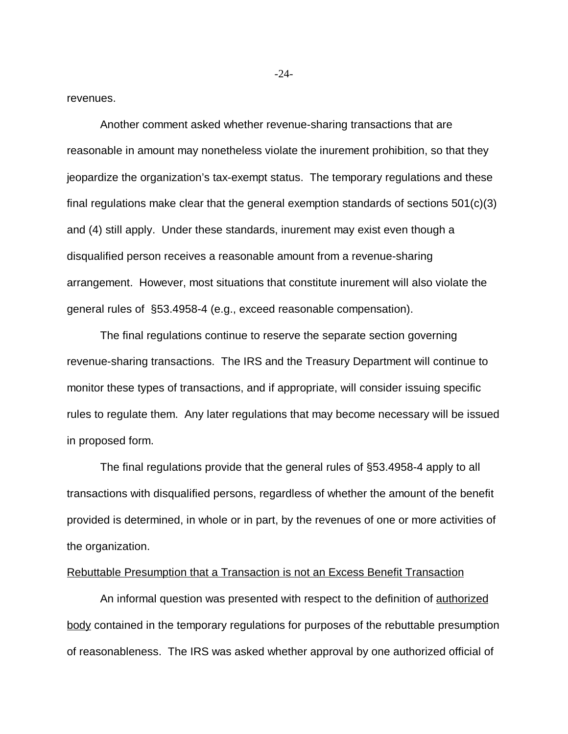revenues.

Another comment asked whether revenue-sharing transactions that are reasonable in amount may nonetheless violate the inurement prohibition, so that they jeopardize the organization's tax-exempt status. The temporary regulations and these final regulations make clear that the general exemption standards of sections 501(c)(3) and (4) still apply. Under these standards, inurement may exist even though a disqualified person receives a reasonable amount from a revenue-sharing arrangement. However, most situations that constitute inurement will also violate the general rules of §53.4958-4 (e.g., exceed reasonable compensation).

The final regulations continue to reserve the separate section governing revenue-sharing transactions. The IRS and the Treasury Department will continue to monitor these types of transactions, and if appropriate, will consider issuing specific rules to regulate them. Any later regulations that may become necessary will be issued in proposed form.

The final regulations provide that the general rules of §53.4958-4 apply to all transactions with disqualified persons, regardless of whether the amount of the benefit provided is determined, in whole or in part, by the revenues of one or more activities of the organization.

<u>Rebuttable Presumption that a Transaction is not an Excess Benefit Transaction</u>

An informal question was presented with respect to the definition of <u>authorized body</u> contained in the temporary regulations for purposes of the rebuttable presumption of reasonableness. The IRS was asked whether approval by one authorized official of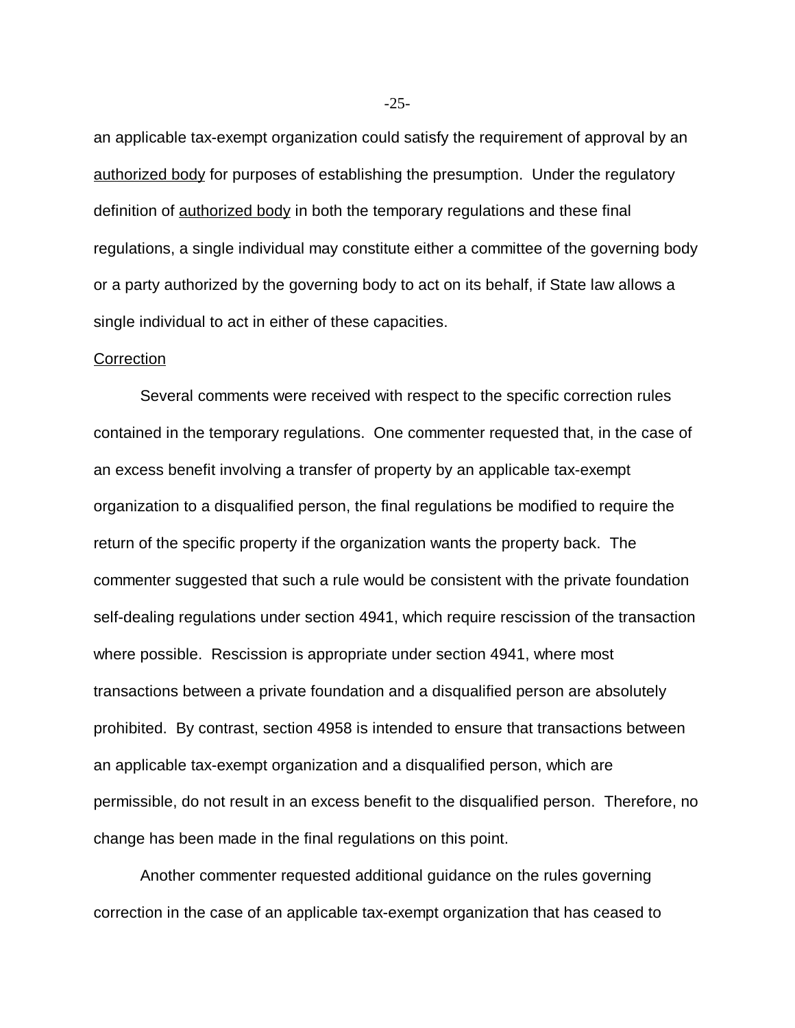an applicable tax-exempt organization could satisfy the requirement of approval by an <u>authorized body</u> for purposes of establishing the presumption. Under the regulatory definition of <u>authorized body</u> in both the temporary regulations and these final regulations, a single individual may constitute either a committee of the governing body or a party authorized by the governing body to act on its behalf, if State law allows a single individual to act in either of these capacities.

<u>Correction</u>

Several comments were received with respect to the specific correction rules contained in the temporary regulations. One commenter requested that, in the case of an excess benefit involving a transfer of property by an applicable tax-exempt organization to a disqualified person, the final regulations be modified to require the return of the specific property if the organization wants the property back. The commenter suggested that such a rule would be consistent with the private foundation self-dealing regulations under section 4941, which require rescission of the transaction where possible. Rescission is appropriate under section 4941, where most transactions between a private foundation and a disqualified person are absolutely prohibited. By contrast, section 4958 is intended to ensure that transactions between an applicable tax-exempt organization and a disqualified person, which are permissible, do not result in an excess benefit to the disqualified person. Therefore, no change has been made in the final regulations on this point.

Another commenter requested additional guidance on the rules governing correction in the case of an applicable tax-exempt organization that has ceased to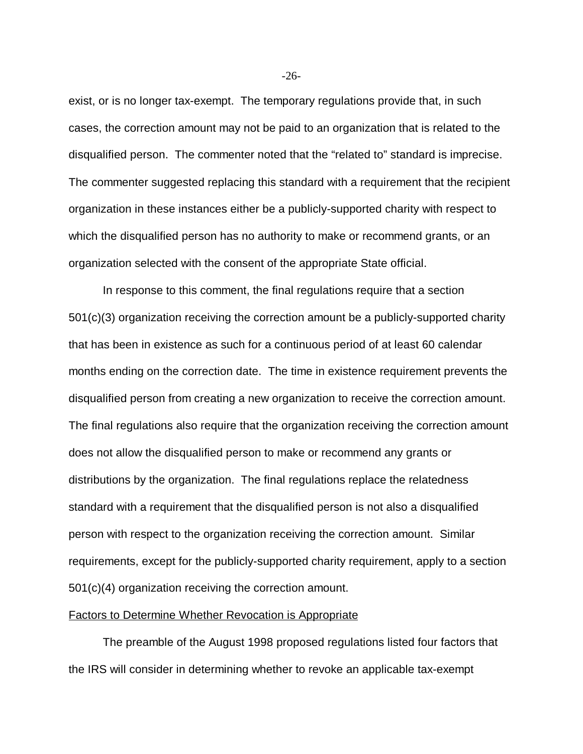exist, or is no longer tax-exempt. The temporary regulations provide that, in such cases, the correction amount may not be paid to an organization that is related to the disqualified person. The commenter noted that the "related to" standard is imprecise. The commenter suggested replacing this standard with a requirement that the recipient organization in these instances either be a publicly-supported charity with respect to which the disqualified person has no authority to make or recommend grants, or an organization selected with the consent of the appropriate State official.

In response to this comment, the final regulations require that a section 501(c)(3) organization receiving the correction amount be a publicly-supported charity that has been in existence as such for a continuous period of at least 60 calendar months ending on the correction date. The time in existence requirement prevents the disqualified person from creating a new organization to receive the correction amount. The final regulations also require that the organization receiving the correction amount does not allow the disqualified person to make or recommend any grants or distributions by the organization. The final regulations replace the relatedness standard with a requirement that the disqualified person is not also a disqualified person with respect to the organization receiving the correction amount. Similar requirements, except for the publicly-supported charity requirement, apply to a section 501(c)(4) organization receiving the correction amount.

Factors to Determine Whether Revocation is Appropriate

The preamble of the August 1998 proposed regulations listed four factors that the IRS will consider in determining whether to revoke an applicable tax-exempt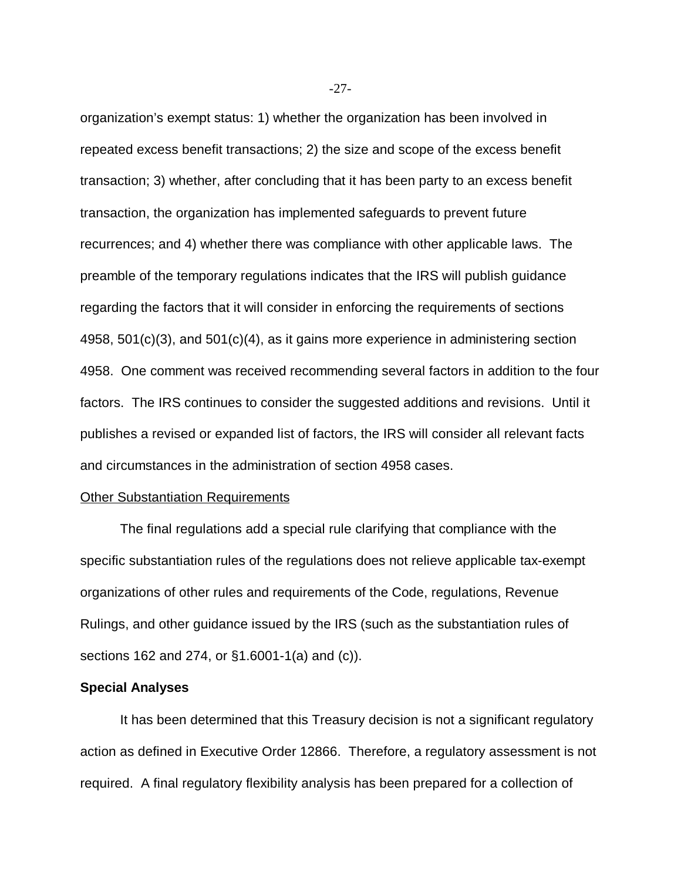organization's exempt status: 1) whether the organization has been involved in repeated excess benefit transactions; 2) the size and scope of the excess benefit transaction; 3) whether, after concluding that it has been party to an excess benefit transaction, the organization has implemented safeguards to prevent future recurrences; and 4) whether there was compliance with other applicable laws. The preamble of the temporary regulations indicates that the IRS will publish guidance regarding the factors that it will consider in enforcing the requirements of sections 4958, 501(c)(3), and 501(c)(4), as it gains more experience in administering section 4958. One comment was received recommending several factors in addition to the four factors. The IRS continues to consider the suggested additions and revisions. Until it publishes a revised or expanded list of factors, the IRS will consider all relevant facts and circumstances in the administration of section 4958 cases.

Other Substantiation Requirements

The final regulations add a special rule clarifying that compliance with the specific substantiation rules of the regulations does not relieve applicable tax-exempt organizations of other rules and requirements of the Code, regulations, Revenue Rulings, and other guidance issued by the IRS (such as the substantiation rules of sections 162 and 274, or §1.6001-1(a) and (c)).

**Special Analyses**

It has been determined that this Treasury decision is not a significant regulatory action as defined in Executive Order 12866. Therefore, a regulatory assessment is not required. A final regulatory flexibility analysis has been prepared for a collection of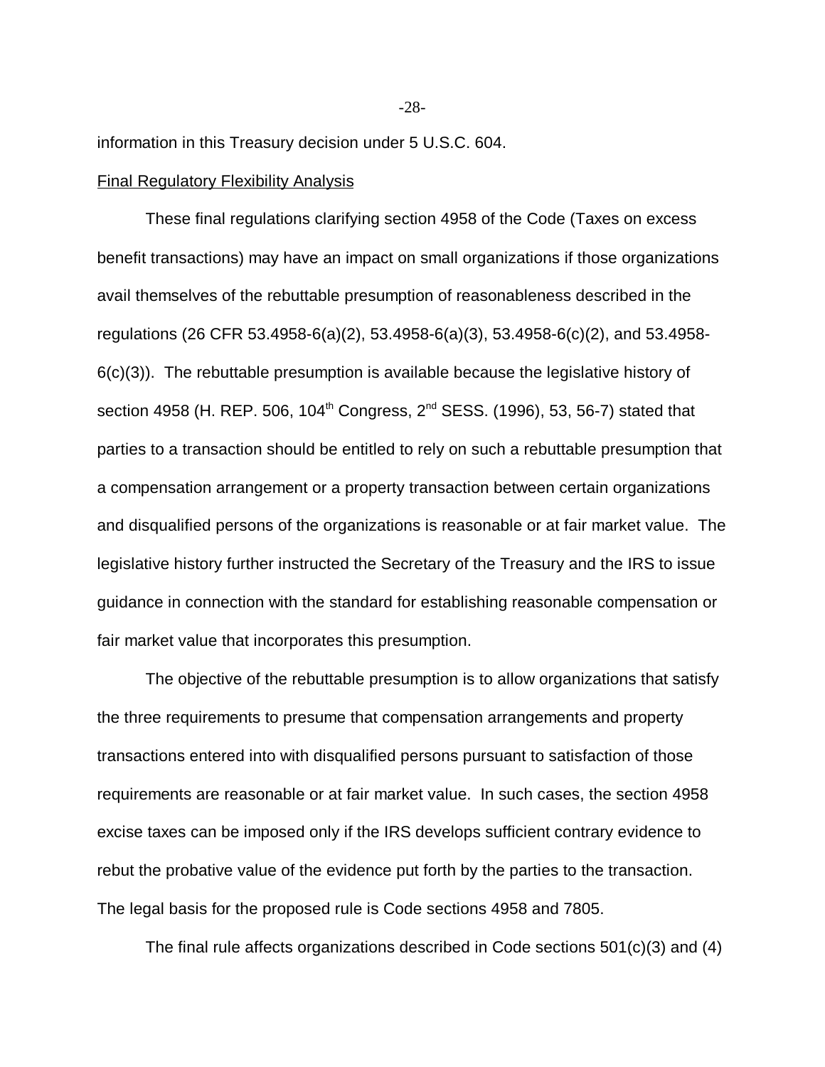information in this Treasury decision under 5 U.S.C. 604.

Final Regulatory Flexibility Analysis

These final regulations clarifying section 4958 of the Code (Taxes on excess benefit transactions) may have an impact on small organizations if those organizations avail themselves of the rebuttable presumption of reasonableness described in the regulations (26 CFR 53.4958-6(a)(2), 53.4958-6(a)(3), 53.4958-6(c)(2), and 53.4958-6(c)(3)). The rebuttable presumption is available because the legislative history of section 4958 (H. REP. 506, 104th Congress, 2nd SESS. (1996), 53, 56-7) stated that parties to a transaction should be entitled to rely on such a rebuttable presumption that a compensation arrangement or a property transaction between certain organizations and disqualified persons of the organizations is reasonable or at fair market value. The legislative history further instructed the Secretary of the Treasury and the IRS to issue guidance in connection with the standard for establishing reasonable compensation or fair market value that incorporates this presumption.

The objective of the rebuttable presumption is to allow organizations that satisfy the three requirements to presume that compensation arrangements and property transactions entered into with disqualified persons pursuant to satisfaction of those requirements are reasonable or at fair market value. In such cases, the section 4958 excise taxes can be imposed only if the IRS develops sufficient contrary evidence to rebut the probative value of the evidence put forth by the parties to the transaction. The legal basis for the proposed rule is Code sections 4958 and 7805.

The final rule affects organizations described in Code sections 501(c)(3) and (4)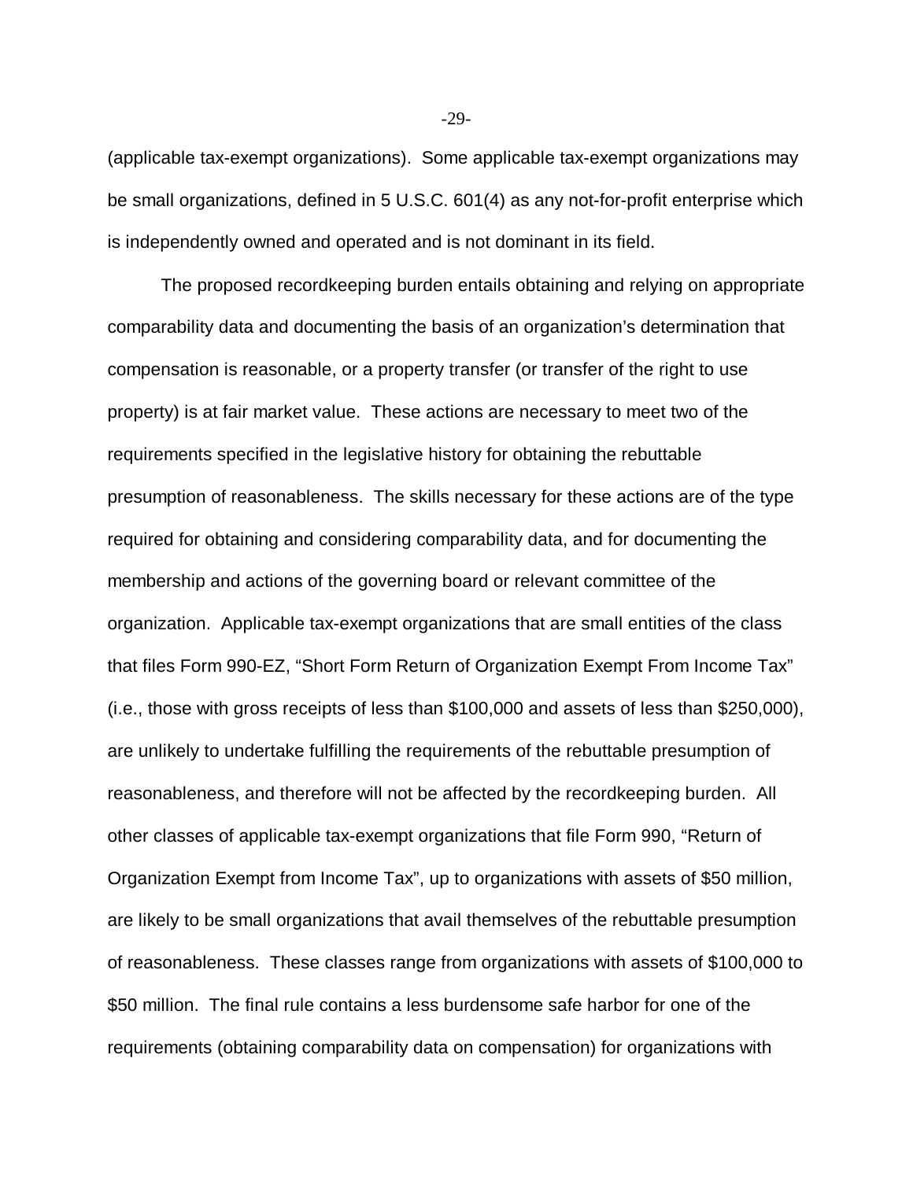(applicable tax-exempt organizations). Some applicable tax-exempt organizations may be small organizations, defined in 5 U.S.C. 601(4) as any not-for-profit enterprise which is independently owned and operated and is not dominant in its field.

The proposed recordkeeping burden entails obtaining and relying on appropriate comparability data and documenting the basis of an organization's determination that compensation is reasonable, or a property transfer (or transfer of the right to use property) is at fair market value. These actions are necessary to meet two of the requirements specified in the legislative history for obtaining the rebuttable presumption of reasonableness. The skills necessary for these actions are of the type required for obtaining and considering comparability data, and for documenting the membership and actions of the governing board or relevant committee of the organization. Applicable tax-exempt organizations that are small entities of the class that files Form 990-EZ, "Short Form Return of Organization Exempt From Income Tax" (i.e., those with gross receipts of less than $100,000 and assets of less than $250,000), are unlikely to undertake fulfilling the requirements of the rebuttable presumption of reasonableness, and therefore will not be affected by the recordkeeping burden. All other classes of applicable tax-exempt organizations that file Form 990, "Return of Organization Exempt from Income Tax", up to organizations with assets of $50 million, are likely to be small organizations that avail themselves of the rebuttable presumption of reasonableness. These classes range from organizations with assets of $100,000 to $50 million. The final rule contains a less burdensome safe harbor for one of the requirements (obtaining comparability data on compensation) for organizations with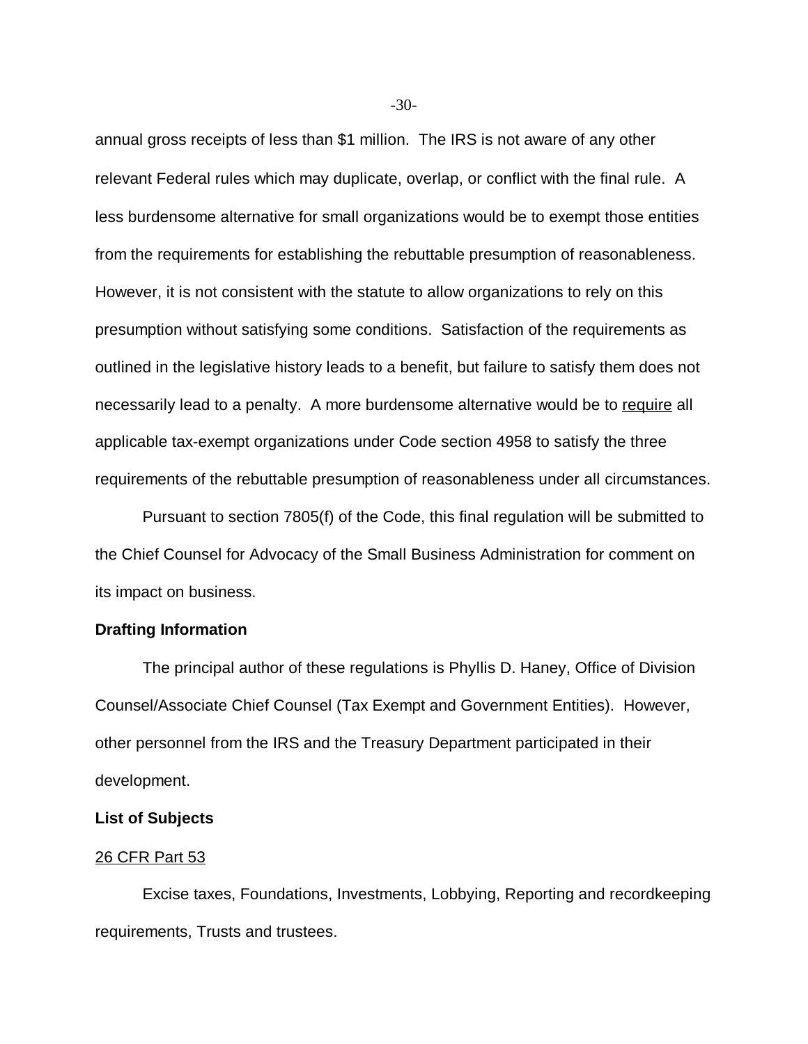annual gross receipts of less than $1 million. The IRS is not aware of any other relevant Federal rules which may duplicate, overlap, or conflict with the final rule. A less burdensome alternative for small organizations would be to exempt those entities from the requirements for establishing the rebuttable presumption of reasonableness. However, it is not consistent with the statute to allow organizations to rely on this presumption without satisfying some conditions. Satisfaction of the requirements as outlined in the legislative history leads to a benefit, but failure to satisfy them does not necessarily lead to a penalty. A more burdensome alternative would be to require all applicable tax-exempt organizations under Code section 4958 to satisfy the three requirements of the rebuttable presumption of reasonableness under all circumstances.

Pursuant to section 7805(f) of the Code, this final regulation will be submitted to the Chief Counsel for Advocacy of the Small Business Administration for comment on its impact on business.

**Drafting Information**

The principal author of these regulations is Phyllis D. Haney, Office of Division Counsel/Associate Chief Counsel (Tax Exempt and Government Entities). However, other personnel from the IRS and the Treasury Department participated in their development.

**List of Subjects**

26 CFR Part 53

Excise taxes, Foundations, Investments, Lobbying, Reporting and recordkeeping requirements, Trusts and trustees.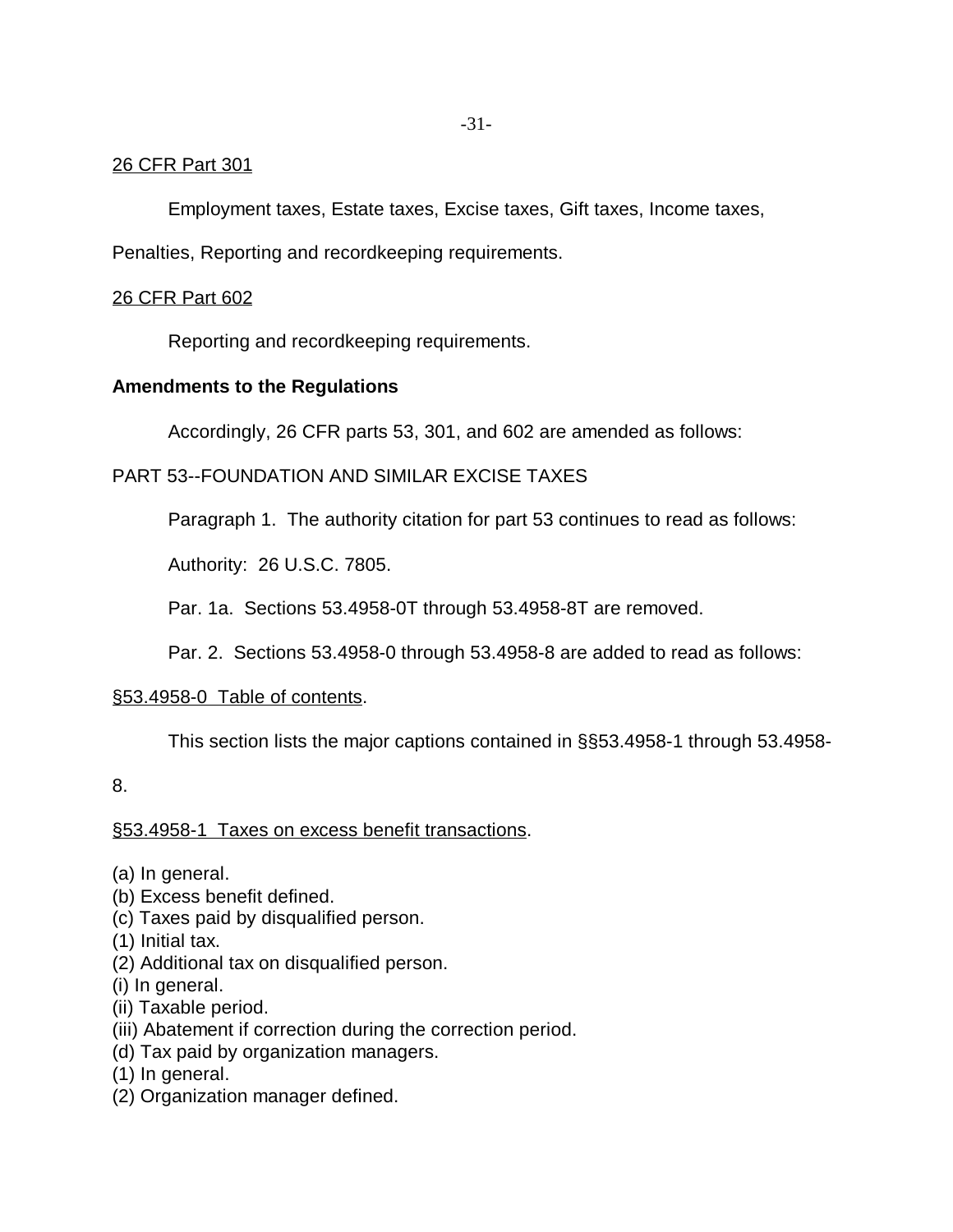26 CFR Part 301

Employment taxes, Estate taxes, Excise taxes, Gift taxes, Income taxes, Penalties, Reporting and recordkeeping requirements.

26 CFR Part 602

Reporting and recordkeeping requirements.

**Amendments to the Regulations**

Accordingly, 26 CFR parts 53, 301, and 602 are amended as follows:

PART 53--FOUNDATION AND SIMILAR EXCISE TAXES

Paragraph 1. The authority citation for part 53 continues to read as follows:

Authority: 26 U.S.C. 7805.

Par. 1a. Sections 53.4958-0T through 53.4958-8T are removed.

Par. 2. Sections 53.4958-0 through 53.4958-8 are added to read as follows:

§53.4958-0 Table of contents.

This section lists the major captions contained in §§53.4958-1 through 53.4958-8.

§53.4958-1 Taxes on excess benefit transactions.

(a) In general.
(b) Excess benefit defined.
(c) Taxes paid by disqualified person.
(1) Initial tax.
(2) Additional tax on disqualified person.
(i) In general.
(ii) Taxable period.
(iii) Abatement if correction during the correction period.
(d) Tax paid by organization managers.
(1) In general.
(2) Organization manager defined.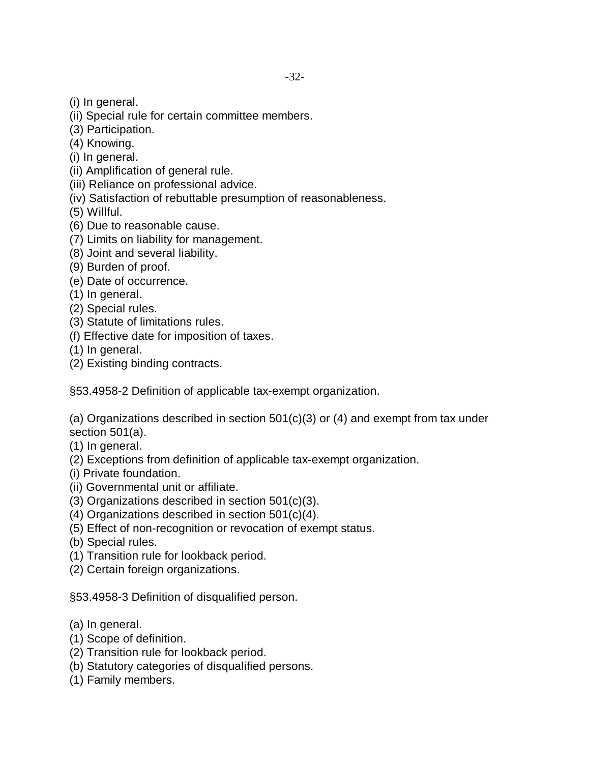(i) In general.
(ii) Special rule for certain committee members.
(3) Participation.
(4) Knowing.
(i) In general.
(ii) Amplification of general rule.
(iii) Reliance on professional advice.
(iv) Satisfaction of rebuttable presumption of reasonableness.
(5) Willful.
(6) Due to reasonable cause.
(7) Limits on liability for management.
(8) Joint and several liability.
(9) Burden of proof.
(e) Date of occurrence.
(1) In general.
(2) Special rules.
(3) Statute of limitations rules.
(f) Effective date for imposition of taxes.
(1) In general.
(2) Existing binding contracts.

<u>§53.4958-2 Definition of applicable tax-exempt organization</u>.

(a) Organizations described in section 501(c)(3) or (4) and exempt from tax under section 501(a).
(1) In general.
(2) Exceptions from definition of applicable tax-exempt organization.
(i) Private foundation.
(ii) Governmental unit or affiliate.
(3) Organizations described in section 501(c)(3).
(4) Organizations described in section 501(c)(4).
(5) Effect of non-recognition or revocation of exempt status.
(b) Special rules.
(1) Transition rule for lookback period.
(2) Certain foreign organizations.

<u>§53.4958-3 Definition of disqualified person</u>.

(a) In general.
(1) Scope of definition.
(2) Transition rule for lookback period.
(b) Statutory categories of disqualified persons.
(1) Family members.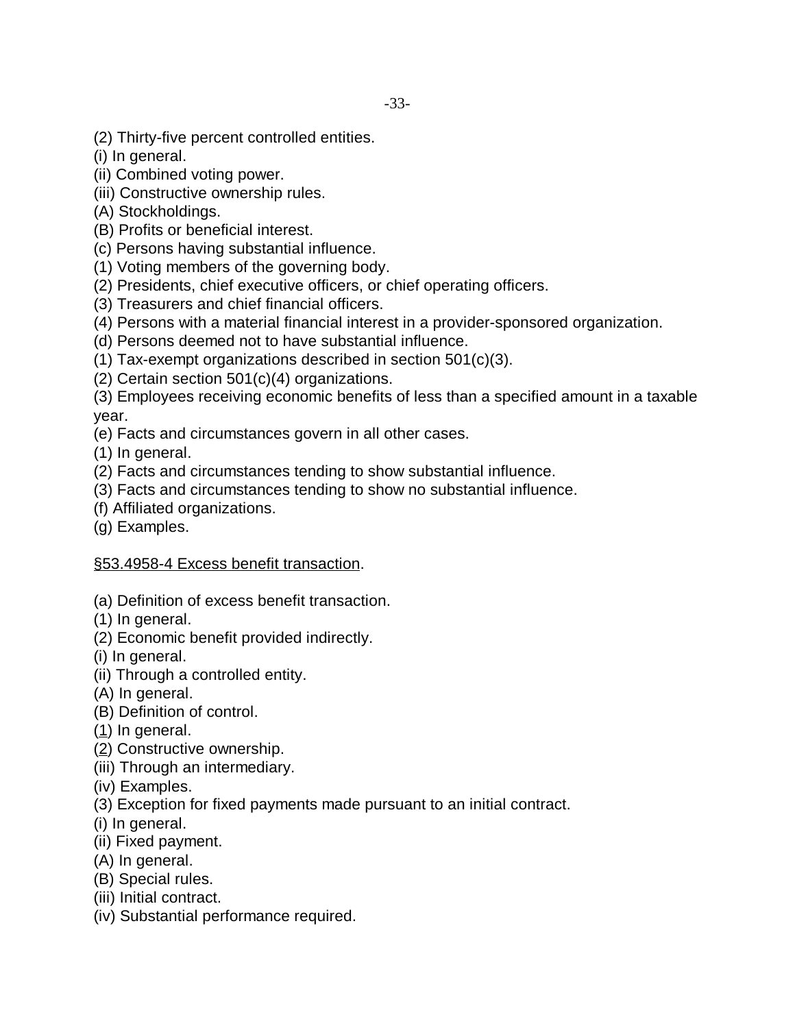(2) Thirty-five percent controlled entities.
(i) In general.
(ii) Combined voting power.
(iii) Constructive ownership rules.
(A) Stockholdings.
(B) Profits or beneficial interest.
(c) Persons having substantial influence.
(1) Voting members of the governing body.
(2) Presidents, chief executive officers, or chief operating officers.
(3) Treasurers and chief financial officers.
(4) Persons with a material financial interest in a provider-sponsored organization.
(d) Persons deemed not to have substantial influence.
(1) Tax-exempt organizations described in section 501(c)(3).
(2) Certain section 501(c)(4) organizations.
(3) Employees receiving economic benefits of less than a specified amount in a taxable year.
(e) Facts and circumstances govern in all other cases.
(1) In general.
(2) Facts and circumstances tending to show substantial influence.
(3) Facts and circumstances tending to show no substantial influence.
(f) Affiliated organizations.
(g) Examples.

<u>§53.4958-4 Excess benefit transaction</u>.

(a) Definition of excess benefit transaction.
(1) In general.
(2) Economic benefit provided indirectly.
(i) In general.
(ii) Through a controlled entity.
(A) In general.
(B) Definition of control.
(<u>1</u>) In general.
(<u>2</u>) Constructive ownership.
(iii) Through an intermediary.
(iv) Examples.
(3) Exception for fixed payments made pursuant to an initial contract.
(i) In general.
(ii) Fixed payment.
(A) In general.
(B) Special rules.
(iii) Initial contract.
(iv) Substantial performance required.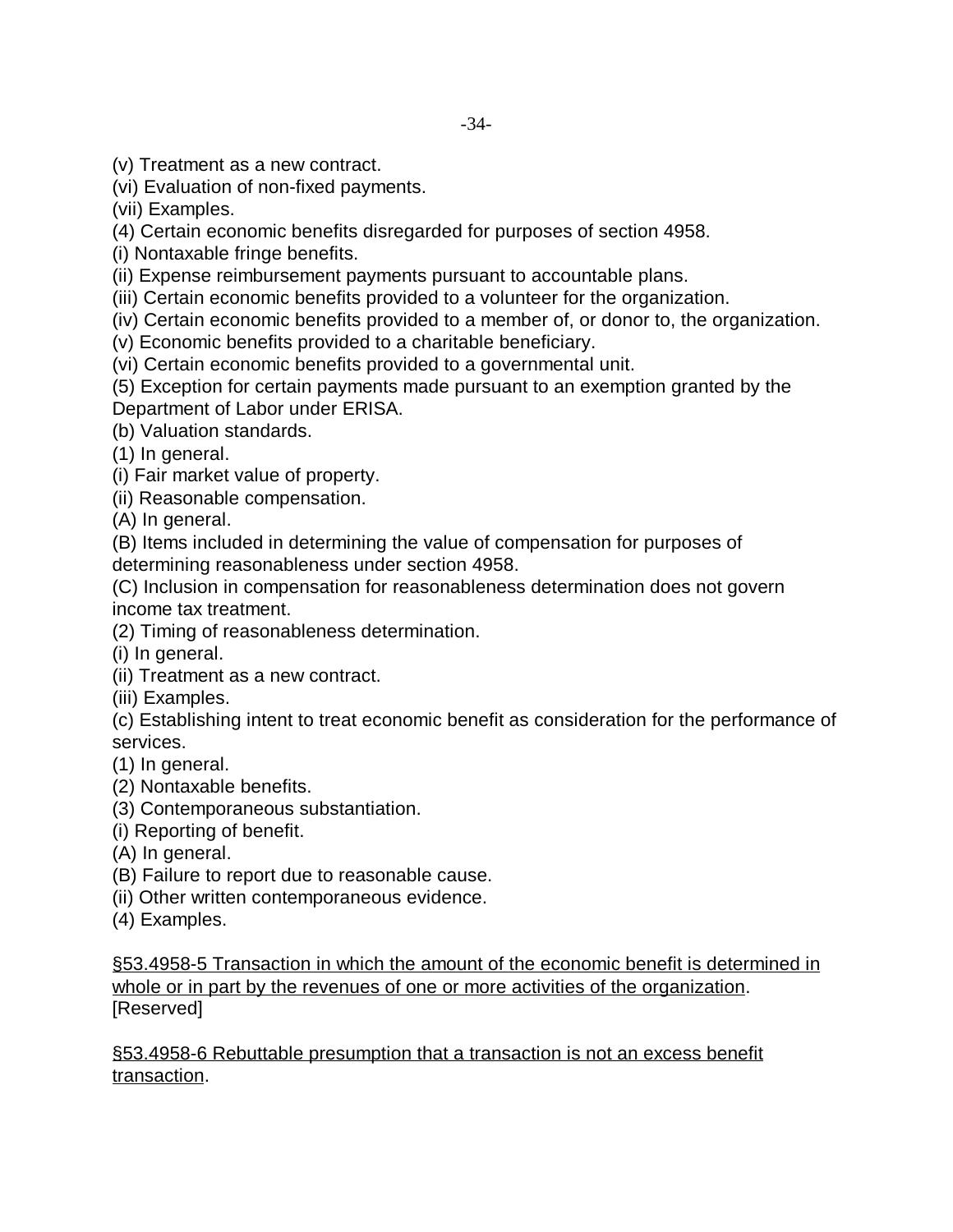(v) Treatment as a new contract.
(vi) Evaluation of non-fixed payments.
(vii) Examples.
(4) Certain economic benefits disregarded for purposes of section 4958.
(i) Nontaxable fringe benefits.
(ii) Expense reimbursement payments pursuant to accountable plans.
(iii) Certain economic benefits provided to a volunteer for the organization.
(iv) Certain economic benefits provided to a member of, or donor to, the organization.
(v) Economic benefits provided to a charitable beneficiary.
(vi) Certain economic benefits provided to a governmental unit.
(5) Exception for certain payments made pursuant to an exemption granted by the Department of Labor under ERISA.
(b) Valuation standards.
(1) In general.
(i) Fair market value of property.
(ii) Reasonable compensation.
(A) In general.
(B) Items included in determining the value of compensation for purposes of determining reasonableness under section 4958.
(C) Inclusion in compensation for reasonableness determination does not govern income tax treatment.
(2) Timing of reasonableness determination.
(i) In general.
(ii) Treatment as a new contract.
(iii) Examples.
(c) Establishing intent to treat economic benefit as consideration for the performance of services.
(1) In general.
(2) Nontaxable benefits.
(3) Contemporaneous substantiation.
(i) Reporting of benefit.
(A) In general.
(B) Failure to report due to reasonable cause.
(ii) Other written contemporaneous evidence.
(4) Examples.

<u>§53.4958-5 Transaction in which the amount of the economic benefit is determined in whole or in part by the revenues of one or more activities of the organization</u>. [Reserved]

<u>§53.4958-6 Rebuttable presumption that a transaction is not an excess benefit transaction</u>.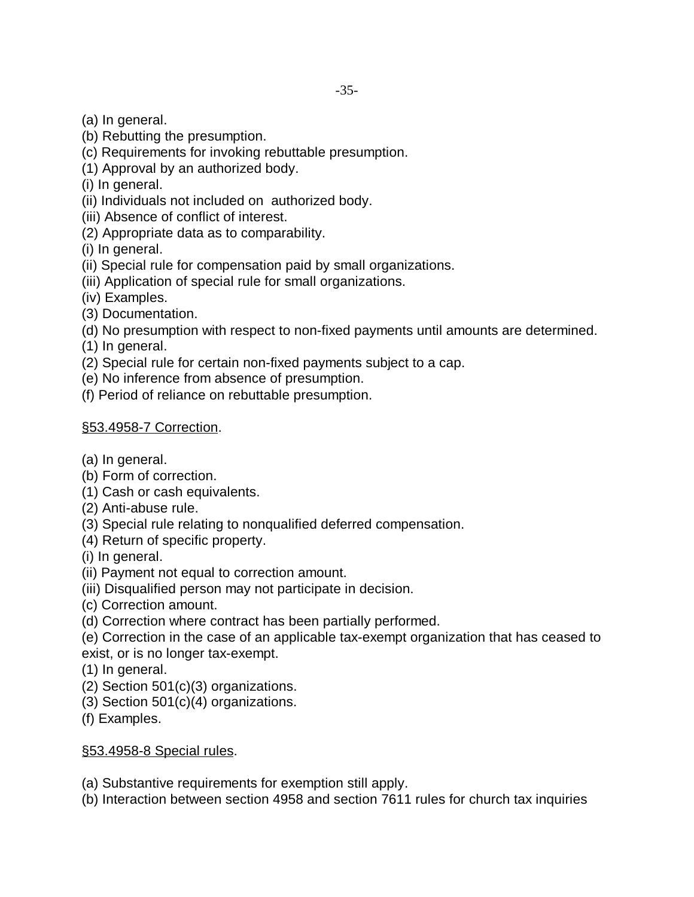(a) In general.
(b) Rebutting the presumption.
(c) Requirements for invoking rebuttable presumption.
(1) Approval by an authorized body.
(i) In general.
(ii) Individuals not included on authorized body.
(iii) Absence of conflict of interest.
(2) Appropriate data as to comparability.
(i) In general.
(ii) Special rule for compensation paid by small organizations.
(iii) Application of special rule for small organizations.
(iv) Examples.
(3) Documentation.
(d) No presumption with respect to non-fixed payments until amounts are determined.
(1) In general.
(2) Special rule for certain non-fixed payments subject to a cap.
(e) No inference from absence of presumption.
(f) Period of reliance on rebuttable presumption.

<u>§53.4958-7 Correction</u>.

(a) In general.
(b) Form of correction.
(1) Cash or cash equivalents.
(2) Anti-abuse rule.
(3) Special rule relating to nonqualified deferred compensation.
(4) Return of specific property.
(i) In general.
(ii) Payment not equal to correction amount.
(iii) Disqualified person may not participate in decision.
(c) Correction amount.
(d) Correction where contract has been partially performed.
(e) Correction in the case of an applicable tax-exempt organization that has ceased to exist, or is no longer tax-exempt.
(1) In general.
(2) Section 501(c)(3) organizations.
(3) Section 501(c)(4) organizations.
(f) Examples.

<u>§53.4958-8 Special rules</u>.

(a) Substantive requirements for exemption still apply.
(b) Interaction between section 4958 and section 7611 rules for church tax inquiries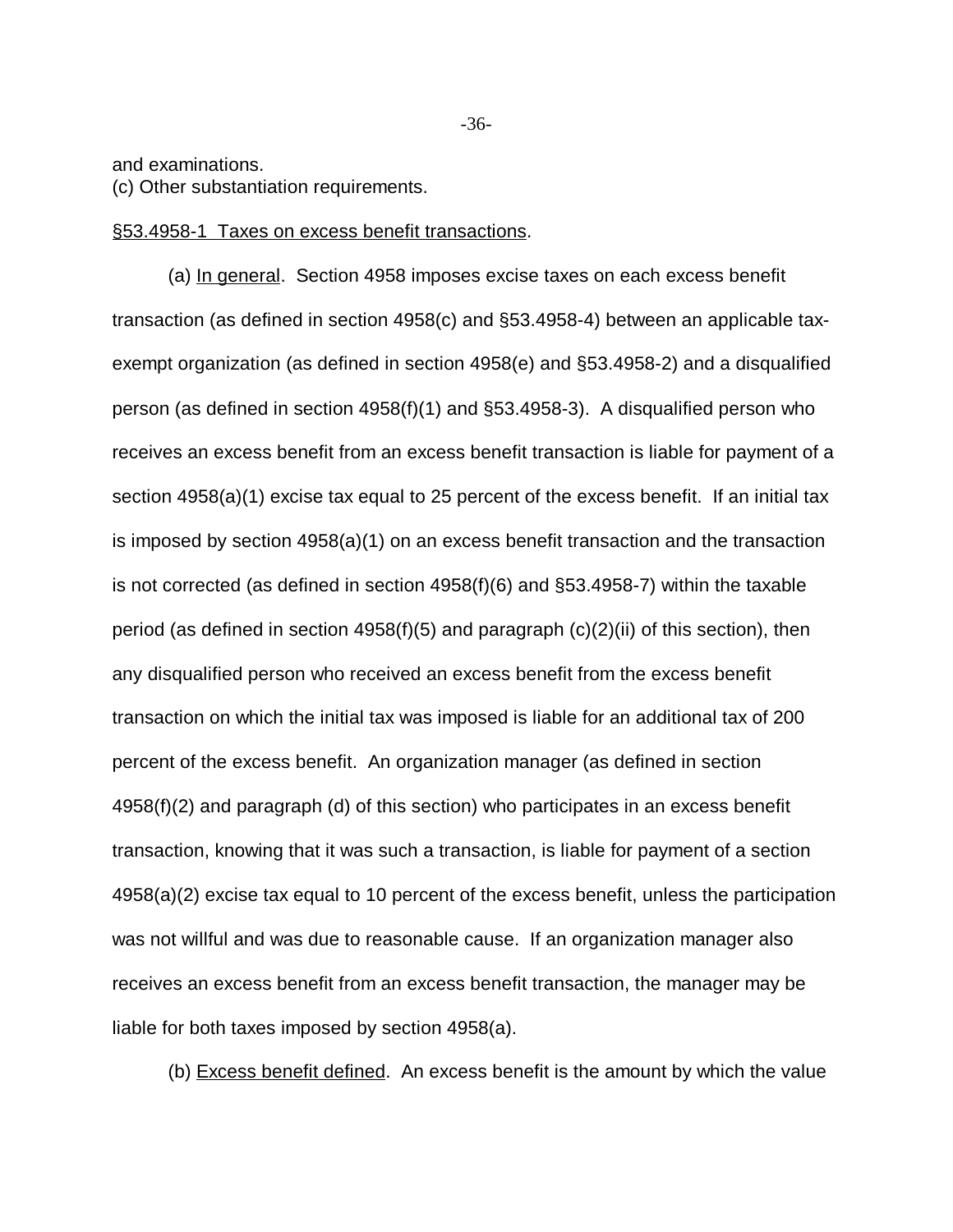and examinations.
(c) Other substantiation requirements.

§53.4958-1 Taxes on excess benefit transactions.

(a) In general. Section 4958 imposes excise taxes on each excess benefit transaction (as defined in section 4958(c) and §53.4958-4) between an applicable tax-exempt organization (as defined in section 4958(e) and §53.4958-2) and a disqualified person (as defined in section 4958(f)(1) and §53.4958-3). A disqualified person who receives an excess benefit from an excess benefit transaction is liable for payment of a section 4958(a)(1) excise tax equal to 25 percent of the excess benefit. If an initial tax is imposed by section 4958(a)(1) on an excess benefit transaction and the transaction is not corrected (as defined in section 4958(f)(6) and §53.4958-7) within the taxable period (as defined in section 4958(f)(5) and paragraph (c)(2)(ii) of this section), then any disqualified person who received an excess benefit from the excess benefit transaction on which the initial tax was imposed is liable for an additional tax of 200 percent of the excess benefit. An organization manager (as defined in section 4958(f)(2) and paragraph (d) of this section) who participates in an excess benefit transaction, knowing that it was such a transaction, is liable for payment of a section 4958(a)(2) excise tax equal to 10 percent of the excess benefit, unless the participation was not willful and was due to reasonable cause. If an organization manager also receives an excess benefit from an excess benefit transaction, the manager may be liable for both taxes imposed by section 4958(a).

(b) Excess benefit defined. An excess benefit is the amount by which the value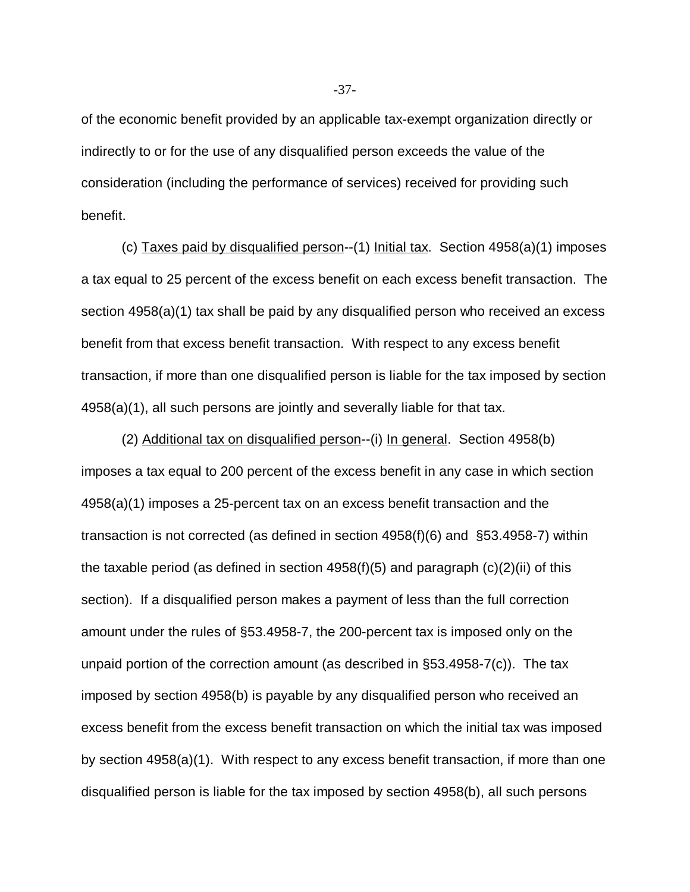of the economic benefit provided by an applicable tax-exempt organization directly or indirectly to or for the use of any disqualified person exceeds the value of the consideration (including the performance of services) received for providing such benefit.

(c) Taxes paid by disqualified person--(1) Initial tax. Section 4958(a)(1) imposes a tax equal to 25 percent of the excess benefit on each excess benefit transaction. The section 4958(a)(1) tax shall be paid by any disqualified person who received an excess benefit from that excess benefit transaction. With respect to any excess benefit transaction, if more than one disqualified person is liable for the tax imposed by section 4958(a)(1), all such persons are jointly and severally liable for that tax.

(2) Additional tax on disqualified person--(i) In general. Section 4958(b) imposes a tax equal to 200 percent of the excess benefit in any case in which section 4958(a)(1) imposes a 25-percent tax on an excess benefit transaction and the transaction is not corrected (as defined in section 4958(f)(6) and §53.4958-7) within the taxable period (as defined in section 4958(f)(5) and paragraph (c)(2)(ii) of this section). If a disqualified person makes a payment of less than the full correction amount under the rules of §53.4958-7, the 200-percent tax is imposed only on the unpaid portion of the correction amount (as described in §53.4958-7(c)). The tax imposed by section 4958(b) is payable by any disqualified person who received an excess benefit from the excess benefit transaction on which the initial tax was imposed by section 4958(a)(1). With respect to any excess benefit transaction, if more than one disqualified person is liable for the tax imposed by section 4958(b), all such persons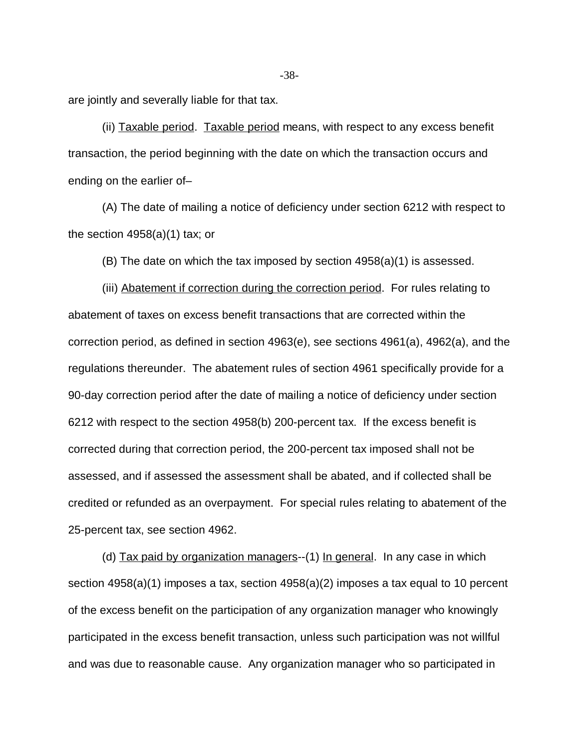are jointly and severally liable for that tax.

(ii) Taxable period. Taxable period means, with respect to any excess benefit transaction, the period beginning with the date on which the transaction occurs and ending on the earlier of–

(A) The date of mailing a notice of deficiency under section 6212 with respect to the section 4958(a)(1) tax; or

(B) The date on which the tax imposed by section 4958(a)(1) is assessed.

(iii) Abatement if correction during the correction period. For rules relating to abatement of taxes on excess benefit transactions that are corrected within the correction period, as defined in section 4963(e), see sections 4961(a), 4962(a), and the regulations thereunder. The abatement rules of section 4961 specifically provide for a 90-day correction period after the date of mailing a notice of deficiency under section 6212 with respect to the section 4958(b) 200-percent tax. If the excess benefit is corrected during that correction period, the 200-percent tax imposed shall not be assessed, and if assessed the assessment shall be abated, and if collected shall be credited or refunded as an overpayment. For special rules relating to abatement of the 25-percent tax, see section 4962.

(d) Tax paid by organization managers--(1) In general. In any case in which section 4958(a)(1) imposes a tax, section 4958(a)(2) imposes a tax equal to 10 percent of the excess benefit on the participation of any organization manager who knowingly participated in the excess benefit transaction, unless such participation was not willful and was due to reasonable cause. Any organization manager who so participated in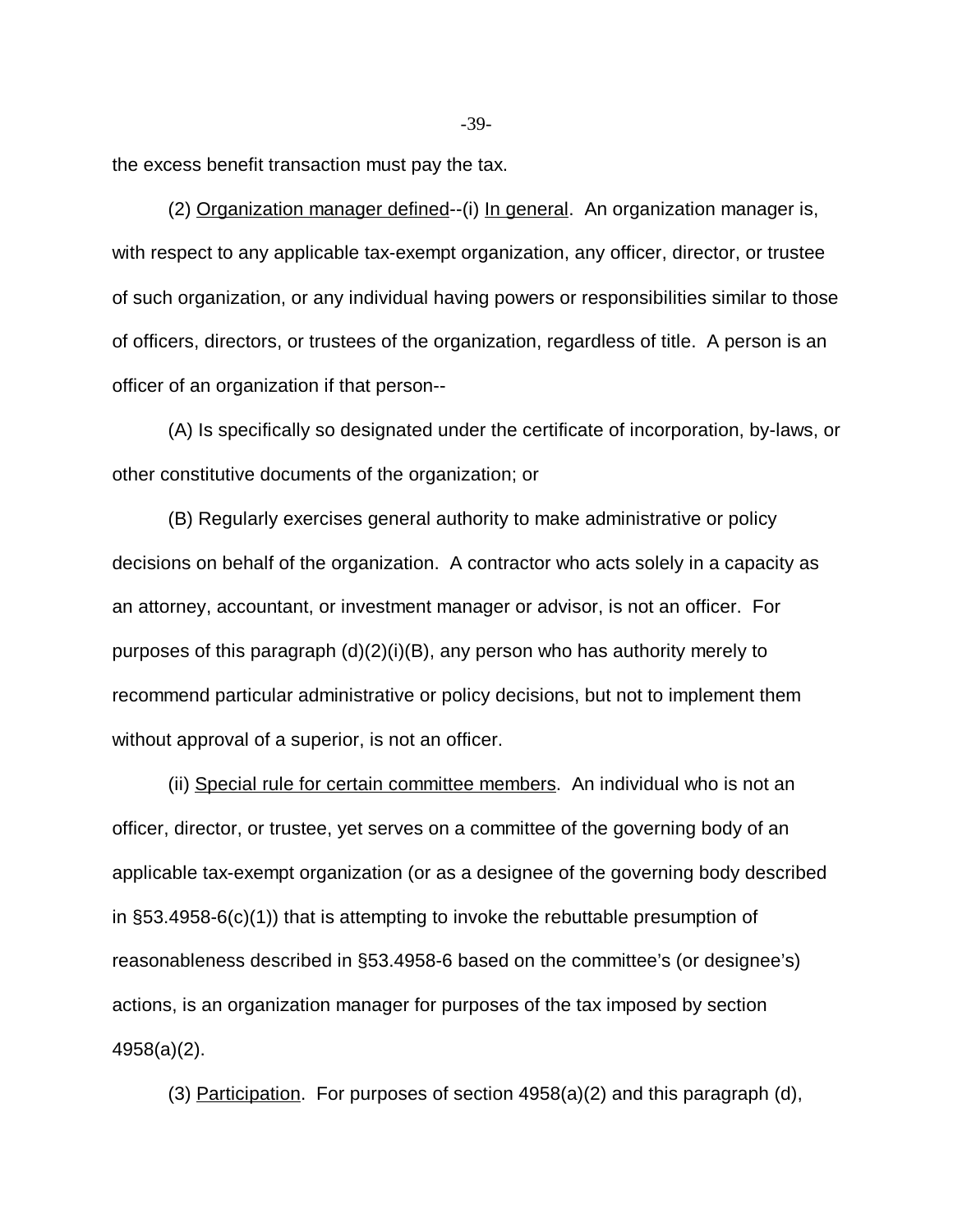the excess benefit transaction must pay the tax.

(2) Organization manager defined--(i) In general. An organization manager is, with respect to any applicable tax-exempt organization, any officer, director, or trustee of such organization, or any individual having powers or responsibilities similar to those of officers, directors, or trustees of the organization, regardless of title. A person is an officer of an organization if that person--

(A) Is specifically so designated under the certificate of incorporation, by-laws, or other constitutive documents of the organization; or

(B) Regularly exercises general authority to make administrative or policy decisions on behalf of the organization. A contractor who acts solely in a capacity as an attorney, accountant, or investment manager or advisor, is not an officer. For purposes of this paragraph (d)(2)(i)(B), any person who has authority merely to recommend particular administrative or policy decisions, but not to implement them without approval of a superior, is not an officer.

(ii) Special rule for certain committee members. An individual who is not an officer, director, or trustee, yet serves on a committee of the governing body of an applicable tax-exempt organization (or as a designee of the governing body described in §53.4958-6(c)(1)) that is attempting to invoke the rebuttable presumption of reasonableness described in §53.4958-6 based on the committee's (or designee's) actions, is an organization manager for purposes of the tax imposed by section 4958(a)(2).

(3) Participation. For purposes of section 4958(a)(2) and this paragraph (d),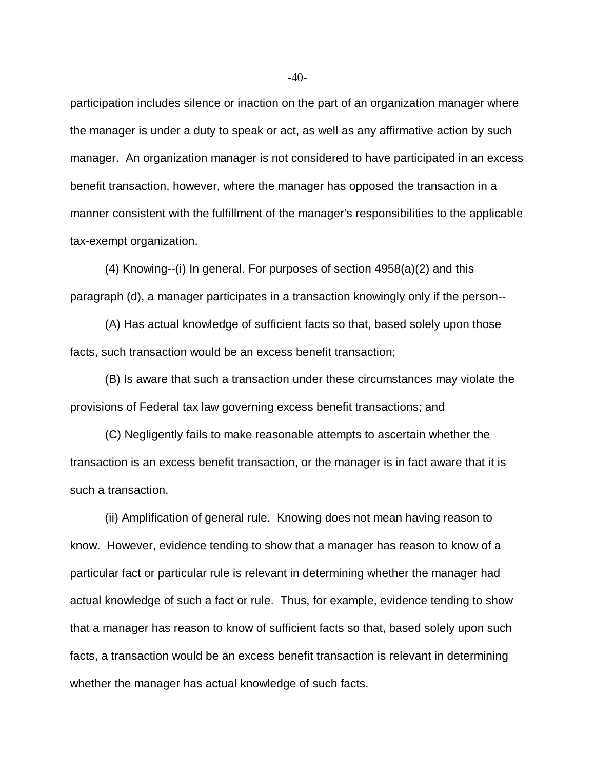participation includes silence or inaction on the part of an organization manager where the manager is under a duty to speak or act, as well as any affirmative action by such manager. An organization manager is not considered to have participated in an excess benefit transaction, however, where the manager has opposed the transaction in a manner consistent with the fulfillment of the manager's responsibilities to the applicable tax-exempt organization.

(4) Knowing--(i) In general. For purposes of section 4958(a)(2) and this paragraph (d), a manager participates in a transaction knowingly only if the person--

(A) Has actual knowledge of sufficient facts so that, based solely upon those facts, such transaction would be an excess benefit transaction;

(B) Is aware that such a transaction under these circumstances may violate the provisions of Federal tax law governing excess benefit transactions; and

(C) Negligently fails to make reasonable attempts to ascertain whether the transaction is an excess benefit transaction, or the manager is in fact aware that it is such a transaction.

(ii) Amplification of general rule. Knowing does not mean having reason to know. However, evidence tending to show that a manager has reason to know of a particular fact or particular rule is relevant in determining whether the manager had actual knowledge of such a fact or rule. Thus, for example, evidence tending to show that a manager has reason to know of sufficient facts so that, based solely upon such facts, a transaction would be an excess benefit transaction is relevant in determining whether the manager has actual knowledge of such facts.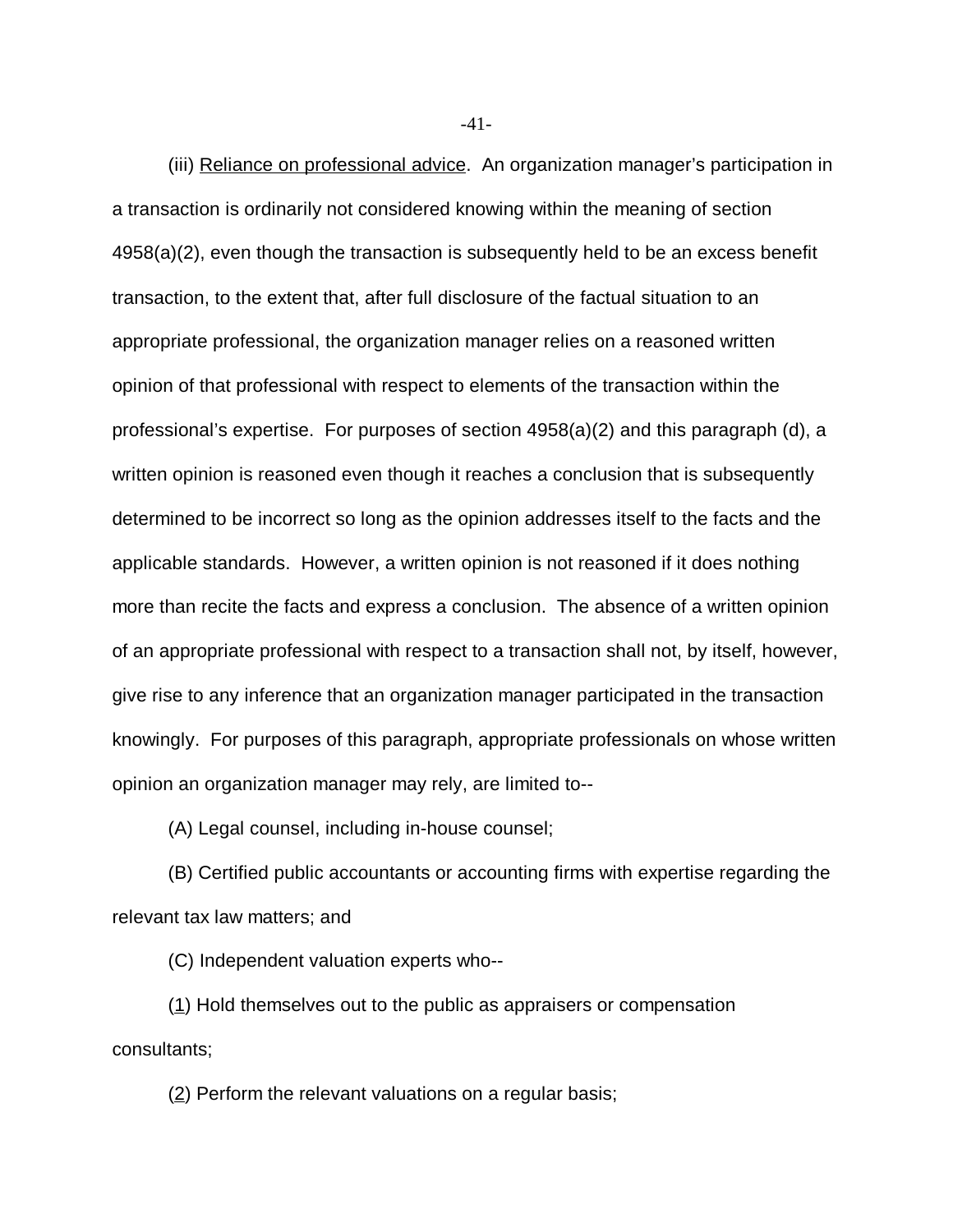(iii) Reliance on professional advice. An organization manager's participation in a transaction is ordinarily not considered knowing within the meaning of section 4958(a)(2), even though the transaction is subsequently held to be an excess benefit transaction, to the extent that, after full disclosure of the factual situation to an appropriate professional, the organization manager relies on a reasoned written opinion of that professional with respect to elements of the transaction within the professional's expertise. For purposes of section 4958(a)(2) and this paragraph (d), a written opinion is reasoned even though it reaches a conclusion that is subsequently determined to be incorrect so long as the opinion addresses itself to the facts and the applicable standards. However, a written opinion is not reasoned if it does nothing more than recite the facts and express a conclusion. The absence of a written opinion of an appropriate professional with respect to a transaction shall not, by itself, however, give rise to any inference that an organization manager participated in the transaction knowingly. For purposes of this paragraph, appropriate professionals on whose written opinion an organization manager may rely, are limited to--

(A) Legal counsel, including in-house counsel;

(B) Certified public accountants or accounting firms with expertise regarding the relevant tax law matters; and

(C) Independent valuation experts who--

(1) Hold themselves out to the public as appraisers or compensation consultants;

(2) Perform the relevant valuations on a regular basis;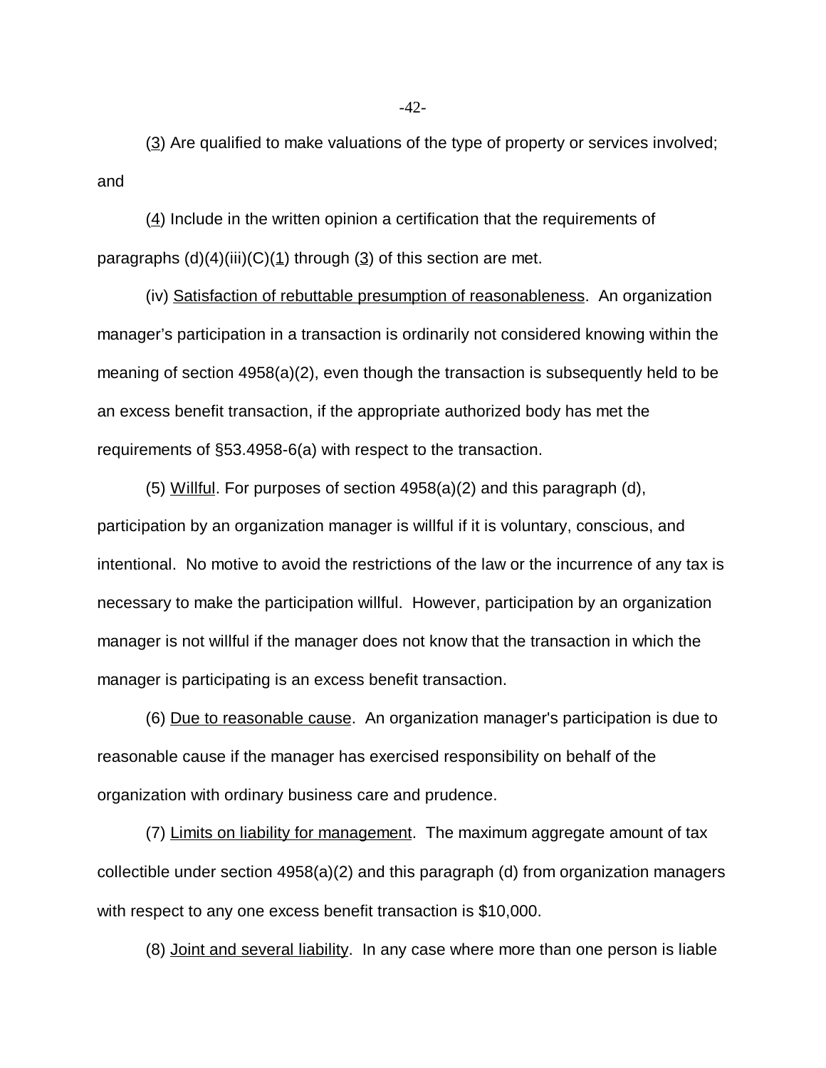(3) Are qualified to make valuations of the type of property or services involved; and

(4) Include in the written opinion a certification that the requirements of paragraphs (d)(4)(iii)(C)(1) through (3) of this section are met.

(iv) Satisfaction of rebuttable presumption of reasonableness. An organization manager's participation in a transaction is ordinarily not considered knowing within the meaning of section 4958(a)(2), even though the transaction is subsequently held to be an excess benefit transaction, if the appropriate authorized body has met the requirements of §53.4958-6(a) with respect to the transaction.

(5) Willful. For purposes of section 4958(a)(2) and this paragraph (d), participation by an organization manager is willful if it is voluntary, conscious, and intentional. No motive to avoid the restrictions of the law or the incurrence of any tax is necessary to make the participation willful. However, participation by an organization manager is not willful if the manager does not know that the transaction in which the manager is participating is an excess benefit transaction.

(6) Due to reasonable cause. An organization manager's participation is due to reasonable cause if the manager has exercised responsibility on behalf of the organization with ordinary business care and prudence.

(7) Limits on liability for management. The maximum aggregate amount of tax collectible under section 4958(a)(2) and this paragraph (d) from organization managers with respect to any one excess benefit transaction is $10,000.

(8) Joint and several liability. In any case where more than one person is liable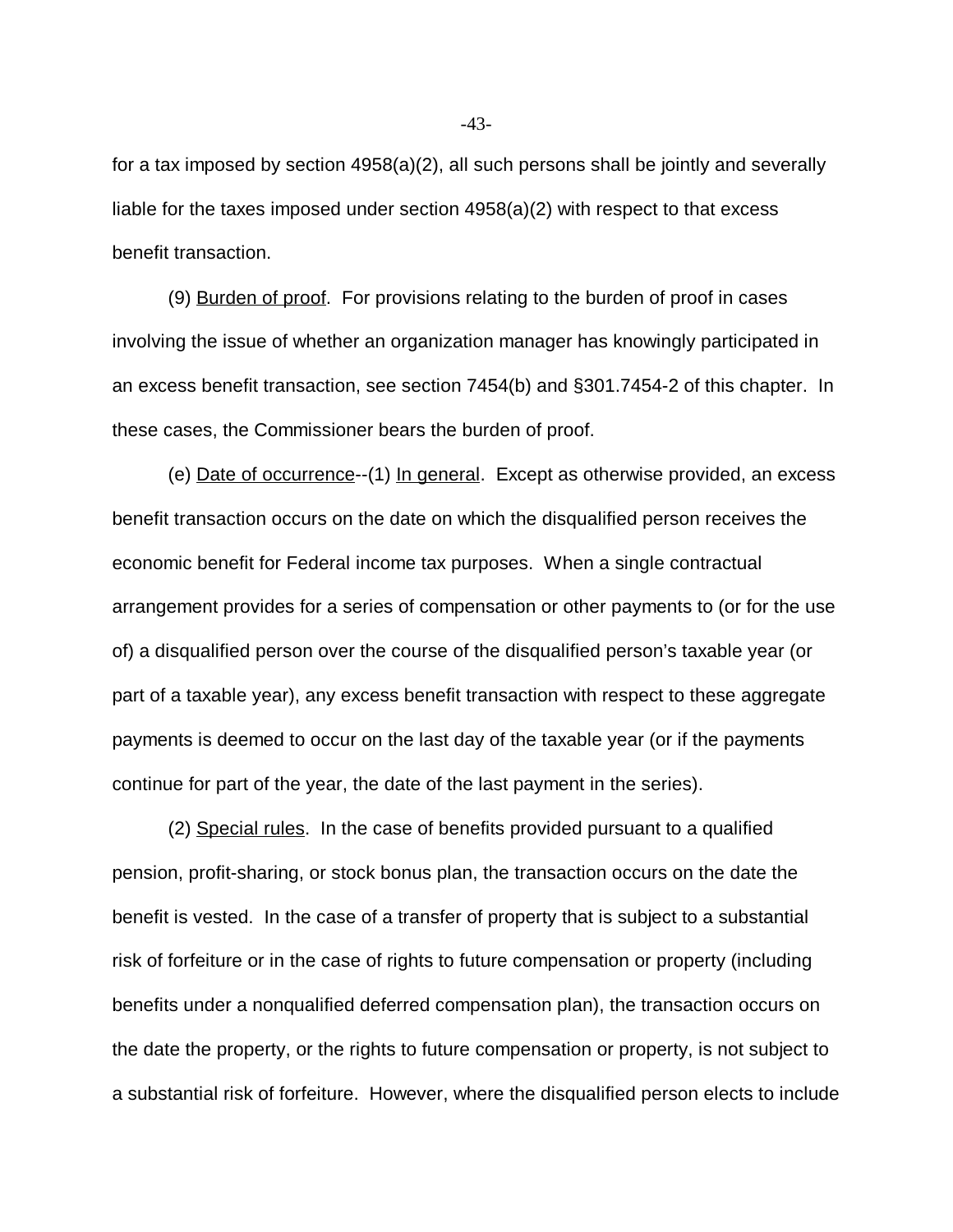for a tax imposed by section 4958(a)(2), all such persons shall be jointly and severally liable for the taxes imposed under section 4958(a)(2) with respect to that excess benefit transaction.

(9) Burden of proof. For provisions relating to the burden of proof in cases involving the issue of whether an organization manager has knowingly participated in an excess benefit transaction, see section 7454(b) and §301.7454-2 of this chapter. In these cases, the Commissioner bears the burden of proof.

(e) Date of occurrence--(1) In general. Except as otherwise provided, an excess benefit transaction occurs on the date on which the disqualified person receives the economic benefit for Federal income tax purposes. When a single contractual arrangement provides for a series of compensation or other payments to (or for the use of) a disqualified person over the course of the disqualified person's taxable year (or part of a taxable year), any excess benefit transaction with respect to these aggregate payments is deemed to occur on the last day of the taxable year (or if the payments continue for part of the year, the date of the last payment in the series).

(2) Special rules. In the case of benefits provided pursuant to a qualified pension, profit-sharing, or stock bonus plan, the transaction occurs on the date the benefit is vested. In the case of a transfer of property that is subject to a substantial risk of forfeiture or in the case of rights to future compensation or property (including benefits under a nonqualified deferred compensation plan), the transaction occurs on the date the property, or the rights to future compensation or property, is not subject to a substantial risk of forfeiture. However, where the disqualified person elects to include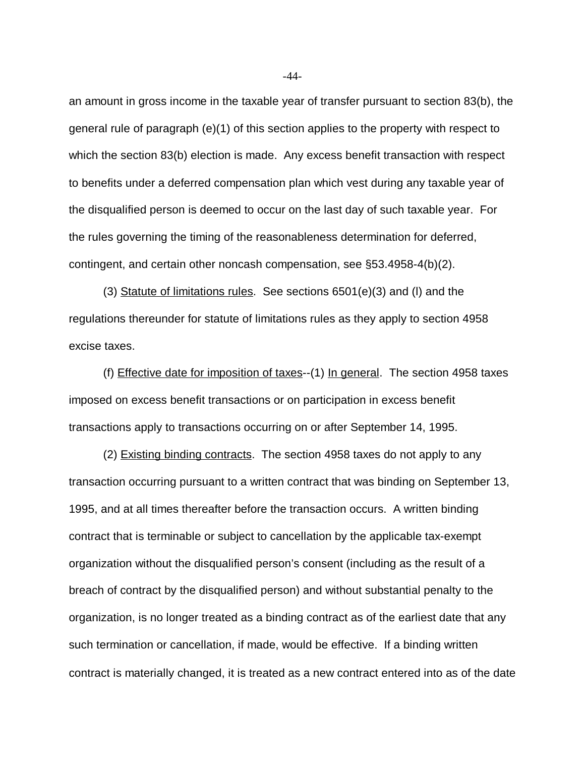an amount in gross income in the taxable year of transfer pursuant to section 83(b), the general rule of paragraph (e)(1) of this section applies to the property with respect to which the section 83(b) election is made. Any excess benefit transaction with respect to benefits under a deferred compensation plan which vest during any taxable year of the disqualified person is deemed to occur on the last day of such taxable year. For the rules governing the timing of the reasonableness determination for deferred, contingent, and certain other noncash compensation, see §53.4958-4(b)(2).

(3) Statute of limitations rules. See sections 6501(e)(3) and (l) and the regulations thereunder for statute of limitations rules as they apply to section 4958 excise taxes.

(f) Effective date for imposition of taxes--(1) In general. The section 4958 taxes imposed on excess benefit transactions or on participation in excess benefit transactions apply to transactions occurring on or after September 14, 1995.

(2) Existing binding contracts. The section 4958 taxes do not apply to any transaction occurring pursuant to a written contract that was binding on September 13, 1995, and at all times thereafter before the transaction occurs. A written binding contract that is terminable or subject to cancellation by the applicable tax-exempt organization without the disqualified person's consent (including as the result of a breach of contract by the disqualified person) and without substantial penalty to the organization, is no longer treated as a binding contract as of the earliest date that any such termination or cancellation, if made, would be effective. If a binding written contract is materially changed, it is treated as a new contract entered into as of the date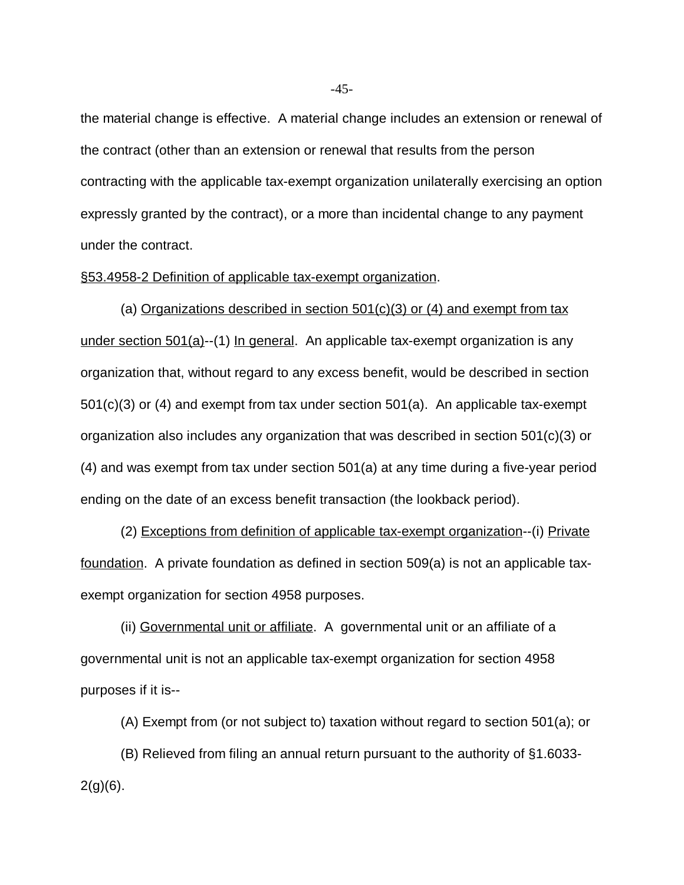the material change is effective. A material change includes an extension or renewal of the contract (other than an extension or renewal that results from the person contracting with the applicable tax-exempt organization unilaterally exercising an option expressly granted by the contract), or a more than incidental change to any payment under the contract.

§53.4958-2 Definition of applicable tax-exempt organization.

(a) Organizations described in section 501(c)(3) or (4) and exempt from tax under section 501(a)--(1) In general. An applicable tax-exempt organization is any organization that, without regard to any excess benefit, would be described in section 501(c)(3) or (4) and exempt from tax under section 501(a). An applicable tax-exempt organization also includes any organization that was described in section 501(c)(3) or (4) and was exempt from tax under section 501(a) at any time during a five-year period ending on the date of an excess benefit transaction (the lookback period).

(2) Exceptions from definition of applicable tax-exempt organization--(i) Private foundation. A private foundation as defined in section 509(a) is not an applicable tax-exempt organization for section 4958 purposes.

(ii) Governmental unit or affiliate. A governmental unit or an affiliate of a governmental unit is not an applicable tax-exempt organization for section 4958 purposes if it is--

(A) Exempt from (or not subject to) taxation without regard to section 501(a); or

(B) Relieved from filing an annual return pursuant to the authority of §1.6033-2(g)(6).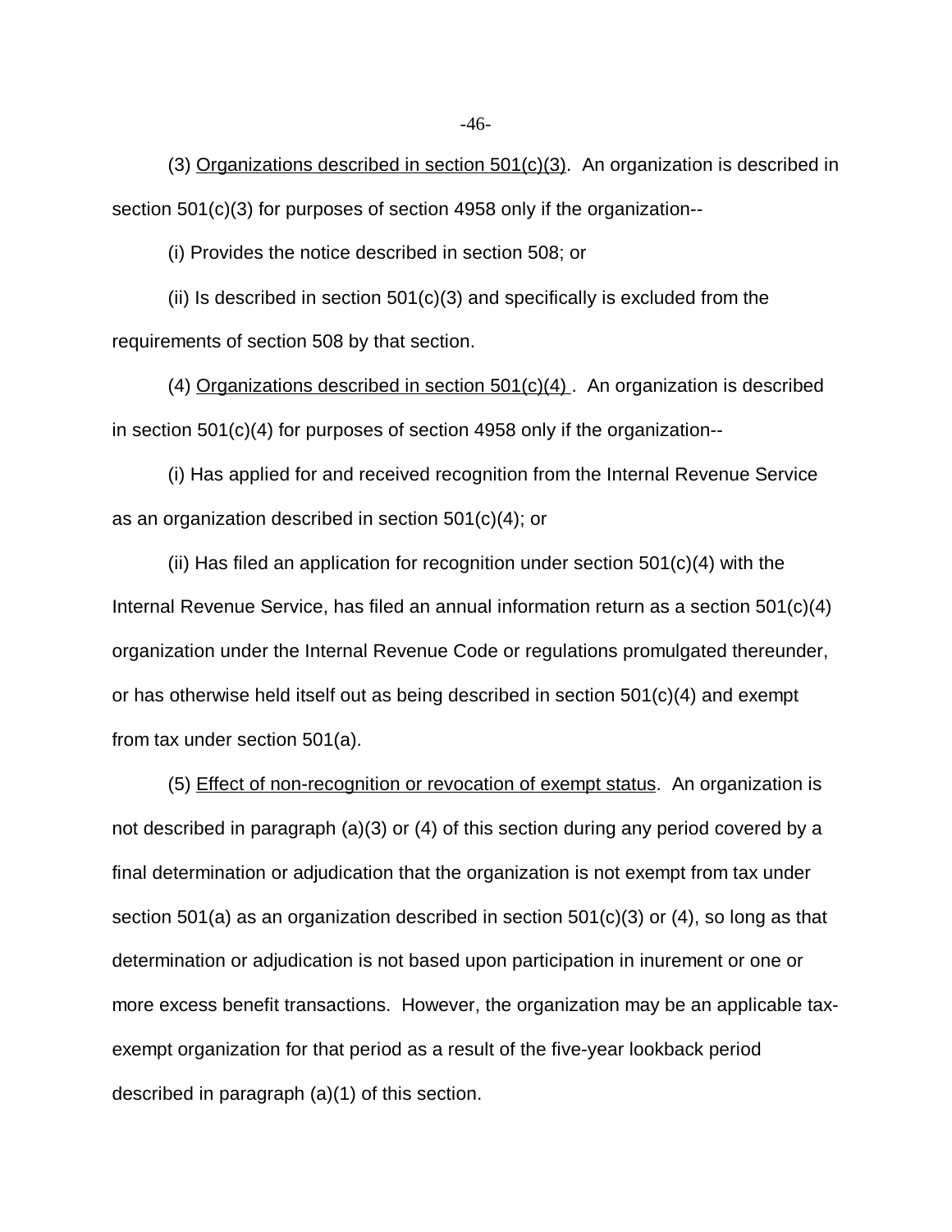(3) Organizations described in section 501(c)(3). An organization is described in section 501(c)(3) for purposes of section 4958 only if the organization--

(i) Provides the notice described in section 508; or

(ii) Is described in section 501(c)(3) and specifically is excluded from the requirements of section 508 by that section.

(4) Organizations described in section 501(c)(4). An organization is described in section 501(c)(4) for purposes of section 4958 only if the organization--

(i) Has applied for and received recognition from the Internal Revenue Service as an organization described in section 501(c)(4); or

(ii) Has filed an application for recognition under section 501(c)(4) with the Internal Revenue Service, has filed an annual information return as a section 501(c)(4) organization under the Internal Revenue Code or regulations promulgated thereunder, or has otherwise held itself out as being described in section 501(c)(4) and exempt from tax under section 501(a).

(5) Effect of non-recognition or revocation of exempt status. An organization is not described in paragraph (a)(3) or (4) of this section during any period covered by a final determination or adjudication that the organization is not exempt from tax under section 501(a) as an organization described in section 501(c)(3) or (4), so long as that determination or adjudication is not based upon participation in inurement or one or more excess benefit transactions. However, the organization may be an applicable tax-exempt organization for that period as a result of the five-year lookback period described in paragraph (a)(1) of this section.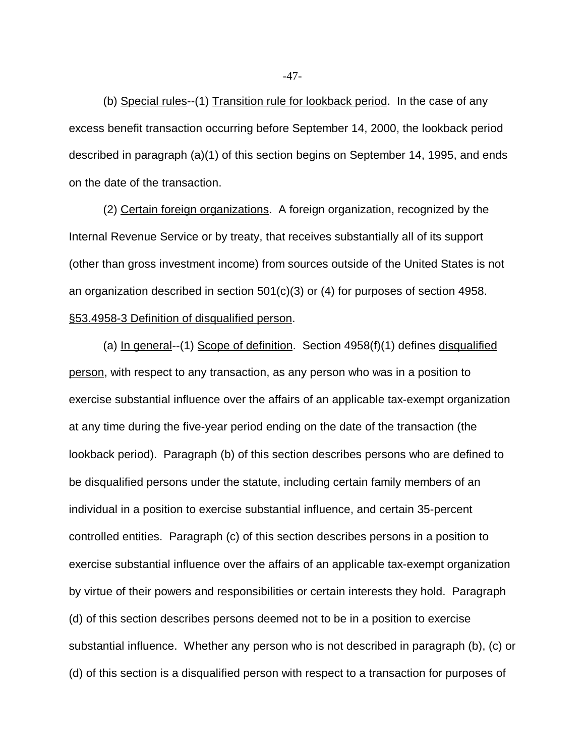(b) Special rules--(1) Transition rule for lookback period. In the case of any excess benefit transaction occurring before September 14, 2000, the lookback period described in paragraph (a)(1) of this section begins on September 14, 1995, and ends on the date of the transaction.

(2) Certain foreign organizations. A foreign organization, recognized by the Internal Revenue Service or by treaty, that receives substantially all of its support (other than gross investment income) from sources outside of the United States is not an organization described in section 501(c)(3) or (4) for purposes of section 4958.

§53.4958-3 Definition of disqualified person.

(a) In general--(1) Scope of definition. Section 4958(f)(1) defines disqualified person, with respect to any transaction, as any person who was in a position to exercise substantial influence over the affairs of an applicable tax-exempt organization at any time during the five-year period ending on the date of the transaction (the lookback period). Paragraph (b) of this section describes persons who are defined to be disqualified persons under the statute, including certain family members of an individual in a position to exercise substantial influence, and certain 35-percent controlled entities. Paragraph (c) of this section describes persons in a position to exercise substantial influence over the affairs of an applicable tax-exempt organization by virtue of their powers and responsibilities or certain interests they hold. Paragraph (d) of this section describes persons deemed not to be in a position to exercise substantial influence. Whether any person who is not described in paragraph (b), (c) or (d) of this section is a disqualified person with respect to a transaction for purposes of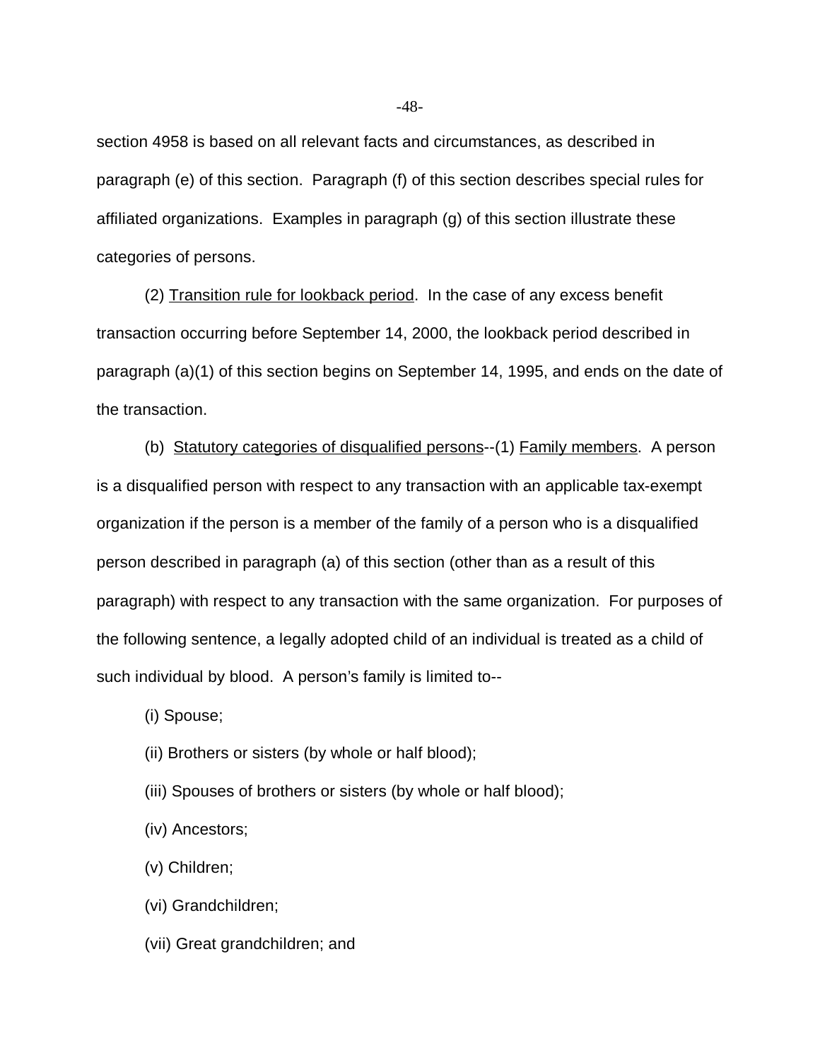section 4958 is based on all relevant facts and circumstances, as described in paragraph (e) of this section. Paragraph (f) of this section describes special rules for affiliated organizations. Examples in paragraph (g) of this section illustrate these categories of persons.

(2) Transition rule for lookback period. In the case of any excess benefit transaction occurring before September 14, 2000, the lookback period described in paragraph (a)(1) of this section begins on September 14, 1995, and ends on the date of the transaction.

(b) Statutory categories of disqualified persons--(1) Family members. A person is a disqualified person with respect to any transaction with an applicable tax-exempt organization if the person is a member of the family of a person who is a disqualified person described in paragraph (a) of this section (other than as a result of this paragraph) with respect to any transaction with the same organization. For purposes of the following sentence, a legally adopted child of an individual is treated as a child of such individual by blood. A person's family is limited to--

(i) Spouse;

(ii) Brothers or sisters (by whole or half blood);

(iii) Spouses of brothers or sisters (by whole or half blood);

(iv) Ancestors;

(v) Children;

(vi) Grandchildren;

(vii) Great grandchildren; and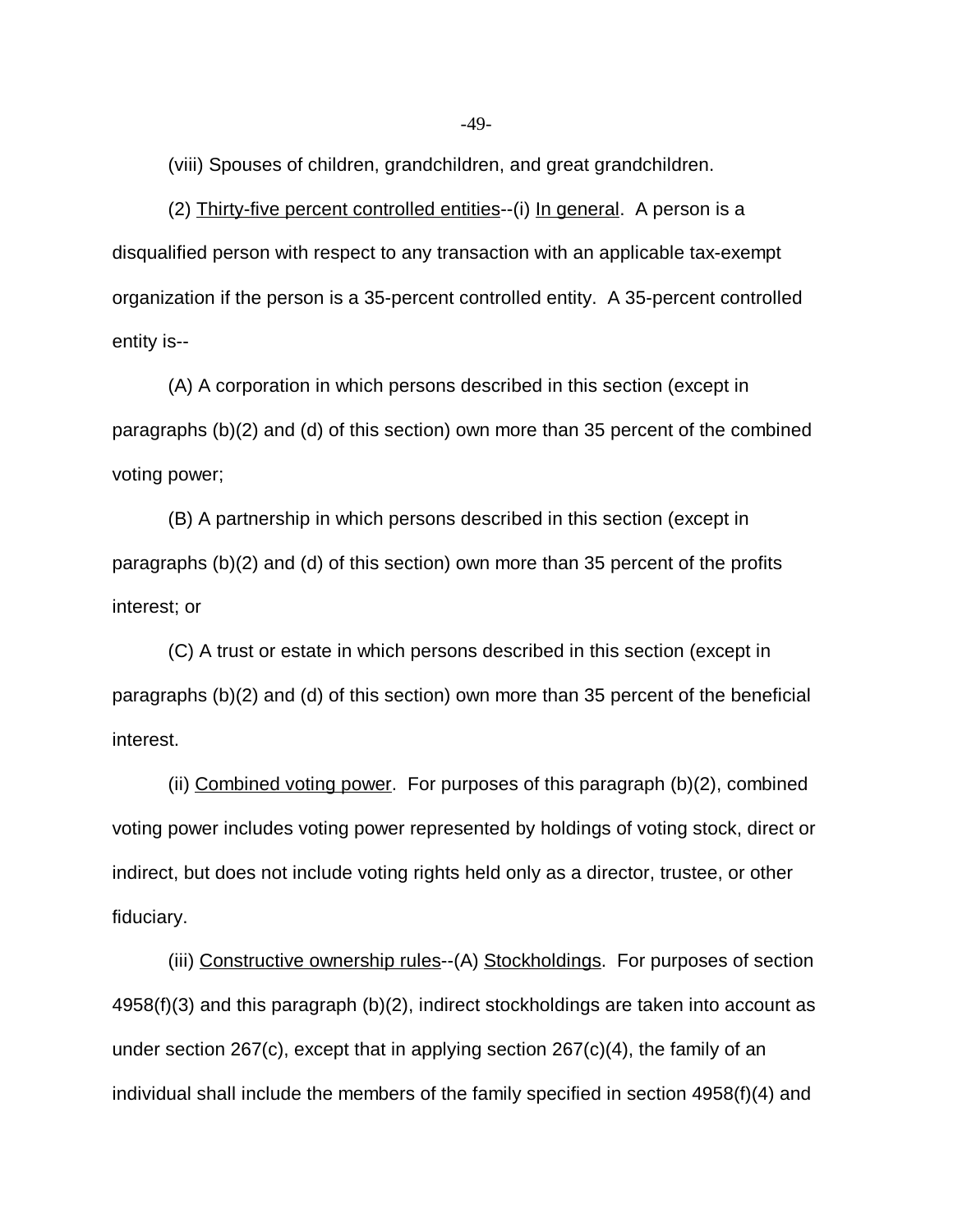(viii) Spouses of children, grandchildren, and great grandchildren.

(2) Thirty-five percent controlled entities--(i) In general. A person is a disqualified person with respect to any transaction with an applicable tax-exempt organization if the person is a 35-percent controlled entity. A 35-percent controlled entity is--

(A) A corporation in which persons described in this section (except in paragraphs (b)(2) and (d) of this section) own more than 35 percent of the combined voting power;

(B) A partnership in which persons described in this section (except in paragraphs (b)(2) and (d) of this section) own more than 35 percent of the profits interest; or

(C) A trust or estate in which persons described in this section (except in paragraphs (b)(2) and (d) of this section) own more than 35 percent of the beneficial interest.

(ii) Combined voting power. For purposes of this paragraph (b)(2), combined voting power includes voting power represented by holdings of voting stock, direct or indirect, but does not include voting rights held only as a director, trustee, or other fiduciary.

(iii) Constructive ownership rules--(A) Stockholdings. For purposes of section 4958(f)(3) and this paragraph (b)(2), indirect stockholdings are taken into account as under section 267(c), except that in applying section 267(c)(4), the family of an individual shall include the members of the family specified in section 4958(f)(4) and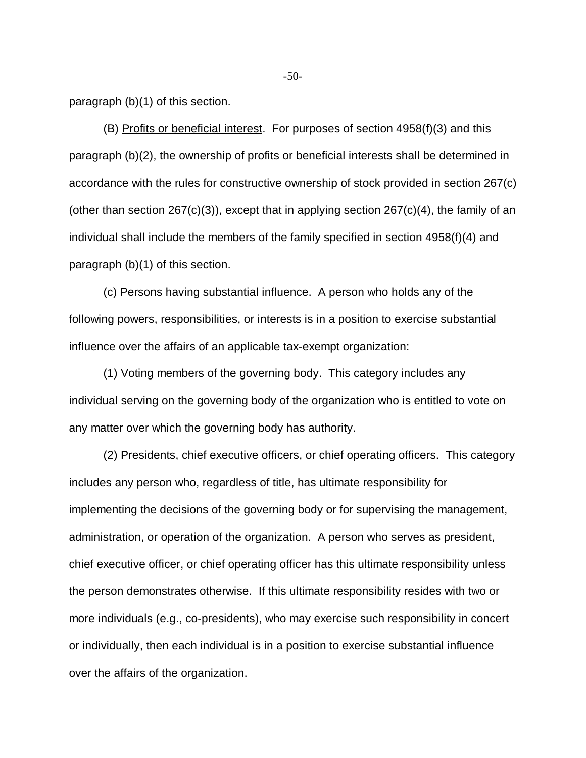paragraph (b)(1) of this section.

(B) Profits or beneficial interest. For purposes of section 4958(f)(3) and this paragraph (b)(2), the ownership of profits or beneficial interests shall be determined in accordance with the rules for constructive ownership of stock provided in section 267(c) (other than section 267(c)(3)), except that in applying section 267(c)(4), the family of an individual shall include the members of the family specified in section 4958(f)(4) and paragraph (b)(1) of this section.

(c) Persons having substantial influence. A person who holds any of the following powers, responsibilities, or interests is in a position to exercise substantial influence over the affairs of an applicable tax-exempt organization:

(1) Voting members of the governing body. This category includes any individual serving on the governing body of the organization who is entitled to vote on any matter over which the governing body has authority.

(2) Presidents, chief executive officers, or chief operating officers. This category includes any person who, regardless of title, has ultimate responsibility for implementing the decisions of the governing body or for supervising the management, administration, or operation of the organization. A person who serves as president, chief executive officer, or chief operating officer has this ultimate responsibility unless the person demonstrates otherwise. If this ultimate responsibility resides with two or more individuals (e.g., co-presidents), who may exercise such responsibility in concert or individually, then each individual is in a position to exercise substantial influence over the affairs of the organization.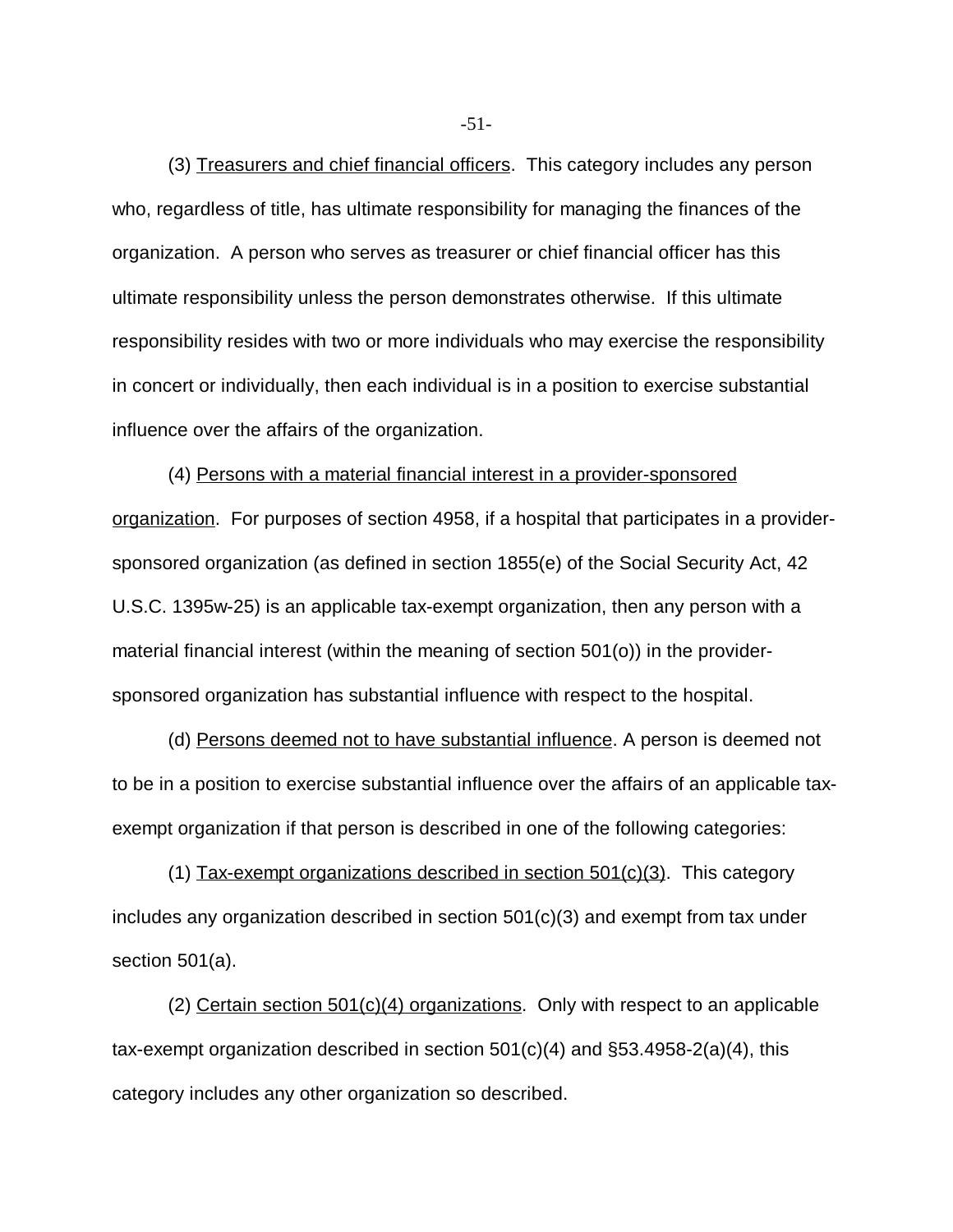(3) Treasurers and chief financial officers. This category includes any person who, regardless of title, has ultimate responsibility for managing the finances of the organization. A person who serves as treasurer or chief financial officer has this ultimate responsibility unless the person demonstrates otherwise. If this ultimate responsibility resides with two or more individuals who may exercise the responsibility in concert or individually, then each individual is in a position to exercise substantial influence over the affairs of the organization.

(4) Persons with a material financial interest in a provider-sponsored organization. For purposes of section 4958, if a hospital that participates in a provider-sponsored organization (as defined in section 1855(e) of the Social Security Act, 42 U.S.C. 1395w-25) is an applicable tax-exempt organization, then any person with a material financial interest (within the meaning of section 501(o)) in the provider-sponsored organization has substantial influence with respect to the hospital.

(d) Persons deemed not to have substantial influence. A person is deemed not to be in a position to exercise substantial influence over the affairs of an applicable tax-exempt organization if that person is described in one of the following categories:

(1) Tax-exempt organizations described in section 501(c)(3). This category includes any organization described in section 501(c)(3) and exempt from tax under section 501(a).

(2) Certain section 501(c)(4) organizations. Only with respect to an applicable tax-exempt organization described in section 501(c)(4) and §53.4958-2(a)(4), this category includes any other organization so described.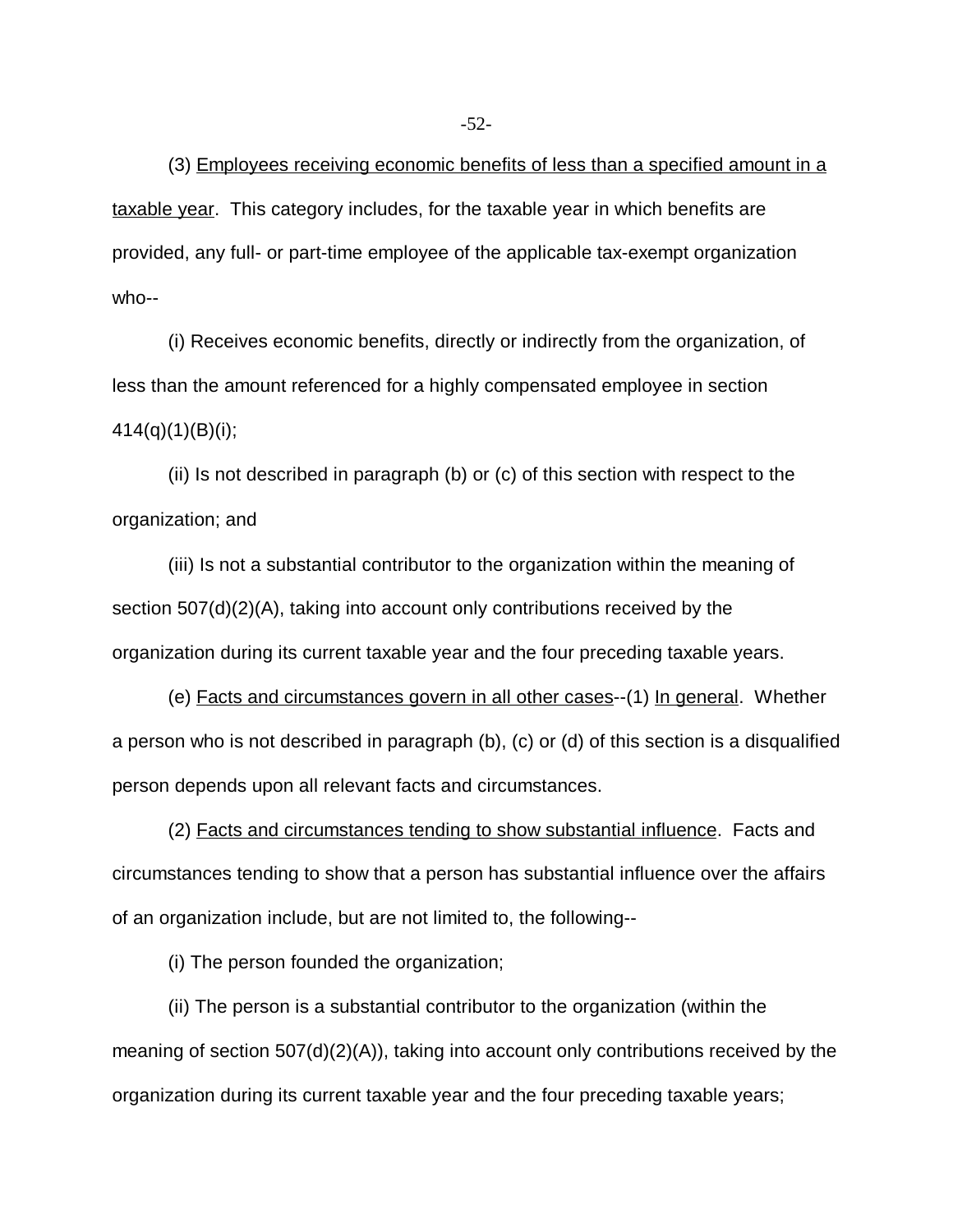(3) Employees receiving economic benefits of less than a specified amount in a taxable year. This category includes, for the taxable year in which benefits are provided, any full- or part-time employee of the applicable tax-exempt organization who--

(i) Receives economic benefits, directly or indirectly from the organization, of less than the amount referenced for a highly compensated employee in section 414(q)(1)(B)(i);

(ii) Is not described in paragraph (b) or (c) of this section with respect to the organization; and

(iii) Is not a substantial contributor to the organization within the meaning of section 507(d)(2)(A), taking into account only contributions received by the organization during its current taxable year and the four preceding taxable years.

(e) Facts and circumstances govern in all other cases--(1) In general. Whether a person who is not described in paragraph (b), (c) or (d) of this section is a disqualified person depends upon all relevant facts and circumstances.

(2) Facts and circumstances tending to show substantial influence. Facts and circumstances tending to show that a person has substantial influence over the affairs of an organization include, but are not limited to, the following--

(i) The person founded the organization;

(ii) The person is a substantial contributor to the organization (within the meaning of section 507(d)(2)(A)), taking into account only contributions received by the organization during its current taxable year and the four preceding taxable years;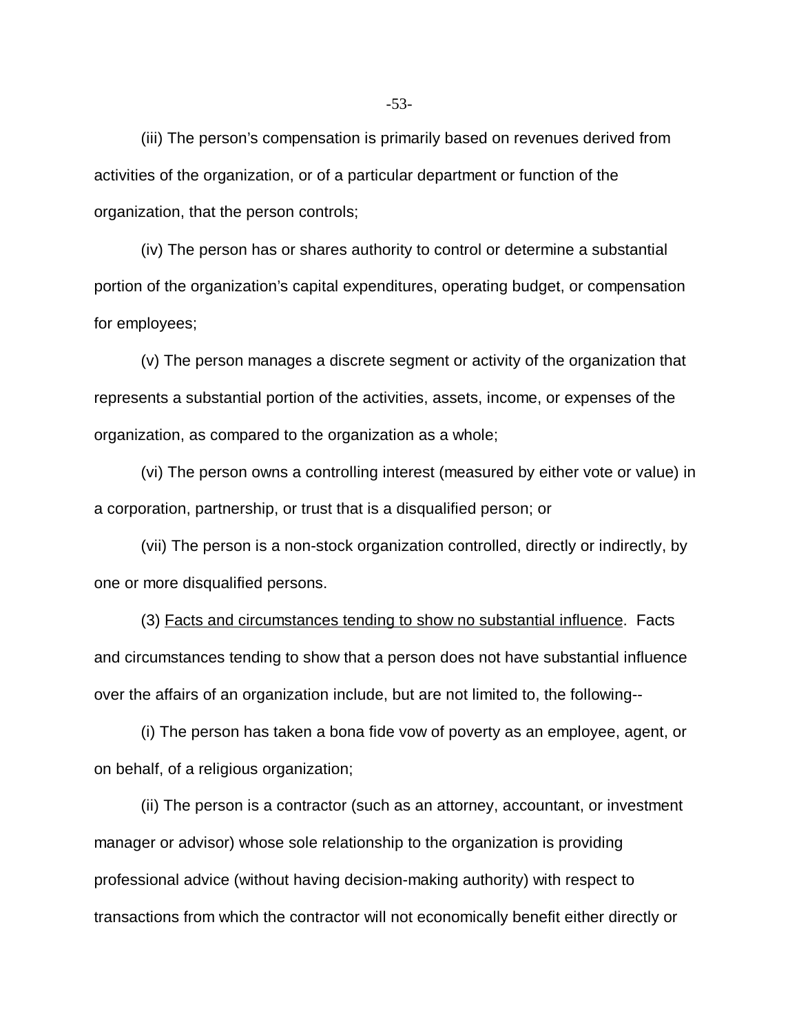(iii) The person's compensation is primarily based on revenues derived from activities of the organization, or of a particular department or function of the organization, that the person controls;

(iv) The person has or shares authority to control or determine a substantial portion of the organization's capital expenditures, operating budget, or compensation for employees;

(v) The person manages a discrete segment or activity of the organization that represents a substantial portion of the activities, assets, income, or expenses of the organization, as compared to the organization as a whole;

(vi) The person owns a controlling interest (measured by either vote or value) in a corporation, partnership, or trust that is a disqualified person; or

(vii) The person is a non-stock organization controlled, directly or indirectly, by one or more disqualified persons.

(3) Facts and circumstances tending to show no substantial influence. Facts and circumstances tending to show that a person does not have substantial influence over the affairs of an organization include, but are not limited to, the following--

(i) The person has taken a bona fide vow of poverty as an employee, agent, or on behalf, of a religious organization;

(ii) The person is a contractor (such as an attorney, accountant, or investment manager or advisor) whose sole relationship to the organization is providing professional advice (without having decision-making authority) with respect to transactions from which the contractor will not economically benefit either directly or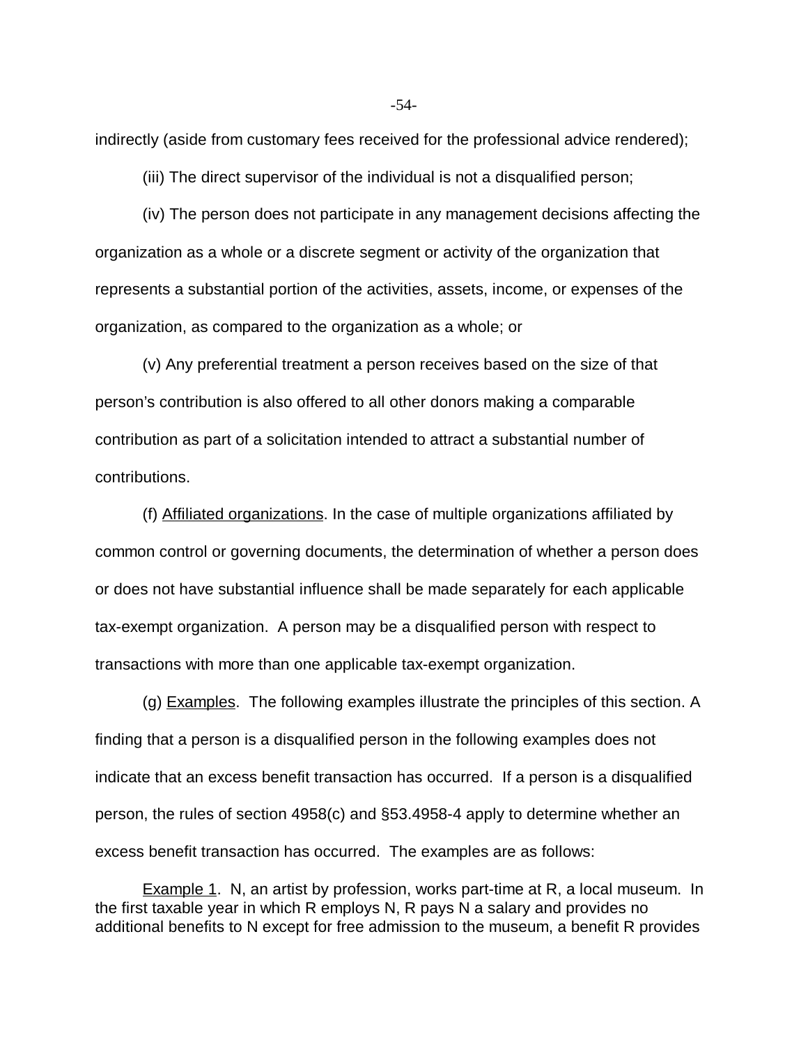indirectly (aside from customary fees received for the professional advice rendered);

(iii) The direct supervisor of the individual is not a disqualified person;

(iv) The person does not participate in any management decisions affecting the organization as a whole or a discrete segment or activity of the organization that represents a substantial portion of the activities, assets, income, or expenses of the organization, as compared to the organization as a whole; or

(v) Any preferential treatment a person receives based on the size of that person's contribution is also offered to all other donors making a comparable contribution as part of a solicitation intended to attract a substantial number of contributions.

(f) Affiliated organizations. In the case of multiple organizations affiliated by common control or governing documents, the determination of whether a person does or does not have substantial influence shall be made separately for each applicable tax-exempt organization. A person may be a disqualified person with respect to transactions with more than one applicable tax-exempt organization.

(g) Examples. The following examples illustrate the principles of this section. A finding that a person is a disqualified person in the following examples does not indicate that an excess benefit transaction has occurred. If a person is a disqualified person, the rules of section 4958(c) and §53.4958-4 apply to determine whether an excess benefit transaction has occurred. The examples are as follows:

Example 1. N, an artist by profession, works part-time at R, a local museum. In the first taxable year in which R employs N, R pays N a salary and provides no additional benefits to N except for free admission to the museum, a benefit R provides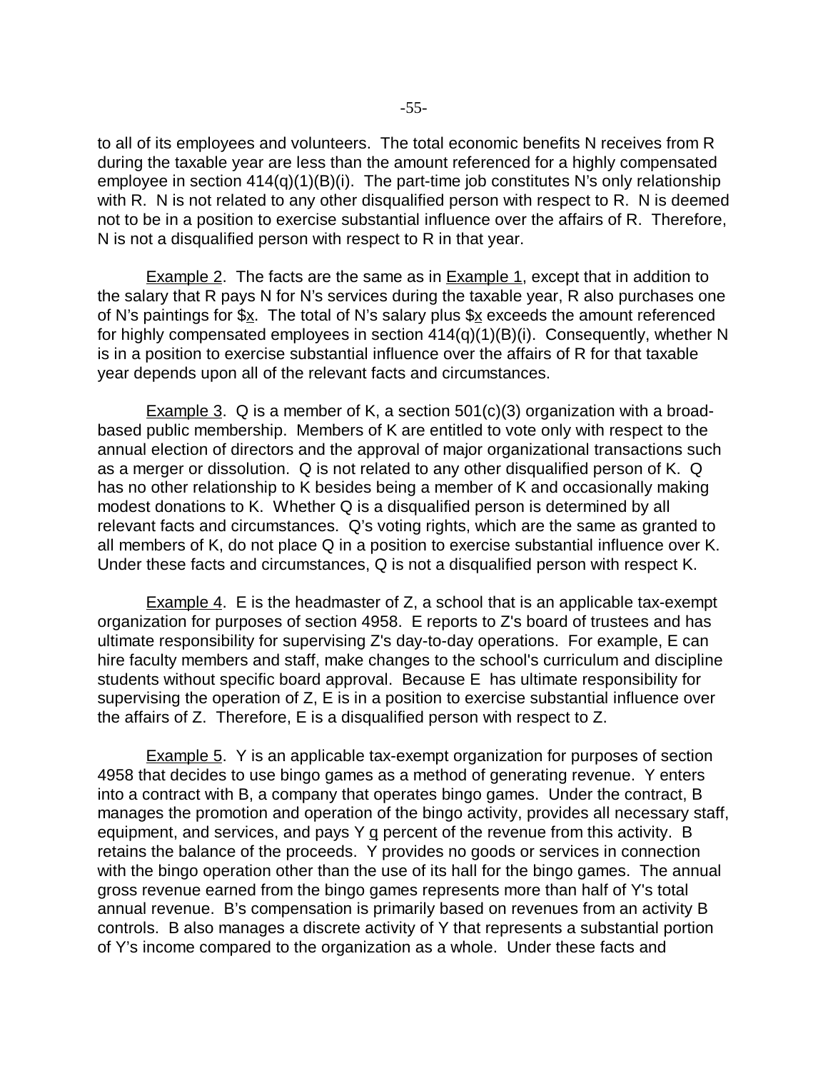to all of its employees and volunteers. The total economic benefits N receives from R during the taxable year are less than the amount referenced for a highly compensated employee in section 414(q)(1)(B)(i). The part-time job constitutes N's only relationship with R. N is not related to any other disqualified person with respect to R. N is deemed not to be in a position to exercise substantial influence over the affairs of R. Therefore, N is not a disqualified person with respect to R in that year.

Example 2. The facts are the same as in Example 1, except that in addition to the salary that R pays N for N's services during the taxable year, R also purchases one of N's paintings for $x. The total of N's salary plus $x exceeds the amount referenced for highly compensated employees in section 414(q)(1)(B)(i). Consequently, whether N is in a position to exercise substantial influence over the affairs of R for that taxable year depends upon all of the relevant facts and circumstances.

Example 3. Q is a member of K, a section 501(c)(3) organization with a broad-based public membership. Members of K are entitled to vote only with respect to the annual election of directors and the approval of major organizational transactions such as a merger or dissolution. Q is not related to any other disqualified person of K. Q has no other relationship to K besides being a member of K and occasionally making modest donations to K. Whether Q is a disqualified person is determined by all relevant facts and circumstances. Q's voting rights, which are the same as granted to all members of K, do not place Q in a position to exercise substantial influence over K. Under these facts and circumstances, Q is not a disqualified person with respect K.

Example 4. E is the headmaster of Z, a school that is an applicable tax-exempt organization for purposes of section 4958. E reports to Z's board of trustees and has ultimate responsibility for supervising Z's day-to-day operations. For example, E can hire faculty members and staff, make changes to the school's curriculum and discipline students without specific board approval. Because E has ultimate responsibility for supervising the operation of Z, E is in a position to exercise substantial influence over the affairs of Z. Therefore, E is a disqualified person with respect to Z.

Example 5. Y is an applicable tax-exempt organization for purposes of section 4958 that decides to use bingo games as a method of generating revenue. Y enters into a contract with B, a company that operates bingo games. Under the contract, B manages the promotion and operation of the bingo activity, provides all necessary staff, equipment, and services, and pays Y q percent of the revenue from this activity. B retains the balance of the proceeds. Y provides no goods or services in connection with the bingo operation other than the use of its hall for the bingo games. The annual gross revenue earned from the bingo games represents more than half of Y's total annual revenue. B's compensation is primarily based on revenues from an activity B controls. B also manages a discrete activity of Y that represents a substantial portion of Y's income compared to the organization as a whole. Under these facts and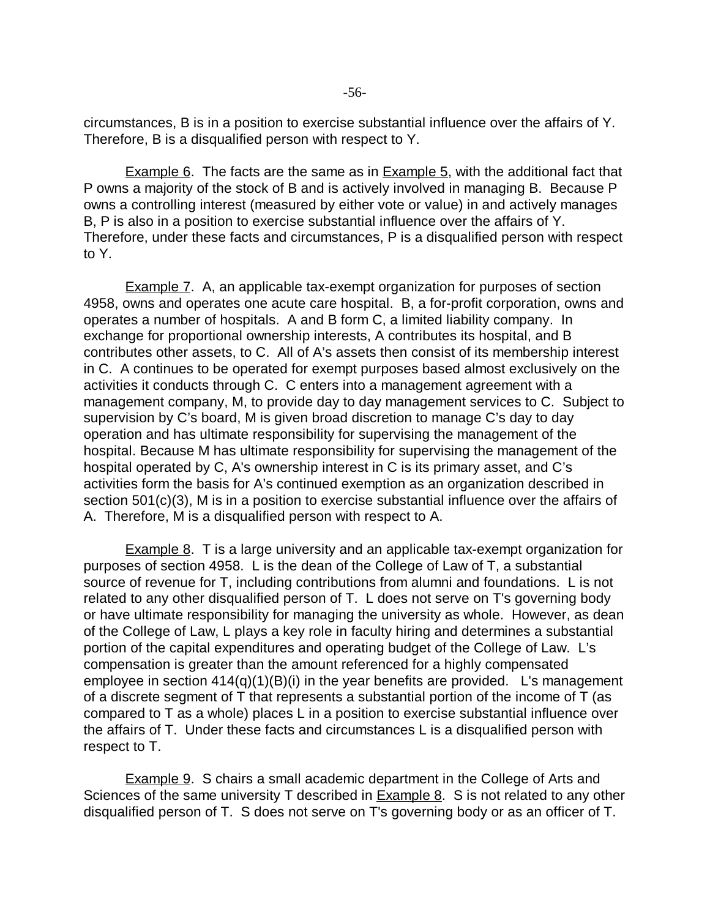circumstances, B is in a position to exercise substantial influence over the affairs of Y. Therefore, B is a disqualified person with respect to Y.

Example 6. The facts are the same as in Example 5, with the additional fact that P owns a majority of the stock of B and is actively involved in managing B. Because P owns a controlling interest (measured by either vote or value) in and actively manages B, P is also in a position to exercise substantial influence over the affairs of Y. Therefore, under these facts and circumstances, P is a disqualified person with respect to Y.

Example 7. A, an applicable tax-exempt organization for purposes of section 4958, owns and operates one acute care hospital. B, a for-profit corporation, owns and operates a number of hospitals. A and B form C, a limited liability company. In exchange for proportional ownership interests, A contributes its hospital, and B contributes other assets, to C. All of A's assets then consist of its membership interest in C. A continues to be operated for exempt purposes based almost exclusively on the activities it conducts through C. C enters into a management agreement with a management company, M, to provide day to day management services to C. Subject to supervision by C's board, M is given broad discretion to manage C's day to day operation and has ultimate responsibility for supervising the management of the hospital. Because M has ultimate responsibility for supervising the management of the hospital operated by C, A's ownership interest in C is its primary asset, and C's activities form the basis for A's continued exemption as an organization described in section 501(c)(3), M is in a position to exercise substantial influence over the affairs of A. Therefore, M is a disqualified person with respect to A.

Example 8. T is a large university and an applicable tax-exempt organization for purposes of section 4958. L is the dean of the College of Law of T, a substantial source of revenue for T, including contributions from alumni and foundations. L is not related to any other disqualified person of T. L does not serve on T's governing body or have ultimate responsibility for managing the university as whole. However, as dean of the College of Law, L plays a key role in faculty hiring and determines a substantial portion of the capital expenditures and operating budget of the College of Law. L's compensation is greater than the amount referenced for a highly compensated employee in section 414(q)(1)(B)(i) in the year benefits are provided. L's management of a discrete segment of T that represents a substantial portion of the income of T (as compared to T as a whole) places L in a position to exercise substantial influence over the affairs of T. Under these facts and circumstances L is a disqualified person with respect to T.

Example 9. S chairs a small academic department in the College of Arts and Sciences of the same university T described in Example 8. S is not related to any other disqualified person of T. S does not serve on T's governing body or as an officer of T.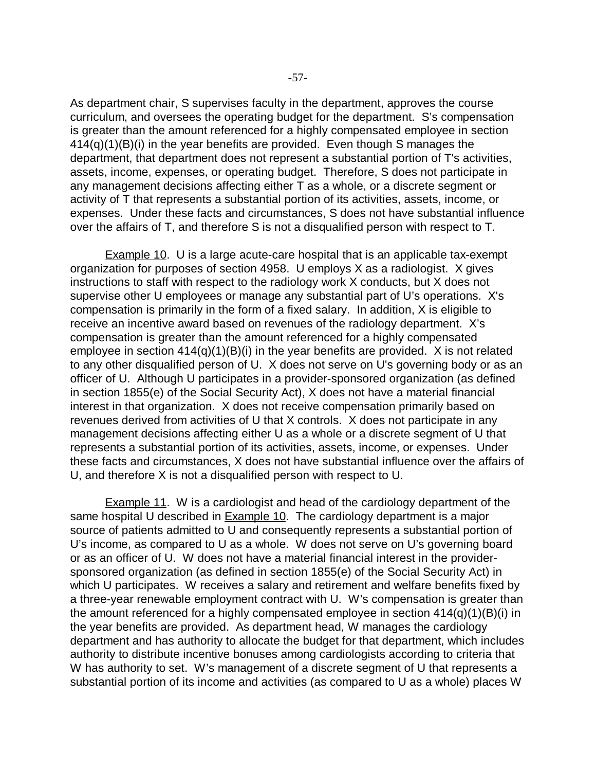As department chair, S supervises faculty in the department, approves the course curriculum, and oversees the operating budget for the department. S's compensation is greater than the amount referenced for a highly compensated employee in section 414(q)(1)(B)(i) in the year benefits are provided. Even though S manages the department, that department does not represent a substantial portion of T's activities, assets, income, expenses, or operating budget. Therefore, S does not participate in any management decisions affecting either T as a whole, or a discrete segment or activity of T that represents a substantial portion of its activities, assets, income, or expenses. Under these facts and circumstances, S does not have substantial influence over the affairs of T, and therefore S is not a disqualified person with respect to T.

Example 10. U is a large acute-care hospital that is an applicable tax-exempt organization for purposes of section 4958. U employs X as a radiologist. X gives instructions to staff with respect to the radiology work X conducts, but X does not supervise other U employees or manage any substantial part of U's operations. X's compensation is primarily in the form of a fixed salary. In addition, X is eligible to receive an incentive award based on revenues of the radiology department. X's compensation is greater than the amount referenced for a highly compensated employee in section 414(q)(1)(B)(i) in the year benefits are provided. X is not related to any other disqualified person of U. X does not serve on U's governing body or as an officer of U. Although U participates in a provider-sponsored organization (as defined in section 1855(e) of the Social Security Act), X does not have a material financial interest in that organization. X does not receive compensation primarily based on revenues derived from activities of U that X controls. X does not participate in any management decisions affecting either U as a whole or a discrete segment of U that represents a substantial portion of its activities, assets, income, or expenses. Under these facts and circumstances, X does not have substantial influence over the affairs of U, and therefore X is not a disqualified person with respect to U.

Example 11. W is a cardiologist and head of the cardiology department of the same hospital U described in Example 10. The cardiology department is a major source of patients admitted to U and consequently represents a substantial portion of U's income, as compared to U as a whole. W does not serve on U's governing board or as an officer of U. W does not have a material financial interest in the provider-sponsored organization (as defined in section 1855(e) of the Social Security Act) in which U participates. W receives a salary and retirement and welfare benefits fixed by a three-year renewable employment contract with U. W's compensation is greater than the amount referenced for a highly compensated employee in section 414(q)(1)(B)(i) in the year benefits are provided. As department head, W manages the cardiology department and has authority to allocate the budget for that department, which includes authority to distribute incentive bonuses among cardiologists according to criteria that W has authority to set. W's management of a discrete segment of U that represents a substantial portion of its income and activities (as compared to U as a whole) places W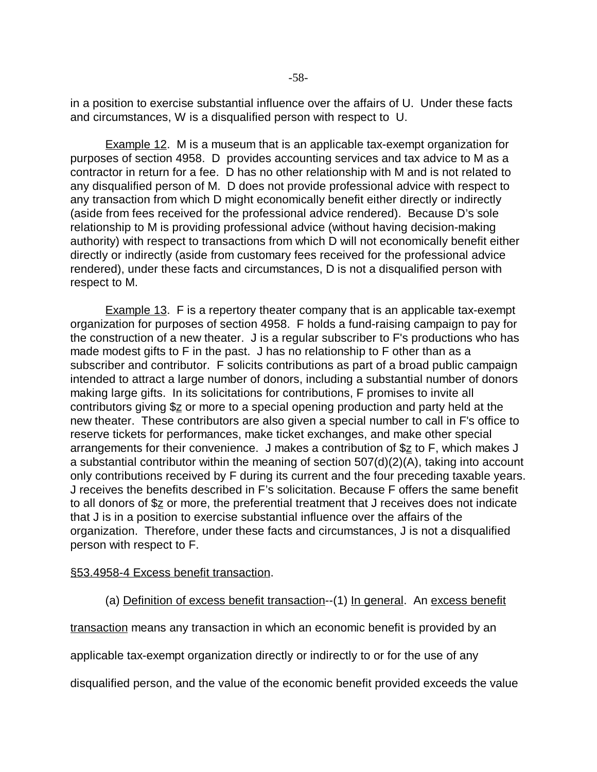in a position to exercise substantial influence over the affairs of U. Under these facts and circumstances, W is a disqualified person with respect to U.

Example 12. M is a museum that is an applicable tax-exempt organization for purposes of section 4958. D provides accounting services and tax advice to M as a contractor in return for a fee. D has no other relationship with M and is not related to any disqualified person of M. D does not provide professional advice with respect to any transaction from which D might economically benefit either directly or indirectly (aside from fees received for the professional advice rendered). Because D's sole relationship to M is providing professional advice (without having decision-making authority) with respect to transactions from which D will not economically benefit either directly or indirectly (aside from customary fees received for the professional advice rendered), under these facts and circumstances, D is not a disqualified person with respect to M.

Example 13. F is a repertory theater company that is an applicable tax-exempt organization for purposes of section 4958. F holds a fund-raising campaign to pay for the construction of a new theater. J is a regular subscriber to F's productions who has made modest gifts to F in the past. J has no relationship to F other than as a subscriber and contributor. F solicits contributions as part of a broad public campaign intended to attract a large number of donors, including a substantial number of donors making large gifts. In its solicitations for contributions, F promises to invite all contributors giving $z or more to a special opening production and party held at the new theater. These contributors are also given a special number to call in F's office to reserve tickets for performances, make ticket exchanges, and make other special arrangements for their convenience. J makes a contribution of $z to F, which makes J a substantial contributor within the meaning of section 507(d)(2)(A), taking into account only contributions received by F during its current and the four preceding taxable years. J receives the benefits described in F's solicitation. Because F offers the same benefit to all donors of $z or more, the preferential treatment that J receives does not indicate that J is in a position to exercise substantial influence over the affairs of the organization. Therefore, under these facts and circumstances, J is not a disqualified person with respect to F.

§53.4958-4 Excess benefit transaction.

(a) Definition of excess benefit transaction--(1) In general. An excess benefit transaction means any transaction in which an economic benefit is provided by an applicable tax-exempt organization directly or indirectly to or for the use of any disqualified person, and the value of the economic benefit provided exceeds the value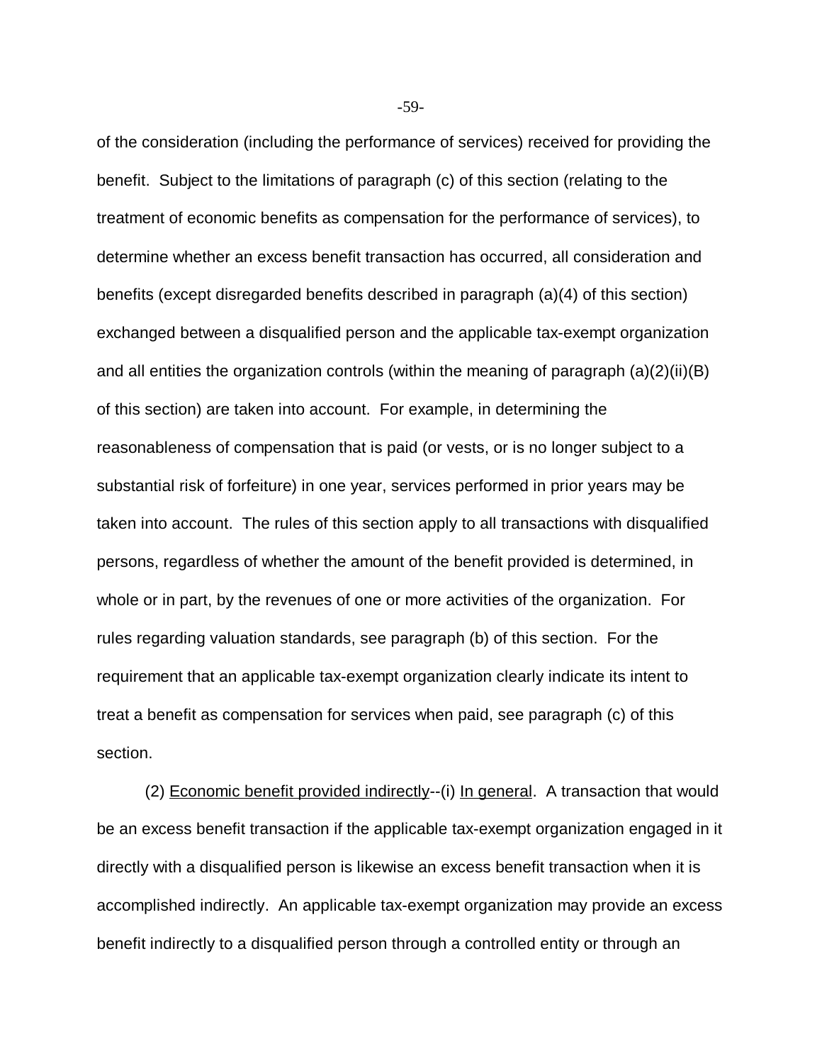of the consideration (including the performance of services) received for providing the benefit. Subject to the limitations of paragraph (c) of this section (relating to the treatment of economic benefits as compensation for the performance of services), to determine whether an excess benefit transaction has occurred, all consideration and benefits (except disregarded benefits described in paragraph (a)(4) of this section) exchanged between a disqualified person and the applicable tax-exempt organization and all entities the organization controls (within the meaning of paragraph (a)(2)(ii)(B) of this section) are taken into account. For example, in determining the reasonableness of compensation that is paid (or vests, or is no longer subject to a substantial risk of forfeiture) in one year, services performed in prior years may be taken into account. The rules of this section apply to all transactions with disqualified persons, regardless of whether the amount of the benefit provided is determined, in whole or in part, by the revenues of one or more activities of the organization. For rules regarding valuation standards, see paragraph (b) of this section. For the requirement that an applicable tax-exempt organization clearly indicate its intent to treat a benefit as compensation for services when paid, see paragraph (c) of this section.

(2) Economic benefit provided indirectly--(i) In general. A transaction that would be an excess benefit transaction if the applicable tax-exempt organization engaged in it directly with a disqualified person is likewise an excess benefit transaction when it is accomplished indirectly. An applicable tax-exempt organization may provide an excess benefit indirectly to a disqualified person through a controlled entity or through an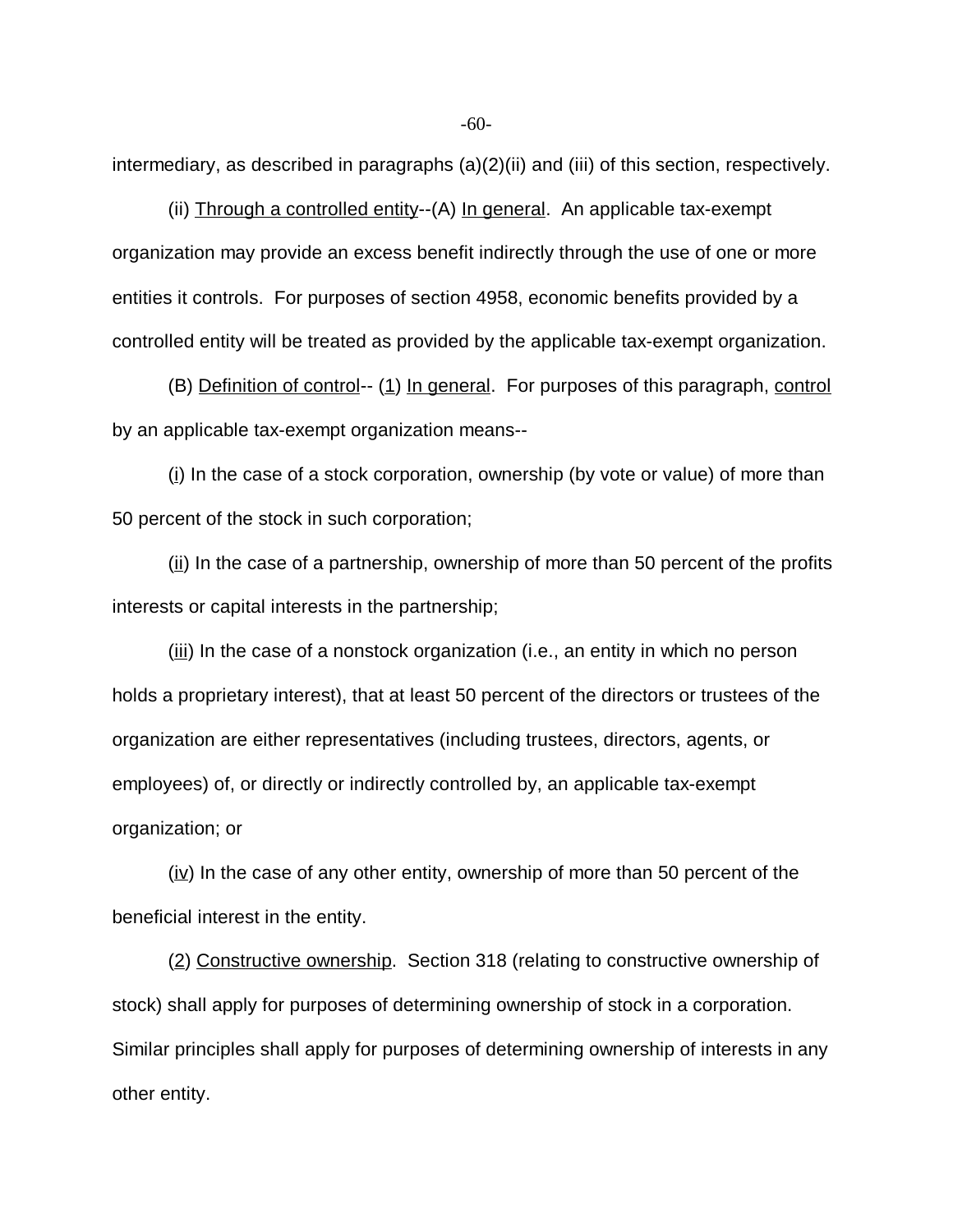intermediary, as described in paragraphs (a)(2)(ii) and (iii) of this section, respectively.

(ii) Through a controlled entity--(A) In general. An applicable tax-exempt organization may provide an excess benefit indirectly through the use of one or more entities it controls. For purposes of section 4958, economic benefits provided by a controlled entity will be treated as provided by the applicable tax-exempt organization.

(B) Definition of control-- (1) In general. For purposes of this paragraph, control by an applicable tax-exempt organization means--

(i) In the case of a stock corporation, ownership (by vote or value) of more than 50 percent of the stock in such corporation;

(ii) In the case of a partnership, ownership of more than 50 percent of the profits interests or capital interests in the partnership;

(iii) In the case of a nonstock organization (i.e., an entity in which no person holds a proprietary interest), that at least 50 percent of the directors or trustees of the organization are either representatives (including trustees, directors, agents, or employees) of, or directly or indirectly controlled by, an applicable tax-exempt organization; or

(iv) In the case of any other entity, ownership of more than 50 percent of the beneficial interest in the entity.

(2) Constructive ownership. Section 318 (relating to constructive ownership of stock) shall apply for purposes of determining ownership of stock in a corporation. Similar principles shall apply for purposes of determining ownership of interests in any other entity.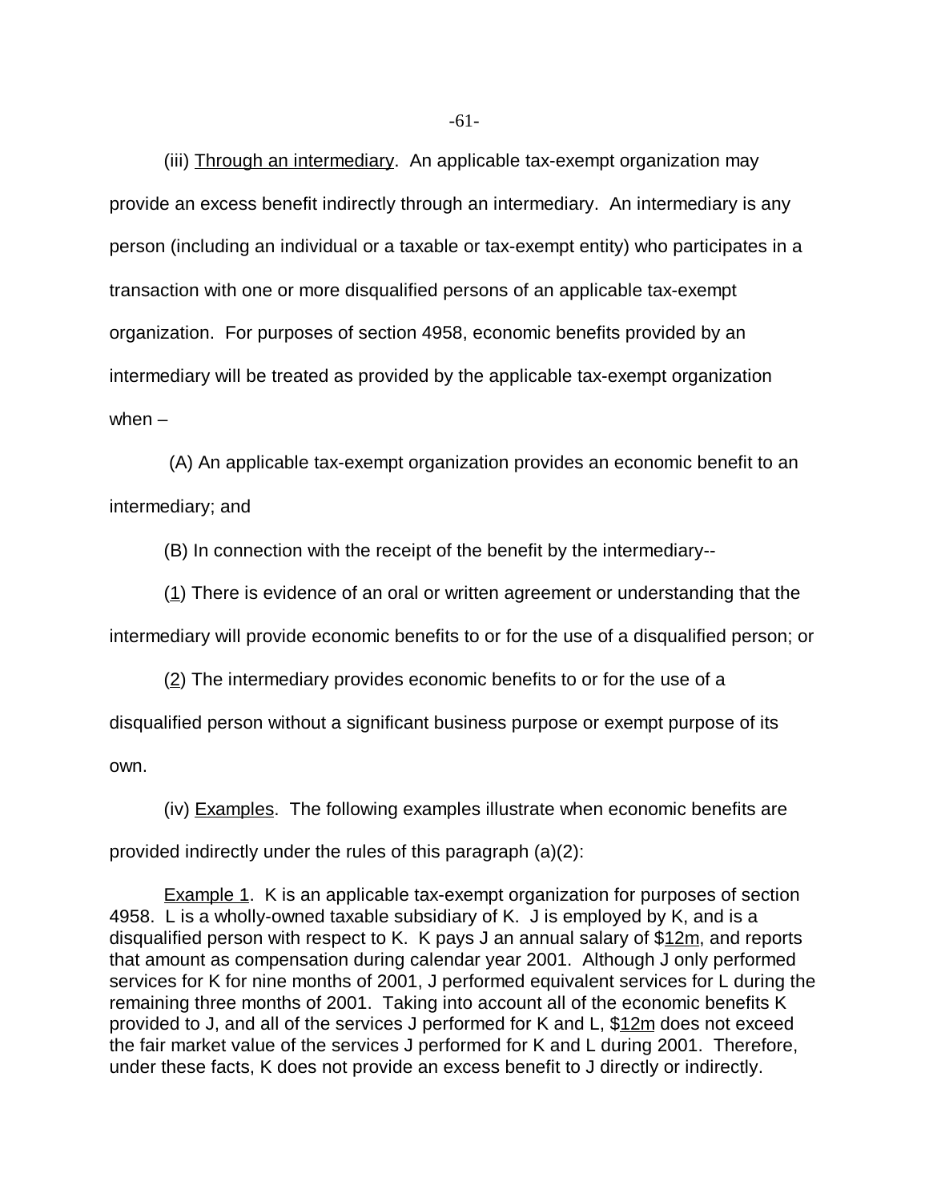(iii) Through an intermediary. An applicable tax-exempt organization may provide an excess benefit indirectly through an intermediary. An intermediary is any person (including an individual or a taxable or tax-exempt entity) who participates in a transaction with one or more disqualified persons of an applicable tax-exempt organization. For purposes of section 4958, economic benefits provided by an intermediary will be treated as provided by the applicable tax-exempt organization when –

(A) An applicable tax-exempt organization provides an economic benefit to an intermediary; and

(B) In connection with the receipt of the benefit by the intermediary--

(1) There is evidence of an oral or written agreement or understanding that the intermediary will provide economic benefits to or for the use of a disqualified person; or

(2) The intermediary provides economic benefits to or for the use of a disqualified person without a significant business purpose or exempt purpose of its own.

(iv) Examples. The following examples illustrate when economic benefits are provided indirectly under the rules of this paragraph (a)(2):

Example 1. K is an applicable tax-exempt organization for purposes of section 4958. L is a wholly-owned taxable subsidiary of K. J is employed by K, and is a disqualified person with respect to K. K pays J an annual salary of $12m, and reports that amount as compensation during calendar year 2001. Although J only performed services for K for nine months of 2001, J performed equivalent services for L during the remaining three months of 2001. Taking into account all of the economic benefits K provided to J, and all of the services J performed for K and L, $12m does not exceed the fair market value of the services J performed for K and L during 2001. Therefore, under these facts, K does not provide an excess benefit to J directly or indirectly.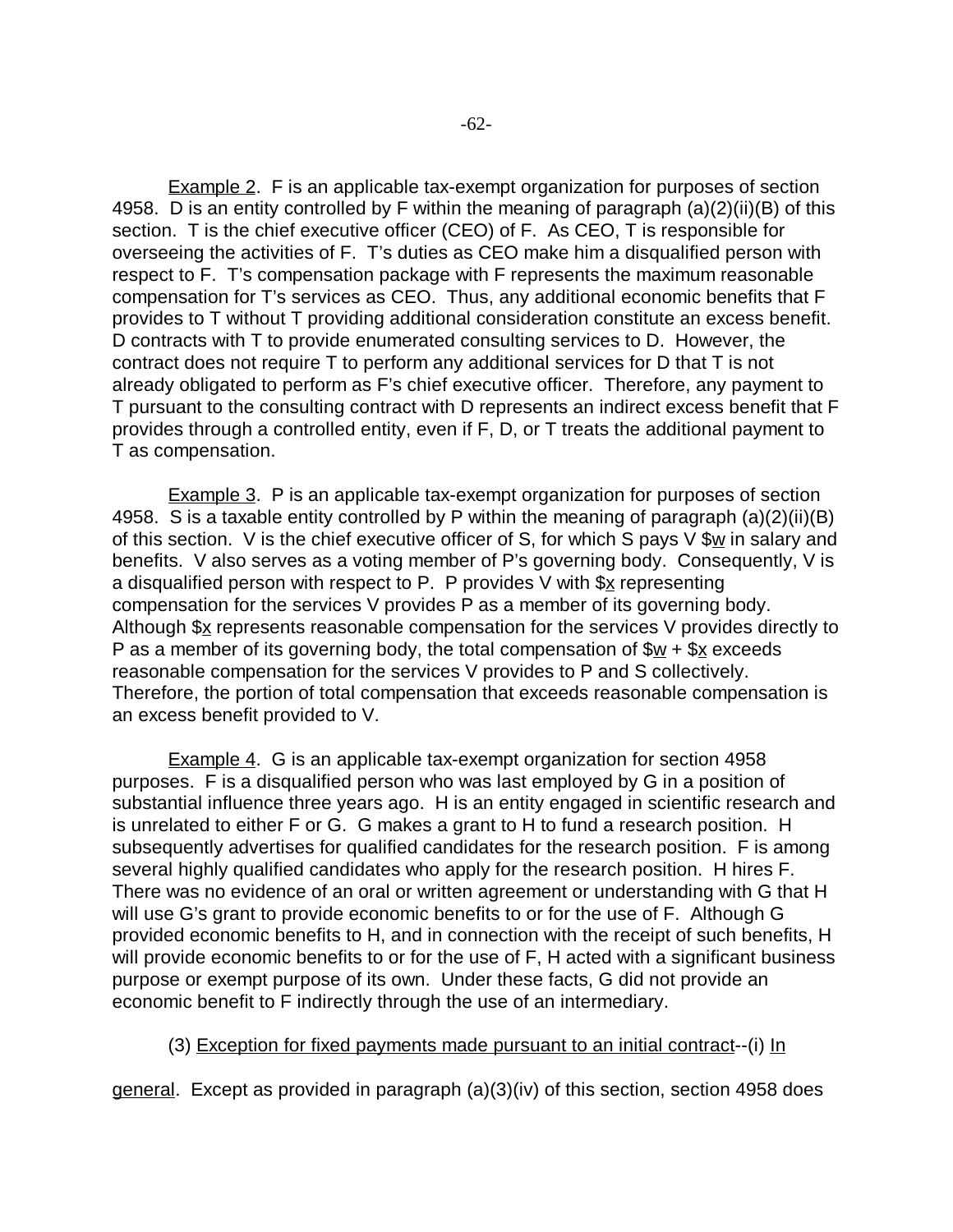Example 2. F is an applicable tax-exempt organization for purposes of section 4958. D is an entity controlled by F within the meaning of paragraph (a)(2)(ii)(B) of this section. T is the chief executive officer (CEO) of F. As CEO, T is responsible for overseeing the activities of F. T's duties as CEO make him a disqualified person with respect to F. T's compensation package with F represents the maximum reasonable compensation for T's services as CEO. Thus, any additional economic benefits that F provides to T without T providing additional consideration constitute an excess benefit. D contracts with T to provide enumerated consulting services to D. However, the contract does not require T to perform any additional services for D that T is not already obligated to perform as F's chief executive officer. Therefore, any payment to T pursuant to the consulting contract with D represents an indirect excess benefit that F provides through a controlled entity, even if F, D, or T treats the additional payment to T as compensation.

Example 3. P is an applicable tax-exempt organization for purposes of section 4958. S is a taxable entity controlled by P within the meaning of paragraph (a)(2)(ii)(B) of this section. V is the chief executive officer of S, for which S pays V $w in salary and benefits. V also serves as a voting member of P's governing body. Consequently, V is a disqualified person with respect to P. P provides V with $x representing compensation for the services V provides P as a member of its governing body. Although $x represents reasonable compensation for the services V provides directly to P as a member of its governing body, the total compensation of $w + $x exceeds reasonable compensation for the services V provides to P and S collectively. Therefore, the portion of total compensation that exceeds reasonable compensation is an excess benefit provided to V.

Example 4. G is an applicable tax-exempt organization for section 4958 purposes. F is a disqualified person who was last employed by G in a position of substantial influence three years ago. H is an entity engaged in scientific research and is unrelated to either F or G. G makes a grant to H to fund a research position. H subsequently advertises for qualified candidates for the research position. F is among several highly qualified candidates who apply for the research position. H hires F. There was no evidence of an oral or written agreement or understanding with G that H will use G's grant to provide economic benefits to or for the use of F. Although G provided economic benefits to H, and in connection with the receipt of such benefits, H will provide economic benefits to or for the use of F, H acted with a significant business purpose or exempt purpose of its own. Under these facts, G did not provide an economic benefit to F indirectly through the use of an intermediary.

(3) Exception for fixed payments made pursuant to an initial contract--(i) In general. Except as provided in paragraph (a)(3)(iv) of this section, section 4958 does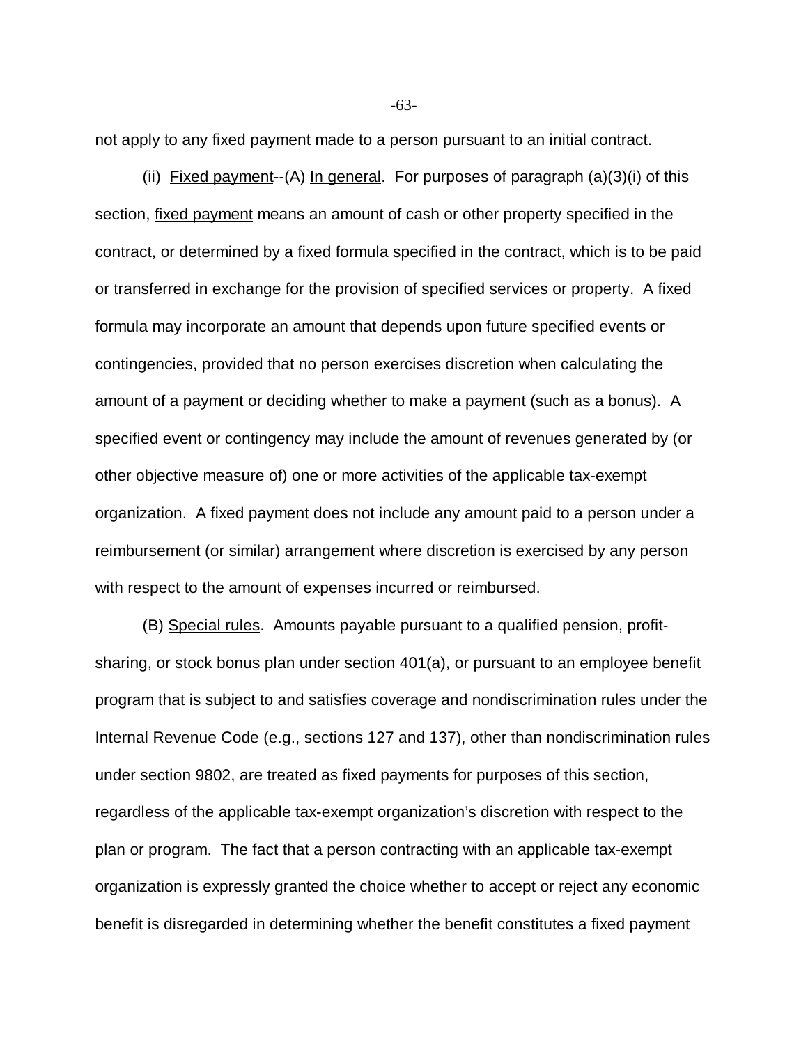not apply to any fixed payment made to a person pursuant to an initial contract.

(ii) Fixed payment--(A) In general. For purposes of paragraph (a)(3)(i) of this section, fixed payment means an amount of cash or other property specified in the contract, or determined by a fixed formula specified in the contract, which is to be paid or transferred in exchange for the provision of specified services or property. A fixed formula may incorporate an amount that depends upon future specified events or contingencies, provided that no person exercises discretion when calculating the amount of a payment or deciding whether to make a payment (such as a bonus). A specified event or contingency may include the amount of revenues generated by (or other objective measure of) one or more activities of the applicable tax-exempt organization. A fixed payment does not include any amount paid to a person under a reimbursement (or similar) arrangement where discretion is exercised by any person with respect to the amount of expenses incurred or reimbursed.

(B) Special rules. Amounts payable pursuant to a qualified pension, profit-sharing, or stock bonus plan under section 401(a), or pursuant to an employee benefit program that is subject to and satisfies coverage and nondiscrimination rules under the Internal Revenue Code (e.g., sections 127 and 137), other than nondiscrimination rules under section 9802, are treated as fixed payments for purposes of this section, regardless of the applicable tax-exempt organization's discretion with respect to the plan or program. The fact that a person contracting with an applicable tax-exempt organization is expressly granted the choice whether to accept or reject any economic benefit is disregarded in determining whether the benefit constitutes a fixed payment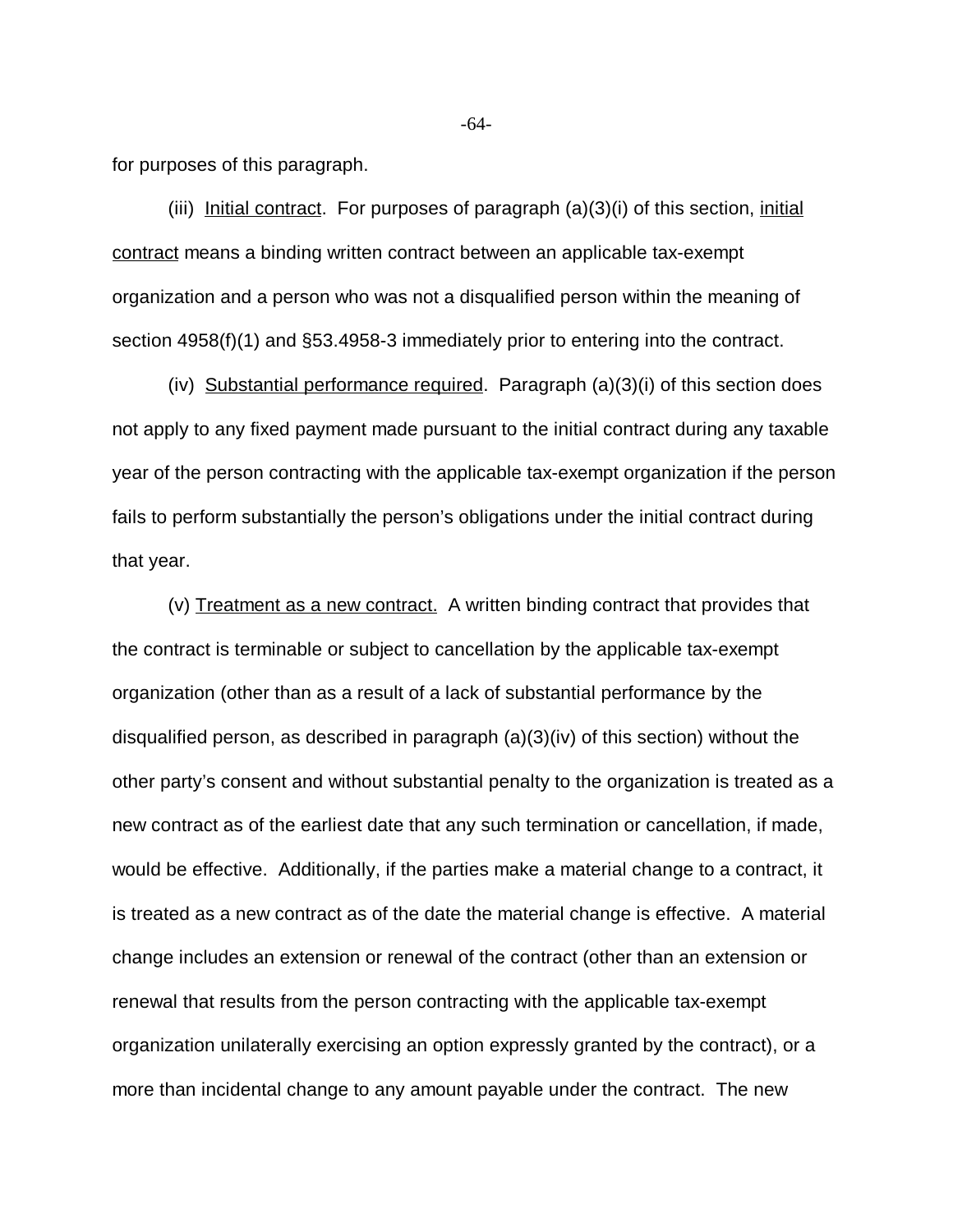for purposes of this paragraph.

(iii) Initial contract. For purposes of paragraph (a)(3)(i) of this section, initial contract means a binding written contract between an applicable tax-exempt organization and a person who was not a disqualified person within the meaning of section 4958(f)(1) and §53.4958-3 immediately prior to entering into the contract.

(iv) Substantial performance required. Paragraph (a)(3)(i) of this section does not apply to any fixed payment made pursuant to the initial contract during any taxable year of the person contracting with the applicable tax-exempt organization if the person fails to perform substantially the person's obligations under the initial contract during that year.

(v) Treatment as a new contract. A written binding contract that provides that the contract is terminable or subject to cancellation by the applicable tax-exempt organization (other than as a result of a lack of substantial performance by the disqualified person, as described in paragraph (a)(3)(iv) of this section) without the other party's consent and without substantial penalty to the organization is treated as a new contract as of the earliest date that any such termination or cancellation, if made, would be effective. Additionally, if the parties make a material change to a contract, it is treated as a new contract as of the date the material change is effective. A material change includes an extension or renewal of the contract (other than an extension or renewal that results from the person contracting with the applicable tax-exempt organization unilaterally exercising an option expressly granted by the contract), or a more than incidental change to any amount payable under the contract. The new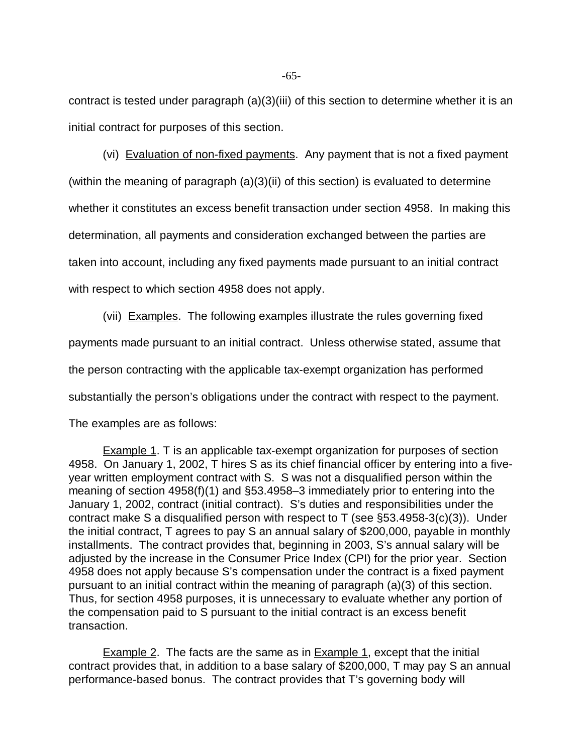contract is tested under paragraph (a)(3)(iii) of this section to determine whether it is an initial contract for purposes of this section.

(vi) Evaluation of non-fixed payments. Any payment that is not a fixed payment (within the meaning of paragraph (a)(3)(ii) of this section) is evaluated to determine whether it constitutes an excess benefit transaction under section 4958. In making this determination, all payments and consideration exchanged between the parties are taken into account, including any fixed payments made pursuant to an initial contract with respect to which section 4958 does not apply.

(vii) Examples. The following examples illustrate the rules governing fixed payments made pursuant to an initial contract. Unless otherwise stated, assume that the person contracting with the applicable tax-exempt organization has performed substantially the person's obligations under the contract with respect to the payment. The examples are as follows:

Example 1. T is an applicable tax-exempt organization for purposes of section 4958. On January 1, 2002, T hires S as its chief financial officer by entering into a five-year written employment contract with S. S was not a disqualified person within the meaning of section 4958(f)(1) and §53.4958–3 immediately prior to entering into the January 1, 2002, contract (initial contract). S's duties and responsibilities under the contract make S a disqualified person with respect to T (see §53.4958-3(c)(3)). Under the initial contract, T agrees to pay S an annual salary of $200,000, payable in monthly installments. The contract provides that, beginning in 2003, S's annual salary will be adjusted by the increase in the Consumer Price Index (CPI) for the prior year. Section 4958 does not apply because S's compensation under the contract is a fixed payment pursuant to an initial contract within the meaning of paragraph (a)(3) of this section. Thus, for section 4958 purposes, it is unnecessary to evaluate whether any portion of the compensation paid to S pursuant to the initial contract is an excess benefit transaction.

Example 2. The facts are the same as in Example 1, except that the initial contract provides that, in addition to a base salary of $200,000, T may pay S an annual performance-based bonus. The contract provides that T's governing body will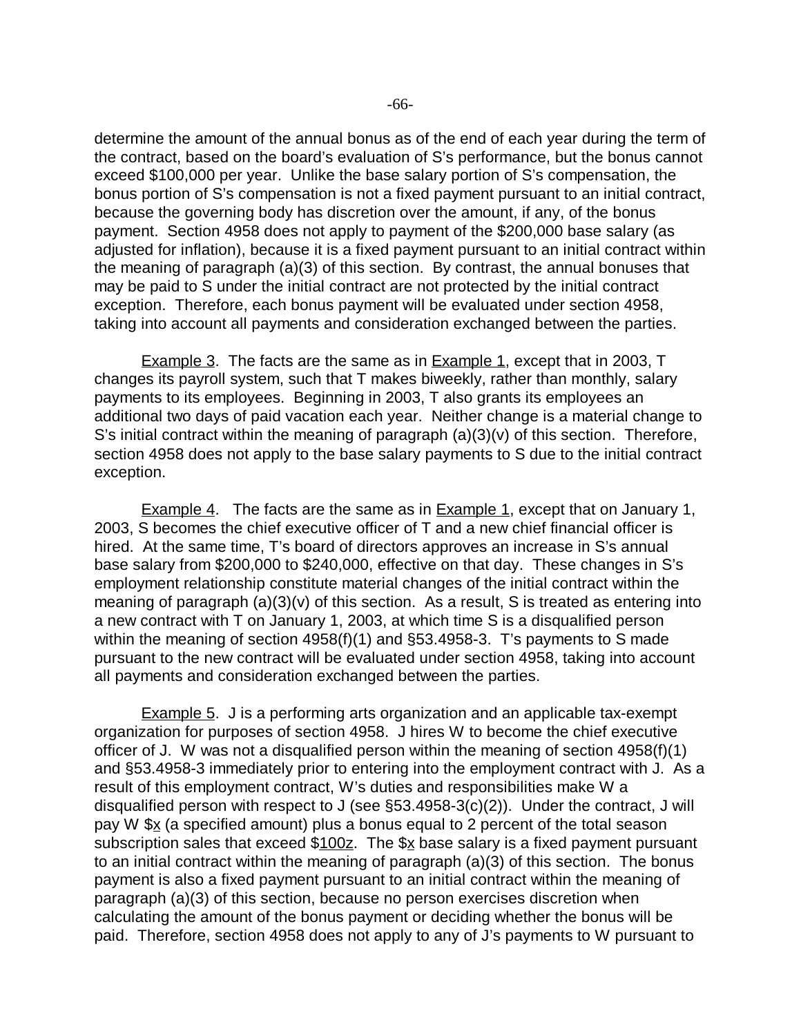determine the amount of the annual bonus as of the end of each year during the term of the contract, based on the board's evaluation of S's performance, but the bonus cannot exceed $100,000 per year. Unlike the base salary portion of S's compensation, the bonus portion of S's compensation is not a fixed payment pursuant to an initial contract, because the governing body has discretion over the amount, if any, of the bonus payment. Section 4958 does not apply to payment of the $200,000 base salary (as adjusted for inflation), because it is a fixed payment pursuant to an initial contract within the meaning of paragraph (a)(3) of this section. By contrast, the annual bonuses that may be paid to S under the initial contract are not protected by the initial contract exception. Therefore, each bonus payment will be evaluated under section 4958, taking into account all payments and consideration exchanged between the parties.

Example 3. The facts are the same as in Example 1, except that in 2003, T changes its payroll system, such that T makes biweekly, rather than monthly, salary payments to its employees. Beginning in 2003, T also grants its employees an additional two days of paid vacation each year. Neither change is a material change to S's initial contract within the meaning of paragraph (a)(3)(v) of this section. Therefore, section 4958 does not apply to the base salary payments to S due to the initial contract exception.

Example 4. The facts are the same as in Example 1, except that on January 1, 2003, S becomes the chief executive officer of T and a new chief financial officer is hired. At the same time, T's board of directors approves an increase in S's annual base salary from $200,000 to $240,000, effective on that day. These changes in S's employment relationship constitute material changes of the initial contract within the meaning of paragraph (a)(3)(v) of this section. As a result, S is treated as entering into a new contract with T on January 1, 2003, at which time S is a disqualified person within the meaning of section 4958(f)(1) and §53.4958-3. T's payments to S made pursuant to the new contract will be evaluated under section 4958, taking into account all payments and consideration exchanged between the parties.

Example 5. J is a performing arts organization and an applicable tax-exempt organization for purposes of section 4958. J hires W to become the chief executive officer of J. W was not a disqualified person within the meaning of section 4958(f)(1) and §53.4958-3 immediately prior to entering into the employment contract with J. As a result of this employment contract, W's duties and responsibilities make W a disqualified person with respect to J (see §53.4958-3(c)(2)). Under the contract, J will pay W $x (a specified amount) plus a bonus equal to 2 percent of the total season subscription sales that exceed $100z. The $x base salary is a fixed payment pursuant to an initial contract within the meaning of paragraph (a)(3) of this section. The bonus payment is also a fixed payment pursuant to an initial contract within the meaning of paragraph (a)(3) of this section, because no person exercises discretion when calculating the amount of the bonus payment or deciding whether the bonus will be paid. Therefore, section 4958 does not apply to any of J's payments to W pursuant to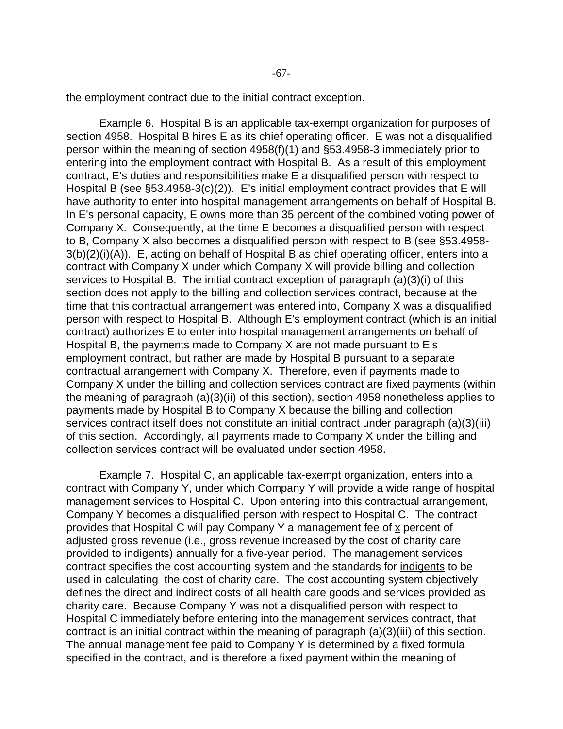the employment contract due to the initial contract exception.

Example 6. Hospital B is an applicable tax-exempt organization for purposes of section 4958. Hospital B hires E as its chief operating officer. E was not a disqualified person within the meaning of section 4958(f)(1) and §53.4958-3 immediately prior to entering into the employment contract with Hospital B. As a result of this employment contract, E's duties and responsibilities make E a disqualified person with respect to Hospital B (see §53.4958-3(c)(2)). E's initial employment contract provides that E will have authority to enter into hospital management arrangements on behalf of Hospital B. In E's personal capacity, E owns more than 35 percent of the combined voting power of Company X. Consequently, at the time E becomes a disqualified person with respect to B, Company X also becomes a disqualified person with respect to B (see §53.4958-3(b)(2)(i)(A)). E, acting on behalf of Hospital B as chief operating officer, enters into a contract with Company X under which Company X will provide billing and collection services to Hospital B. The initial contract exception of paragraph (a)(3)(i) of this section does not apply to the billing and collection services contract, because at the time that this contractual arrangement was entered into, Company X was a disqualified person with respect to Hospital B. Although E's employment contract (which is an initial contract) authorizes E to enter into hospital management arrangements on behalf of Hospital B, the payments made to Company X are not made pursuant to E's employment contract, but rather are made by Hospital B pursuant to a separate contractual arrangement with Company X. Therefore, even if payments made to Company X under the billing and collection services contract are fixed payments (within the meaning of paragraph (a)(3)(ii) of this section), section 4958 nonetheless applies to payments made by Hospital B to Company X because the billing and collection services contract itself does not constitute an initial contract under paragraph (a)(3)(iii) of this section. Accordingly, all payments made to Company X under the billing and collection services contract will be evaluated under section 4958.

Example 7. Hospital C, an applicable tax-exempt organization, enters into a contract with Company Y, under which Company Y will provide a wide range of hospital management services to Hospital C. Upon entering into this contractual arrangement, Company Y becomes a disqualified person with respect to Hospital C. The contract provides that Hospital C will pay Company Y a management fee of x percent of adjusted gross revenue (i.e., gross revenue increased by the cost of charity care provided to indigents) annually for a five-year period. The management services contract specifies the cost accounting system and the standards for indigents to be used in calculating the cost of charity care. The cost accounting system objectively defines the direct and indirect costs of all health care goods and services provided as charity care. Because Company Y was not a disqualified person with respect to Hospital C immediately before entering into the management services contract, that contract is an initial contract within the meaning of paragraph (a)(3)(iii) of this section. The annual management fee paid to Company Y is determined by a fixed formula specified in the contract, and is therefore a fixed payment determined within the meaning of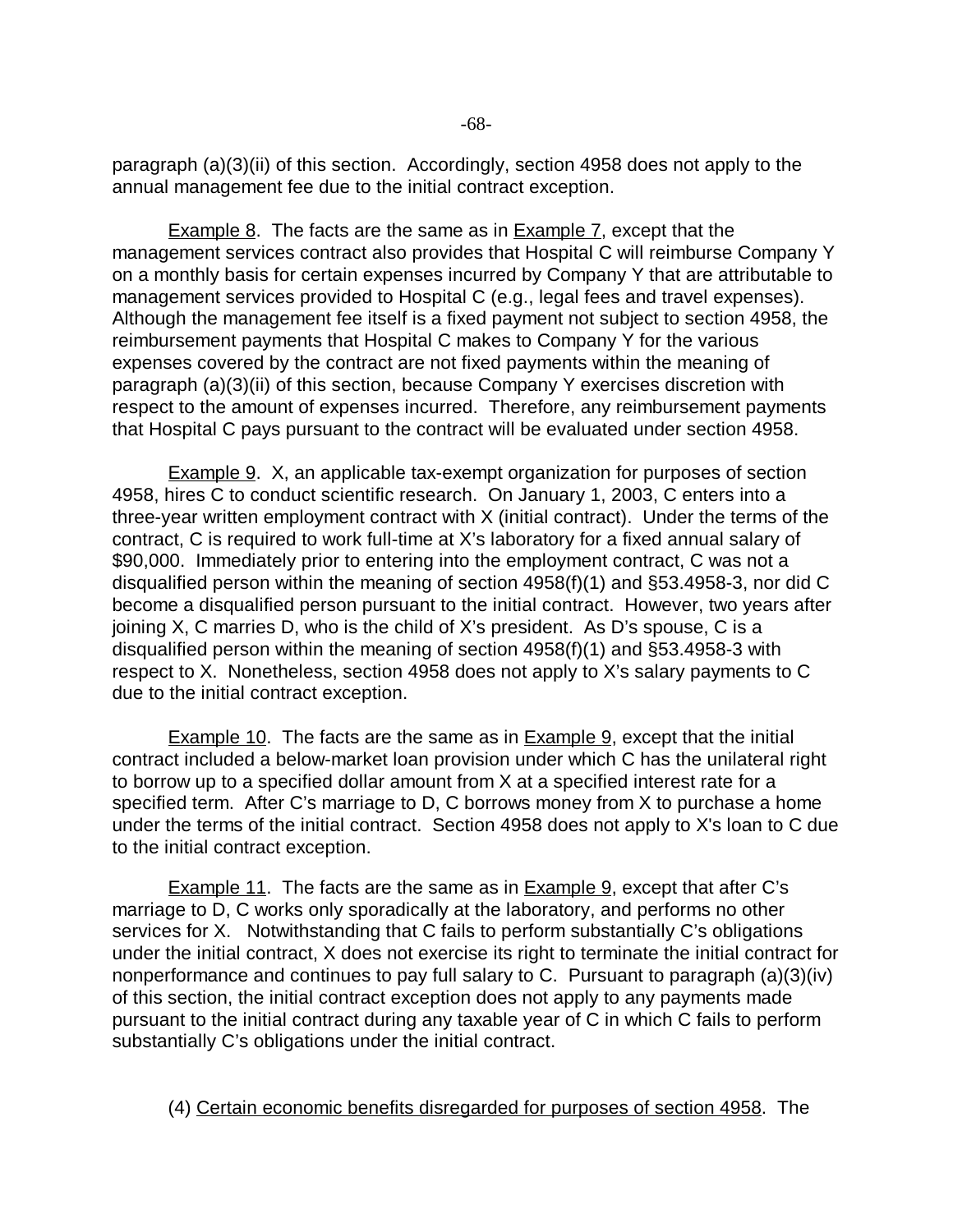paragraph (a)(3)(ii) of this section. Accordingly, section 4958 does not apply to the annual management fee due to the initial contract exception.

Example 8. The facts are the same as in Example 7, except that the management services contract also provides that Hospital C will reimburse Company Y on a monthly basis for certain expenses incurred by Company Y that are attributable to management services provided to Hospital C (e.g., legal fees and travel expenses). Although the management fee itself is a fixed payment not subject to section 4958, the reimbursement payments that Hospital C makes to Company Y for the various expenses covered by the contract are not fixed payments within the meaning of paragraph (a)(3)(ii) of this section, because Company Y exercises discretion with respect to the amount of expenses incurred. Therefore, any reimbursement payments that Hospital C pays pursuant to the contract will be evaluated under section 4958.

Example 9. X, an applicable tax-exempt organization for purposes of section 4958, hires C to conduct scientific research. On January 1, 2003, C enters into a three-year written employment contract with X (initial contract). Under the terms of the contract, C is required to work full-time at X's laboratory for a fixed annual salary of $90,000. Immediately prior to entering into the employment contract, C was not a disqualified person within the meaning of section 4958(f)(1) and §53.4958-3, nor did C become a disqualified person pursuant to the initial contract. However, two years after joining X, C marries D, who is the child of X's president. As D's spouse, C is a disqualified person within the meaning of section 4958(f)(1) and §53.4958-3 with respect to X. Nonetheless, section 4958 does not apply to X's salary payments to C due to the initial contract exception.

Example 10. The facts are the same as in Example 9, except that the initial contract included a below-market loan provision under which C has the unilateral right to borrow up to a specified dollar amount from X at a specified interest rate for a specified term. After C's marriage to D, C borrows money from X to purchase a home under the terms of the initial contract. Section 4958 does not apply to X's loan to C due to the initial contract exception.

Example 11. The facts are the same as in Example 9, except that after C's marriage to D, C works only sporadically at the laboratory, and performs no other services for X. Notwithstanding that C fails to perform substantially C's obligations under the initial contract, X does not exercise its right to terminate the initial contract for nonperformance and continues to pay full salary to C. Pursuant to paragraph (a)(3)(iv) of this section, the initial contract exception does not apply to any payments made pursuant to the initial contract during any taxable year of C in which C fails to perform substantially C's obligations under the initial contract.

(4) Certain economic benefits disregarded for purposes of section 4958. The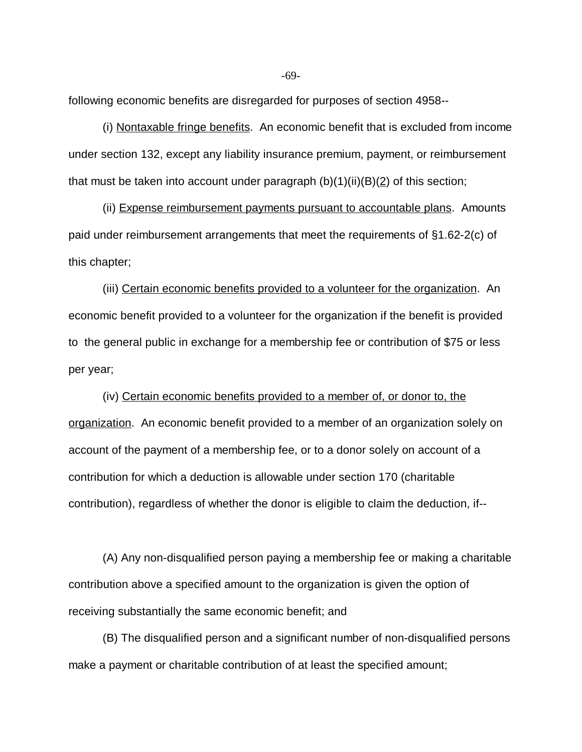following economic benefits are disregarded for purposes of section 4958--

(i) Nontaxable fringe benefits. An economic benefit that is excluded from income under section 132, except any liability insurance premium, payment, or reimbursement that must be taken into account under paragraph (b)(1)(ii)(B)(2) of this section;

(ii) Expense reimbursement payments pursuant to accountable plans. Amounts paid under reimbursement arrangements that meet the requirements of §1.62-2(c) of this chapter;

(iii) Certain economic benefits provided to a volunteer for the organization. An economic benefit provided to a volunteer for the organization if the benefit is provided to the general public in exchange for a membership fee or contribution of $75 or less per year;

(iv) Certain economic benefits provided to a member of, or donor to, the organization. An economic benefit provided to a member of an organization solely on account of the payment of a membership fee, or to a donor solely on account of a contribution for which a deduction is allowable under section 170 (charitable contribution), regardless of whether the donor is eligible to claim the deduction, if--

(A) Any non-disqualified person paying a membership fee or making a charitable contribution above a specified amount to the organization is given the option of receiving substantially the same economic benefit; and

(B) The disqualified person and a significant number of non-disqualified persons make a payment or charitable contribution of at least the specified amount;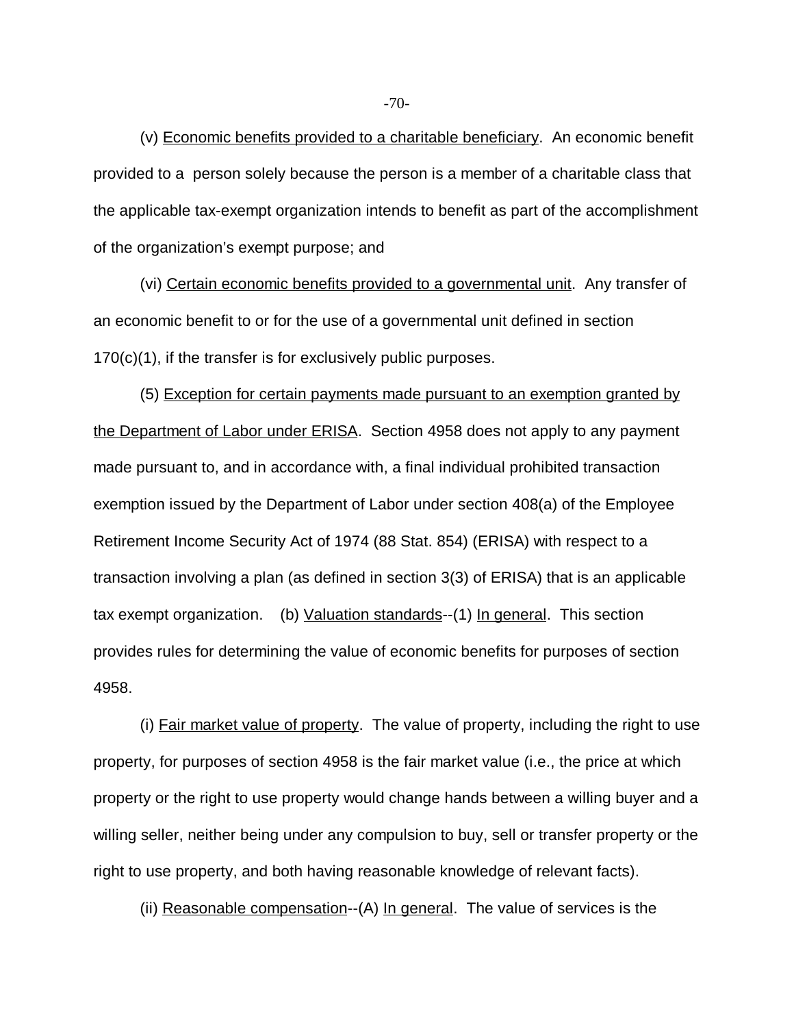(v) Economic benefits provided to a charitable beneficiary. An economic benefit provided to a person solely because the person is a member of a charitable class that the applicable tax-exempt organization intends to benefit as part of the accomplishment of the organization's exempt purpose; and

(vi) Certain economic benefits provided to a governmental unit. Any transfer of an economic benefit to or for the use of a governmental unit defined in section 170(c)(1), if the transfer is for exclusively public purposes.

(5) Exception for certain payments made pursuant to an exemption granted by the Department of Labor under ERISA. Section 4958 does not apply to any payment made pursuant to, and in accordance with, a final individual prohibited transaction exemption issued by the Department of Labor under section 408(a) of the Employee Retirement Income Security Act of 1974 (88 Stat. 854) (ERISA) with respect to a transaction involving a plan (as defined in section 3(3) of ERISA) that is an applicable tax exempt organization. (b) Valuation standards--(1) In general. This section provides rules for determining the value of economic benefits for purposes of section 4958.

(i) Fair market value of property. The value of property, including the right to use property, for purposes of section 4958 is the fair market value (i.e., the price at which property or the right to use property would change hands between a willing buyer and a willing seller, neither being under any compulsion to buy, sell or transfer property or the right to use property, and both having reasonable knowledge of relevant facts).

(ii) Reasonable compensation--(A) In general. The value of services is the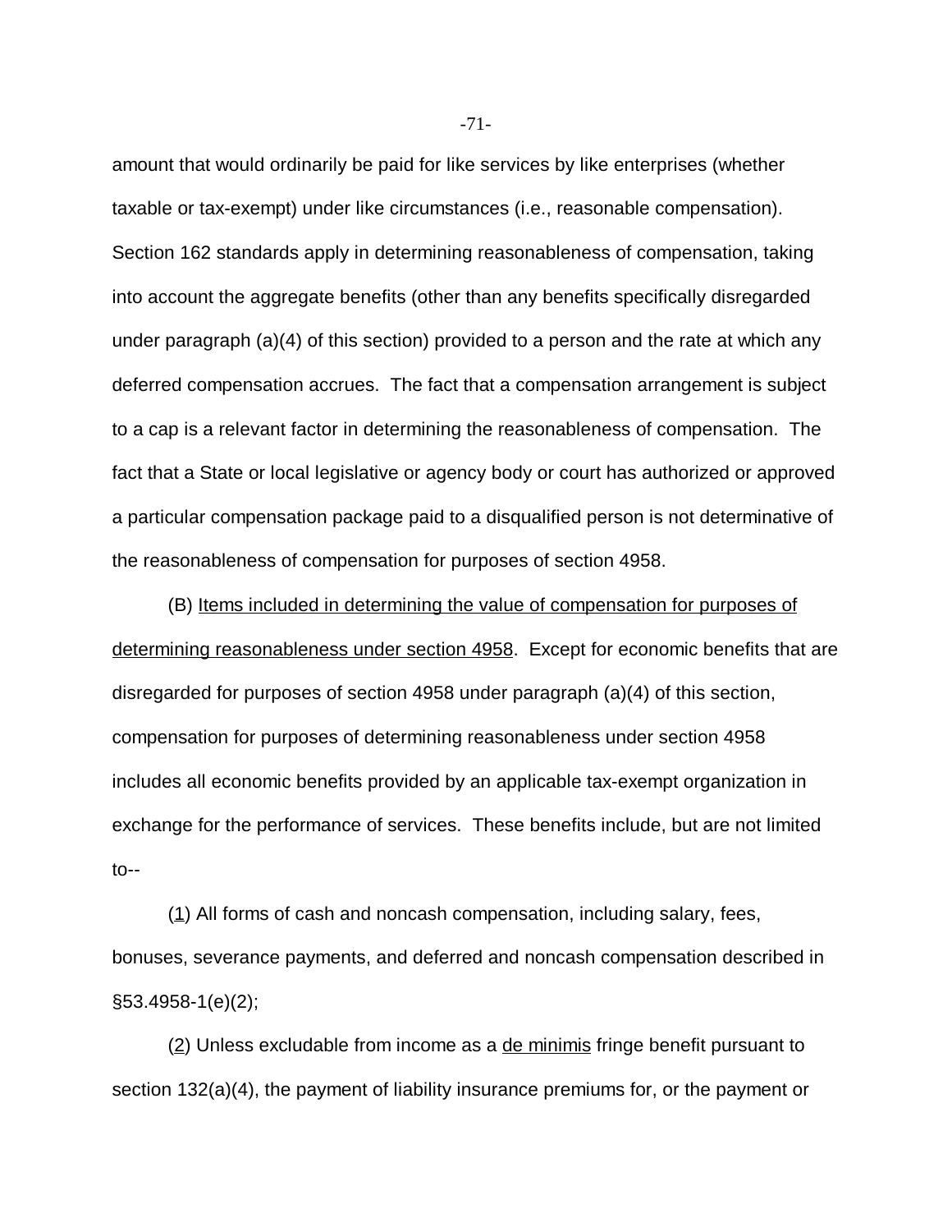amount that would ordinarily be paid for like services by like enterprises (whether taxable or tax-exempt) under like circumstances (i.e., reasonable compensation). Section 162 standards apply in determining reasonableness of compensation, taking into account the aggregate benefits (other than any benefits specifically disregarded under paragraph (a)(4) of this section) provided to a person and the rate at which any deferred compensation accrues. The fact that a compensation arrangement is subject to a cap is a relevant factor in determining the reasonableness of compensation. The fact that a State or local legislative or agency body or court has authorized or approved a particular compensation package paid to a disqualified person is not determinative of the reasonableness of compensation for purposes of section 4958.

(B) Items included in determining the value of compensation for purposes of determining reasonableness under section 4958. Except for economic benefits that are disregarded for purposes of section 4958 under paragraph (a)(4) of this section, compensation for purposes of determining reasonableness under section 4958 includes all economic benefits provided by an applicable tax-exempt organization in exchange for the performance of services. These benefits include, but are not limited to--

(1) All forms of cash and noncash compensation, including salary, fees, bonuses, severance payments, and deferred and noncash compensation described in §53.4958-1(e)(2);

(2) Unless excludable from income as a *de minimis* fringe benefit pursuant to section 132(a)(4), the payment of liability insurance premiums for, or the payment or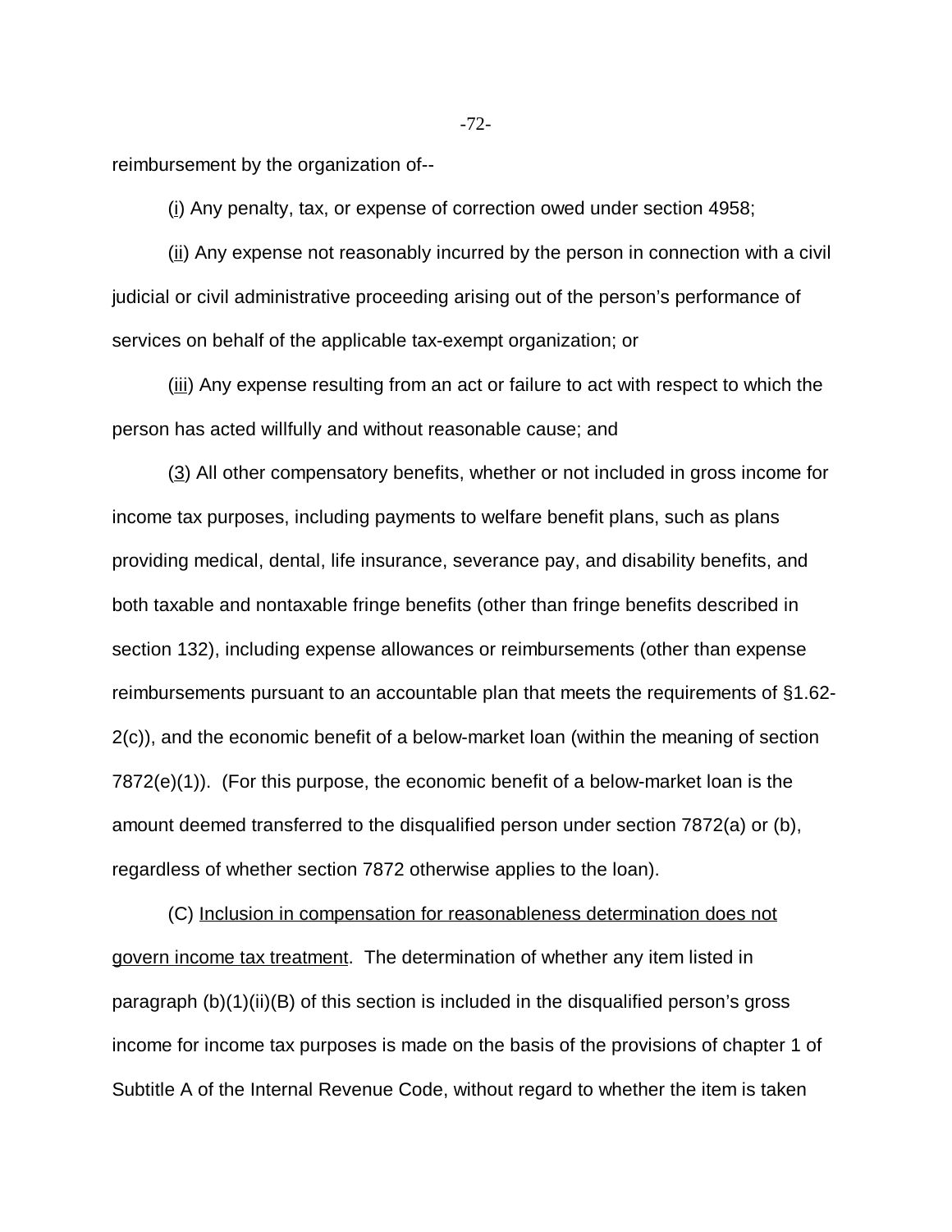reimbursement by the organization of--

(i) Any penalty, tax, or expense of correction owed under section 4958;

(ii) Any expense not reasonably incurred by the person in connection with a civil judicial or civil administrative proceeding arising out of the person's performance of services on behalf of the applicable tax-exempt organization; or

(iii) Any expense resulting from an act or failure to act with respect to which the person has acted willfully and without reasonable cause; and

(3) All other compensatory benefits, whether or not included in gross income for income tax purposes, including payments to welfare benefit plans, such as plans providing medical, dental, life insurance, severance pay, and disability benefits, and both taxable and nontaxable fringe benefits (other than fringe benefits described in section 132), including expense allowances or reimbursements (other than expense reimbursements pursuant to an accountable plan that meets the requirements of §1.62-2(c)), and the economic benefit of a below-market loan (within the meaning of section 7872(e)(1)). (For this purpose, the economic benefit of a below-market loan is the amount deemed transferred to the disqualified person under section 7872(a) or (b), regardless of whether section 7872 otherwise applies to the loan).

(C) Inclusion in compensation for reasonableness determination does not govern income tax treatment. The determination of whether any item listed in paragraph (b)(1)(ii)(B) of this section is included in the disqualified person's gross income for income tax purposes is made on the basis of the provisions of chapter 1 of Subtitle A of the Internal Revenue Code, without regard to whether the item is taken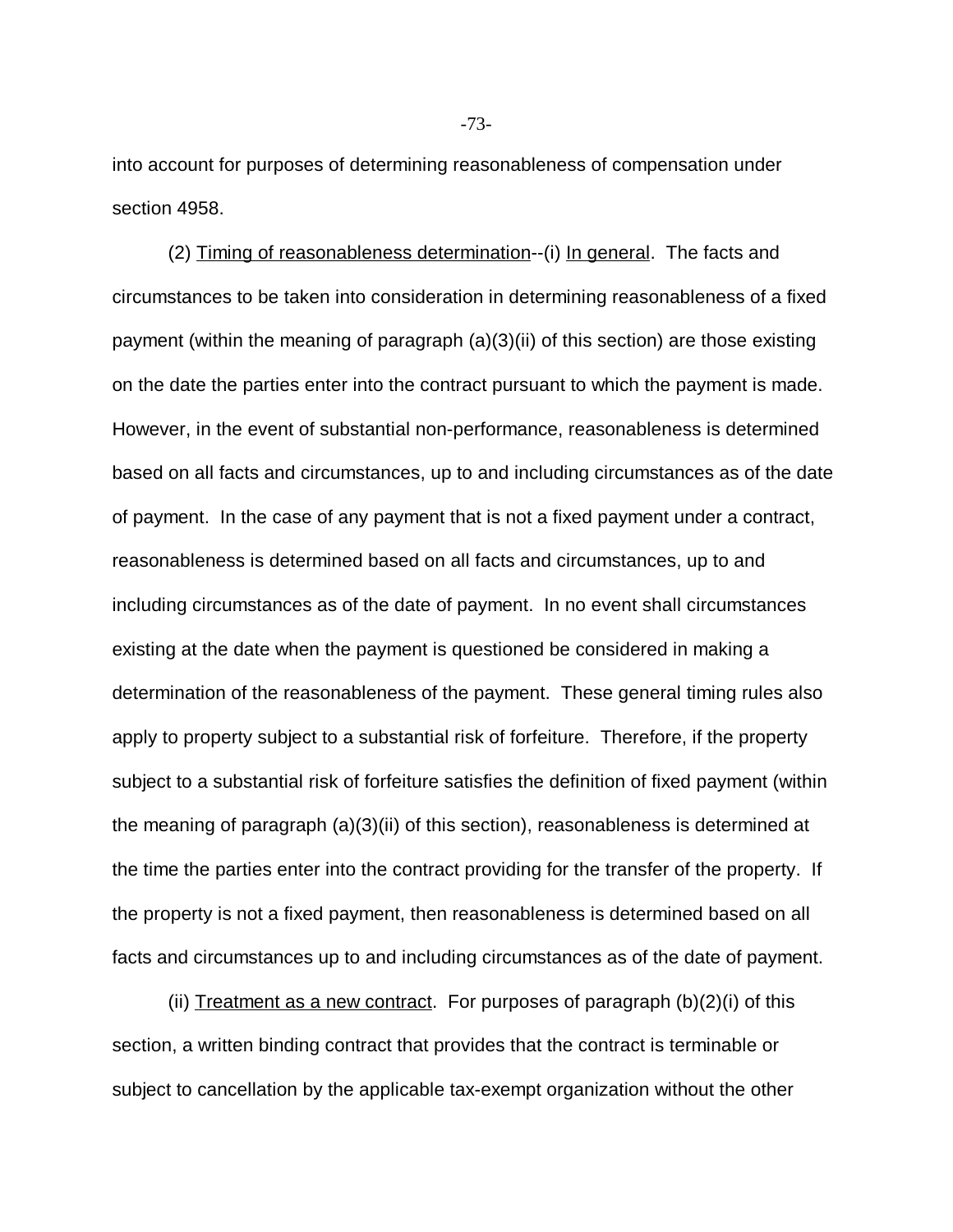into account for purposes of determining reasonableness of compensation under section 4958.

(2) Timing of reasonableness determination--(i) In general. The facts and circumstances to be taken into consideration in determining reasonableness of a fixed payment (within the meaning of paragraph (a)(3)(ii) of this section) are those existing on the date the parties enter into the contract pursuant to which the payment is made. However, in the event of substantial non-performance, reasonableness is determined based on all facts and circumstances, up to and including circumstances as of the date of payment. In the case of any payment that is not a fixed payment under a contract, reasonableness is determined based on all facts and circumstances, up to and including circumstances as of the date of payment. In no event shall circumstances existing at the date when the payment is questioned be considered in making a determination of the reasonableness of the payment. These general timing rules also apply to property subject to a substantial risk of forfeiture. Therefore, if the property subject to a substantial risk of forfeiture satisfies the definition of fixed payment (within the meaning of paragraph (a)(3)(ii) of this section), reasonableness is determined at the time the parties enter into the contract providing for the transfer of the property. If the property is not a fixed payment, then reasonableness is determined based on all facts and circumstances up to and including circumstances as of the date of payment.

(ii) Treatment as a new contract. For purposes of paragraph (b)(2)(i) of this section, a written binding contract that provides that the contract is terminable or subject to cancellation by the applicable tax-exempt organization without the other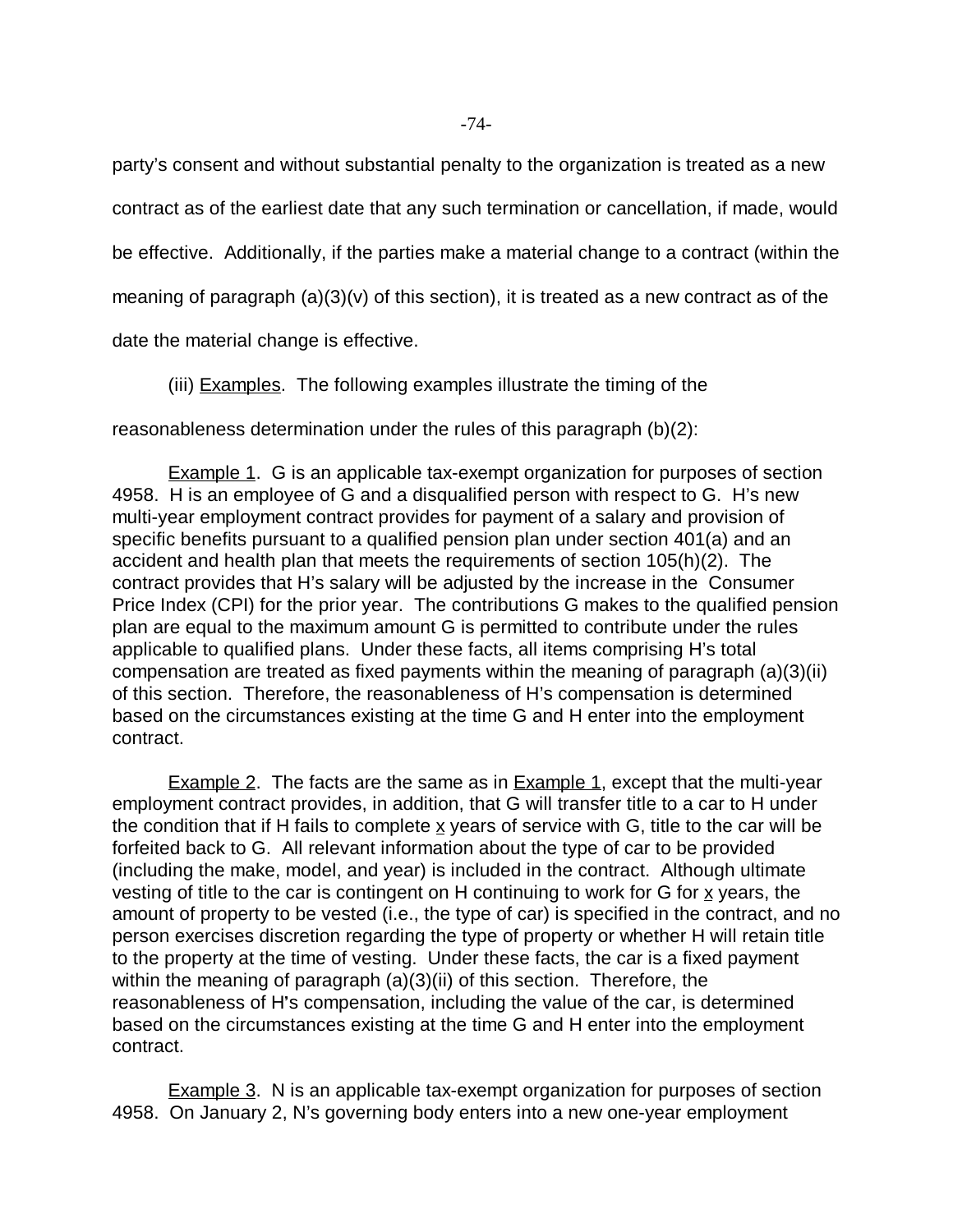party's consent and without substantial penalty to the organization is treated as a new contract as of the earliest date that any such termination or cancellation, if made, would be effective. Additionally, if the parties make a material change to a contract (within the meaning of paragraph (a)(3)(v) of this section), it is treated as a new contract as of the date the material change is effective.

(iii) Examples. The following examples illustrate the timing of the reasonableness determination under the rules of this paragraph (b)(2):

Example 1. G is an applicable tax-exempt organization for purposes of section 4958. H is an employee of G and a disqualified person with respect to G. H's new multi-year employment contract provides for payment of a salary and provision of specific benefits pursuant to a qualified pension plan under section 401(a) and an accident and health plan that meets the requirements of section 105(h)(2). The contract provides that H's salary will be adjusted by the increase in the Consumer Price Index (CPI) for the prior year. The contributions G makes to the qualified pension plan are equal to the maximum amount G is permitted to contribute under the rules applicable to qualified plans. Under these facts, all items comprising H's total compensation are treated as fixed payments within the meaning of paragraph (a)(3)(ii) of this section. Therefore, the reasonableness of H's compensation is determined based on the circumstances existing at the time G and H enter into the employment contract.

Example 2. The facts are the same as in Example 1, except that the multi-year employment contract provides, in addition, that G will transfer title to a car to H under the condition that if H fails to complete x years of service with G, title to the car will be forfeited back to G. All relevant information about the type of car to be provided (including the make, model, and year) is included in the contract. Although ultimate vesting of title to the car is contingent on H continuing to work for G for x years, the amount of property to be vested (i.e., the type of car) is specified in the contract, and no person exercises discretion regarding the type of property or whether H will retain title to the property at the time of vesting. Under these facts, the car is a fixed payment within the meaning of paragraph (a)(3)(ii) of this section. Therefore, the reasonableness of H's compensation, including the value of the car, is determined based on the circumstances existing at the time G and H enter into the employment contract.

Example 3. N is an applicable tax-exempt organization for purposes of section 4958. On January 2, N's governing body enters into a new one-year employment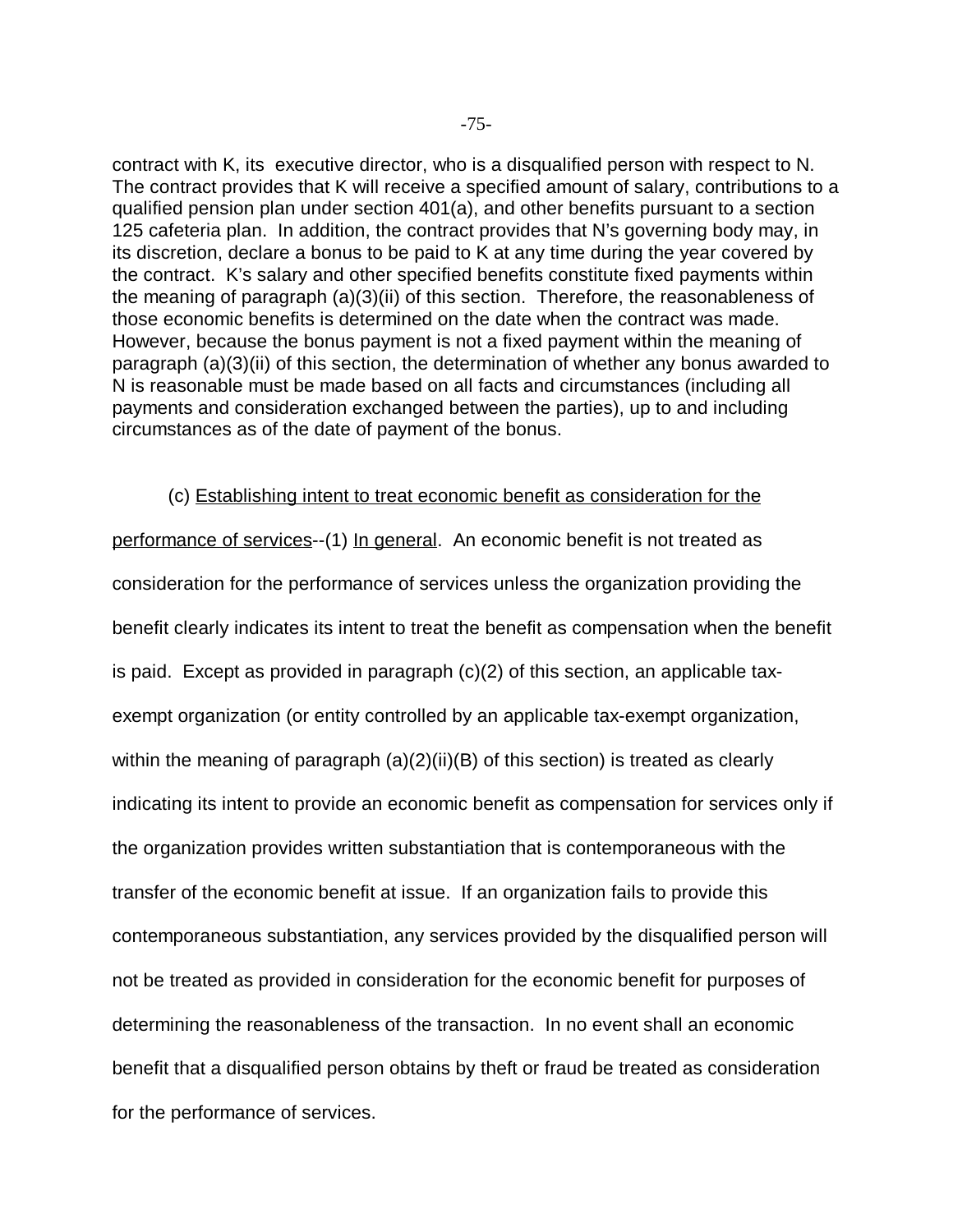contract with K, its  executive director, who is a disqualified person with respect to N. The contract provides that K will receive a specified amount of salary, contributions to a qualified pension plan under section 401(a), and other benefits pursuant to a section 125 cafeteria plan.  In addition, the contract provides that N's governing body may, in its discretion, declare a bonus to be paid to K at any time during the year covered by the contract.  K's salary and other specified benefits constitute fixed payments within the meaning of paragraph (a)(3)(ii) of this section.  Therefore, the reasonableness of those economic benefits is determined on the date when the contract was made. However, because the bonus payment is not a fixed payment within the meaning of paragraph (a)(3)(ii) of this section, the determination of whether any bonus awarded to N is reasonable must be made based on all facts and circumstances (including all payments and consideration exchanged between the parties), up to and including circumstances as of the date of payment of the bonus.

(c) Establishing intent to treat economic benefit as consideration for the performance of services--(1) In general.  An economic benefit is not treated as consideration for the performance of services unless the organization providing the benefit clearly indicates its intent to treat the benefit as compensation when the benefit is paid.  Except as provided in paragraph (c)(2) of this section, an applicable tax-exempt organization (or entity controlled by an applicable tax-exempt organization, within the meaning of paragraph (a)(2)(ii)(B) of this section) is treated as clearly indicating its intent to provide an economic benefit as compensation for services only if the organization provides written substantiation that is contemporaneous with the transfer of the economic benefit at issue.  If an organization fails to provide this contemporaneous substantiation, any services provided by the disqualified person will not be treated as provided in consideration for the economic benefit for purposes of determining the reasonableness of the transaction.  In no event shall an economic benefit that a disqualified person obtains by theft or fraud be treated as consideration for the performance of services.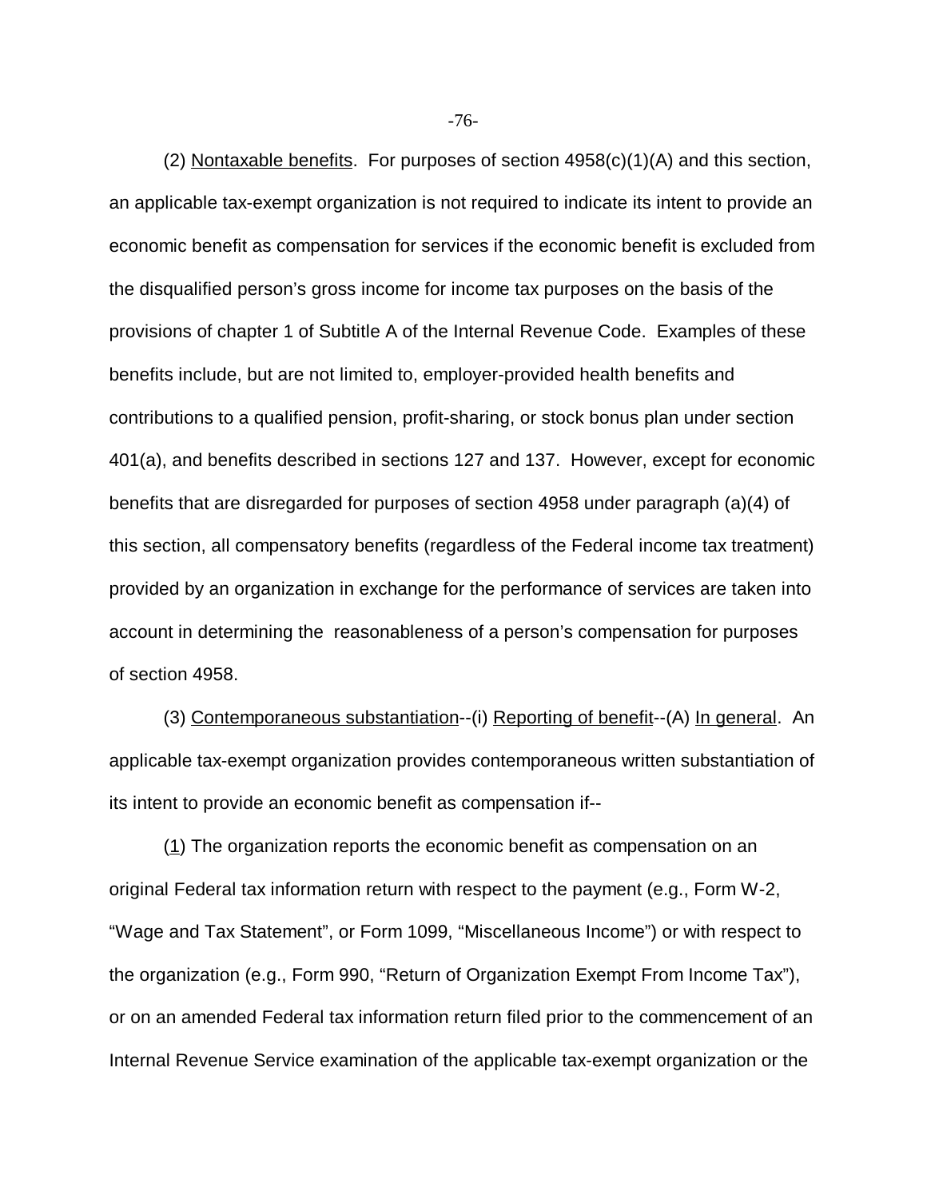(2) Nontaxable benefits. For purposes of section 4958(c)(1)(A) and this section, an applicable tax-exempt organization is not required to indicate its intent to provide an economic benefit as compensation for services if the economic benefit is excluded from the disqualified person's gross income for income tax purposes on the basis of the provisions of chapter 1 of Subtitle A of the Internal Revenue Code. Examples of these benefits include, but are not limited to, employer-provided health benefits and contributions to a qualified pension, profit-sharing, or stock bonus plan under section 401(a), and benefits described in sections 127 and 137. However, except for economic benefits that are disregarded for purposes of section 4958 under paragraph (a)(4) of this section, all compensatory benefits (regardless of the Federal income tax treatment) provided by an organization in exchange for the performance of services are taken into account in determining the reasonableness of a person's compensation for purposes of section 4958.

(3) Contemporaneous substantiation--(i) Reporting of benefit--(A) In general. An applicable tax-exempt organization provides contemporaneous written substantiation of its intent to provide an economic benefit as compensation if--

(1) The organization reports the economic benefit as compensation on an original Federal tax information return with respect to the payment (e.g., Form W-2, "Wage and Tax Statement", or Form 1099, "Miscellaneous Income") or with respect to the organization (e.g., Form 990, "Return of Organization Exempt From Income Tax"), or on an amended Federal tax information return filed prior to the commencement of an Internal Revenue Service examination of the applicable tax-exempt organization or the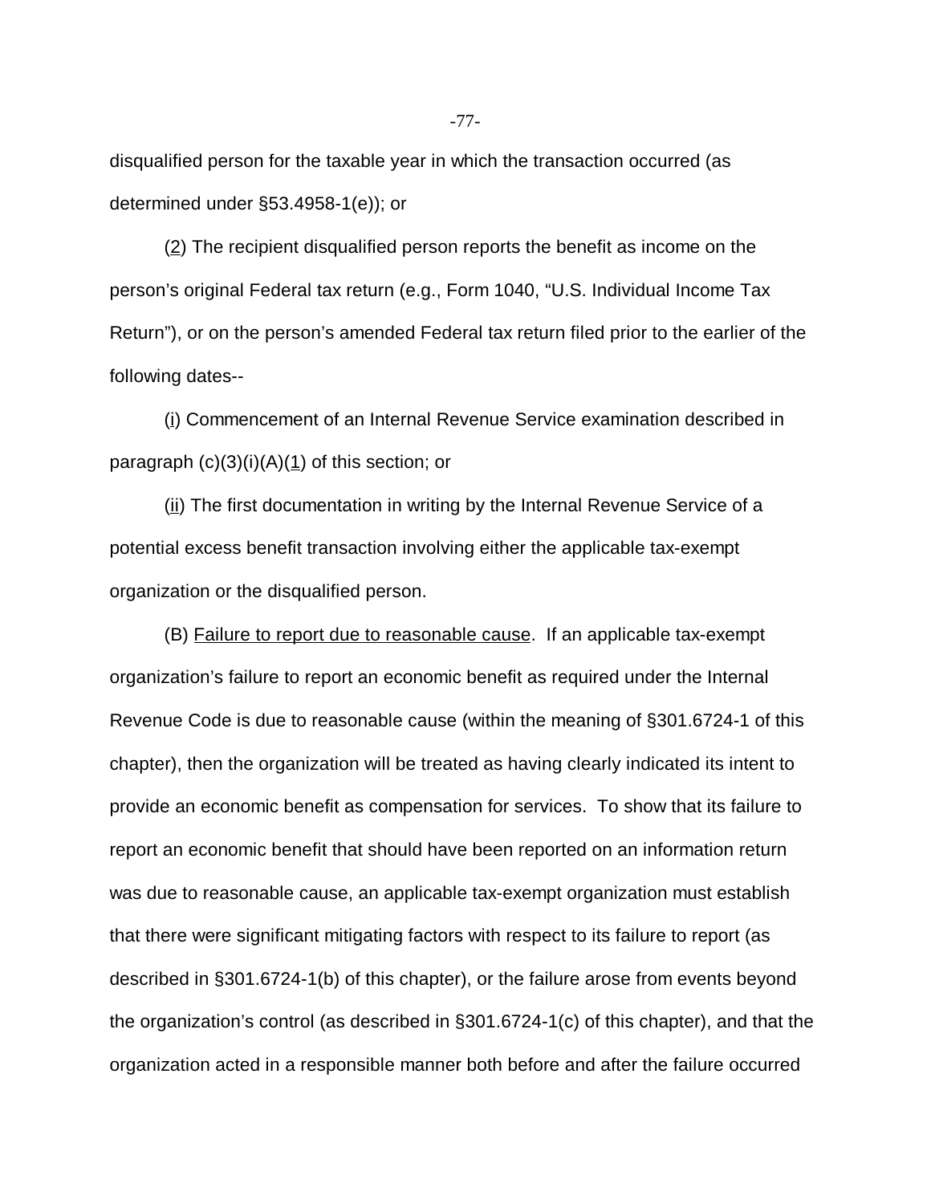disqualified person for the taxable year in which the transaction occurred (as determined under §53.4958-1(e)); or

(2) The recipient disqualified person reports the benefit as income on the person's original Federal tax return (e.g., Form 1040, "U.S. Individual Income Tax Return"), or on the person's amended Federal tax return filed prior to the earlier of the following dates--

(i) Commencement of an Internal Revenue Service examination described in paragraph (c)(3)(i)(A)(1) of this section; or

(ii) The first documentation in writing by the Internal Revenue Service of a potential excess benefit transaction involving either the applicable tax-exempt organization or the disqualified person.

(B) Failure to report due to reasonable cause. If an applicable tax-exempt organization's failure to report an economic benefit as required under the Internal Revenue Code is due to reasonable cause (within the meaning of §301.6724-1 of this chapter), then the organization will be treated as having clearly indicated its intent to provide an economic benefit as compensation for services. To show that its failure to report an economic benefit that should have been reported on an information return was due to reasonable cause, an applicable tax-exempt organization must establish that there were significant mitigating factors with respect to its failure to report (as described in §301.6724-1(b) of this chapter), or the failure arose from events beyond the organization's control (as described in §301.6724-1(c) of this chapter), and that the organization acted in a responsible manner both before and after the failure occurred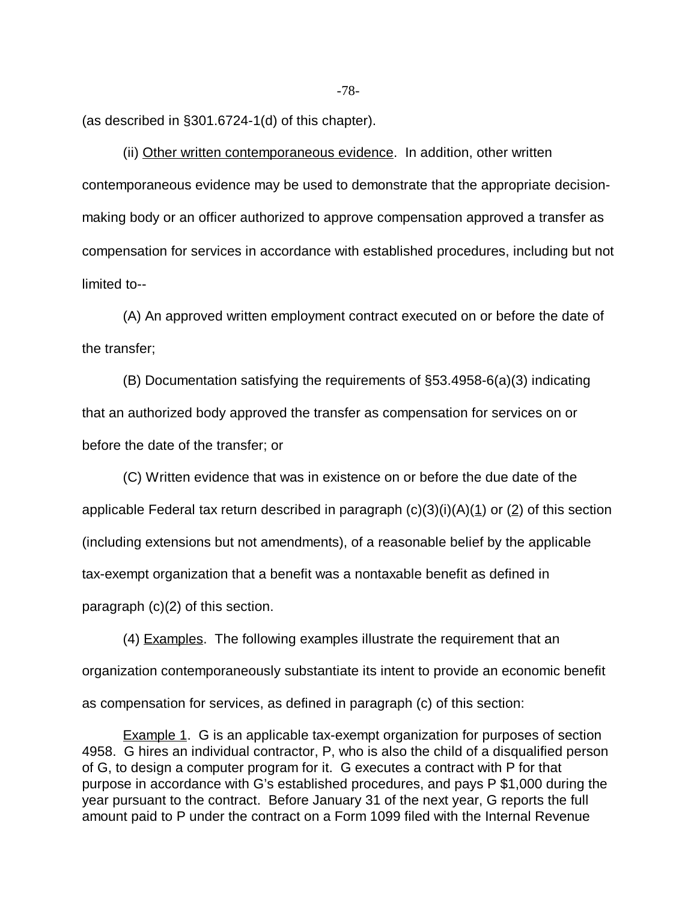(as described in §301.6724-1(d) of this chapter).

(ii) Other written contemporaneous evidence. In addition, other written contemporaneous evidence may be used to demonstrate that the appropriate decision-making body or an officer authorized to approve compensation approved a transfer as compensation for services in accordance with established procedures, including but not limited to--

(A) An approved written employment contract executed on or before the date of the transfer;

(B) Documentation satisfying the requirements of §53.4958-6(a)(3) indicating that an authorized body approved the transfer as compensation for services on or before the date of the transfer; or

(C) Written evidence that was in existence on or before the due date of the applicable Federal tax return described in paragraph (c)(3)(i)(A)(1) or (2) of this section (including extensions but not amendments), of a reasonable belief by the applicable tax-exempt organization that a benefit was a nontaxable benefit as defined in paragraph (c)(2) of this section.

(4) Examples. The following examples illustrate the requirement that an organization contemporaneously substantiate its intent to provide an economic benefit as compensation for services, as defined in paragraph (c) of this section:

Example 1. G is an applicable tax-exempt organization for purposes of section 4958. G hires an individual contractor, P, who is also the child of a disqualified person of G, to design a computer program for it. G executes a contract with P for that purpose in accordance with G's established procedures, and pays P $1,000 during the year pursuant to the contract. Before January 31 of the next year, G reports the full amount paid to P under the contract on a Form 1099 filed with the Internal Revenue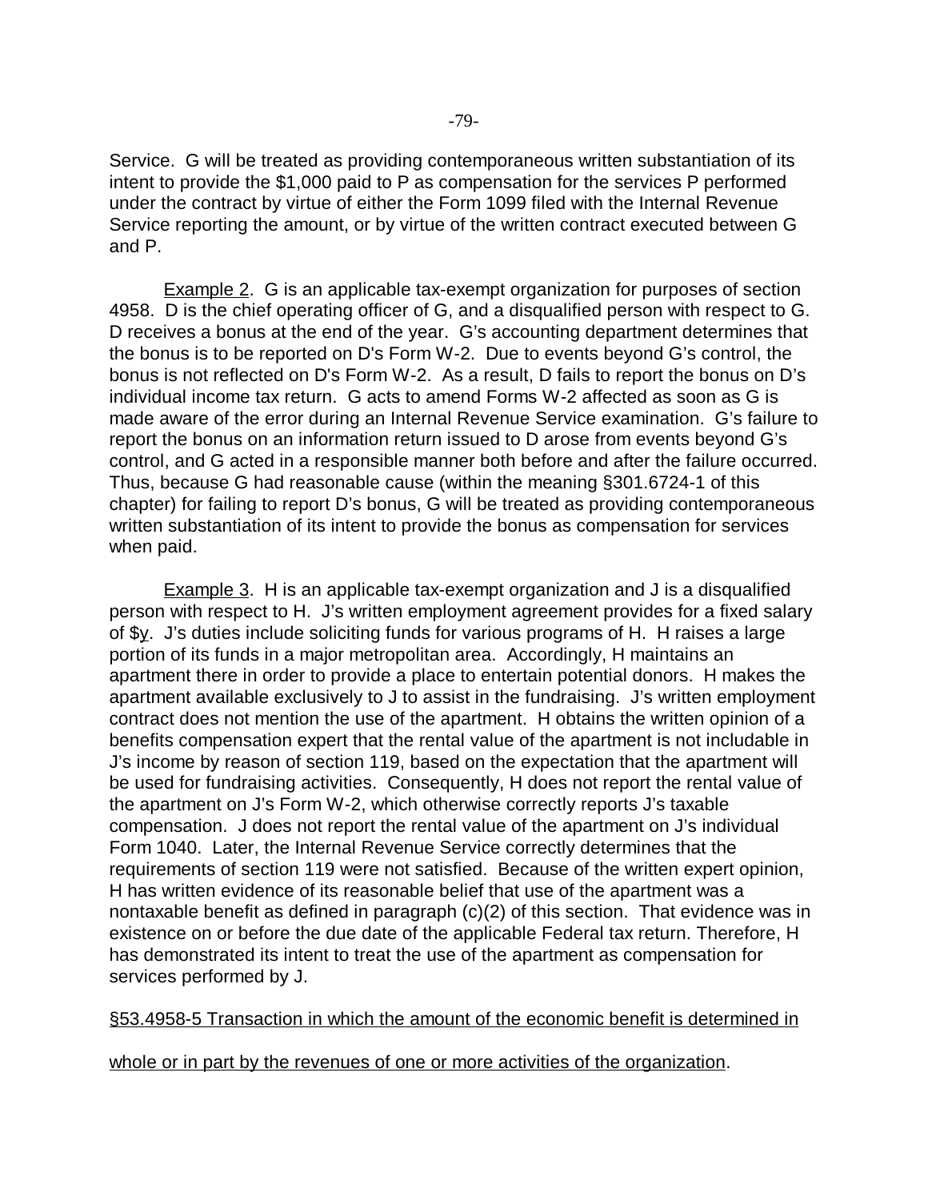Service. G will be treated as providing contemporaneous written substantiation of its intent to provide the $1,000 paid to P as compensation for the services P performed under the contract by virtue of either the Form 1099 filed with the Internal Revenue Service reporting the amount, or by virtue of the written contract executed between G and P.

Example 2. G is an applicable tax-exempt organization for purposes of section 4958. D is the chief operating officer of G, and a disqualified person with respect to G. D receives a bonus at the end of the year. G's accounting department determines that the bonus is to be reported on D's Form W-2. Due to events beyond G's control, the bonus is not reflected on D's Form W-2. As a result, D fails to report the bonus on D's individual income tax return. G acts to amend Forms W-2 affected as soon as G is made aware of the error during an Internal Revenue Service examination. G's failure to report the bonus on an information return issued to D arose from events beyond G's control, and G acted in a responsible manner both before and after the failure occurred. Thus, because G had reasonable cause (within the meaning §301.6724-1 of this chapter) for failing to report D's bonus, G will be treated as providing contemporaneous written substantiation of its intent to provide the bonus as compensation for services when paid.

Example 3. H is an applicable tax-exempt organization and J is a disqualified person with respect to H. J's written employment agreement provides for a fixed salary of $y. J's duties include soliciting funds for various programs of H. H raises a large portion of its funds in a major metropolitan area. Accordingly, H maintains an apartment there in order to provide a place to entertain potential donors. H makes the apartment available exclusively to J to assist in the fundraising. J's written employment contract does not mention the use of the apartment. H obtains the written opinion of a benefits compensation expert that the rental value of the apartment is not includable in J's income by reason of section 119, based on the expectation that the apartment will be used for fundraising activities. Consequently, H does not report the rental value of the apartment on J's Form W-2, which otherwise correctly reports J's taxable compensation. J does not report the rental value of the apartment on J's individual Form 1040. Later, the Internal Revenue Service correctly determines that the requirements of section 119 were not satisfied. Because of the written expert opinion, H has written evidence of its reasonable belief that use of the apartment was a nontaxable benefit as defined in paragraph (c)(2) of this section. That evidence was in existence on or before the due date of the applicable Federal tax return. Therefore, H has demonstrated its intent to treat the use of the apartment as compensation for services performed by J.

§53.4958-5 Transaction in which the amount of the economic benefit is determined in whole or in part by the revenues of one or more activities of the organization.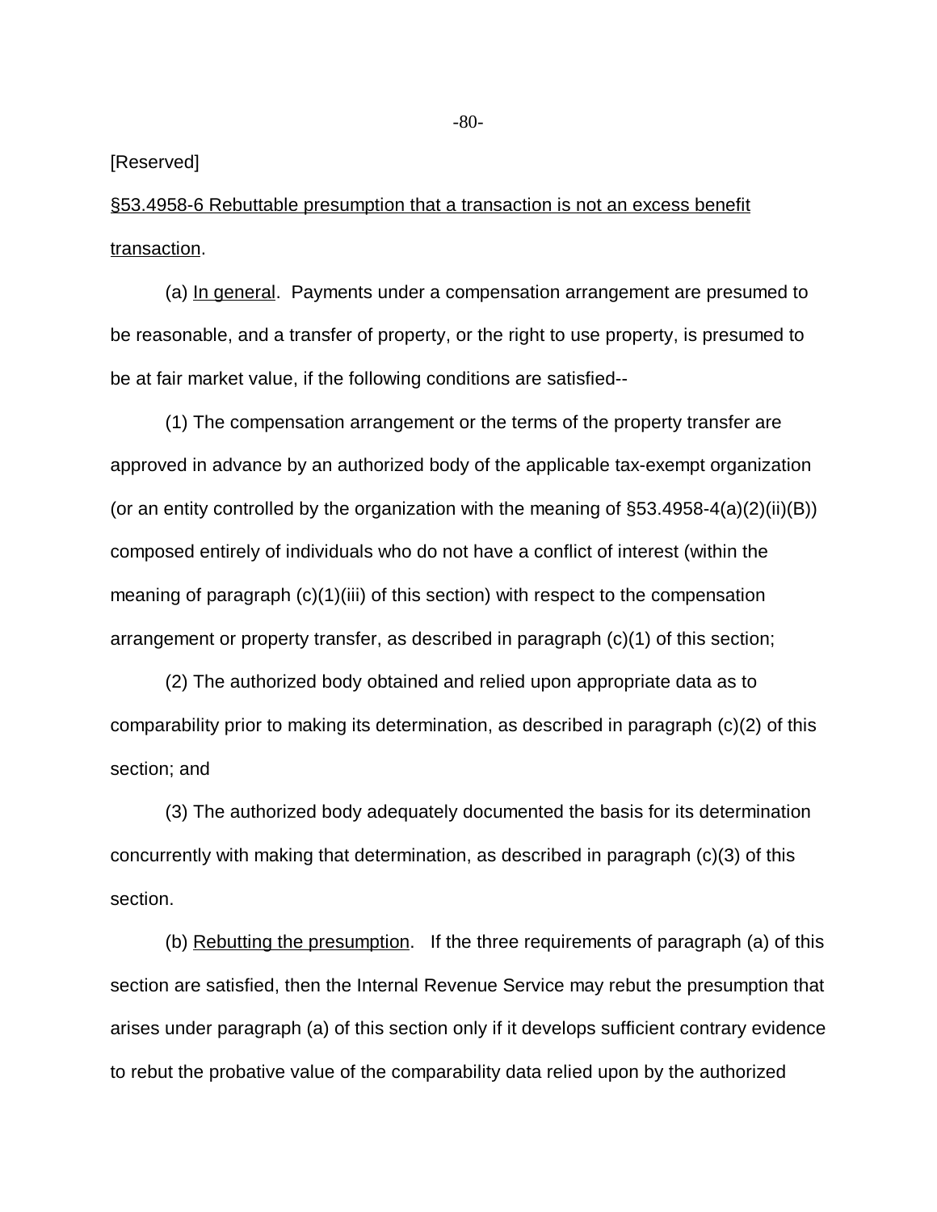[Reserved]

<u>§53.4958-6 Rebuttable presumption that a transaction is not an excess benefit transaction</u>.

(a) <u>In general</u>. Payments under a compensation arrangement are presumed to be reasonable, and a transfer of property, or the right to use property, is presumed to be at fair market value, if the following conditions are satisfied--

(1) The compensation arrangement or the terms of the property transfer are approved in advance by an authorized body of the applicable tax-exempt organization (or an entity controlled by the organization with the meaning of §53.4958-4(a)(2)(ii)(B)) composed entirely of individuals who do not have a conflict of interest (within the meaning of paragraph (c)(1)(iii) of this section) with respect to the compensation arrangement or property transfer, as described in paragraph (c)(1) of this section;

(2) The authorized body obtained and relied upon appropriate data as to comparability prior to making its determination, as described in paragraph (c)(2) of this section; and

(3) The authorized body adequately documented the basis for its determination concurrently with making that determination, as described in paragraph (c)(3) of this section.

(b) <u>Rebutting the presumption</u>. If the three requirements of paragraph (a) of this section are satisfied, then the Internal Revenue Service may rebut the presumption that arises under paragraph (a) of this section only if it develops sufficient contrary evidence to rebut the probative value of the comparability data relied upon by the authorized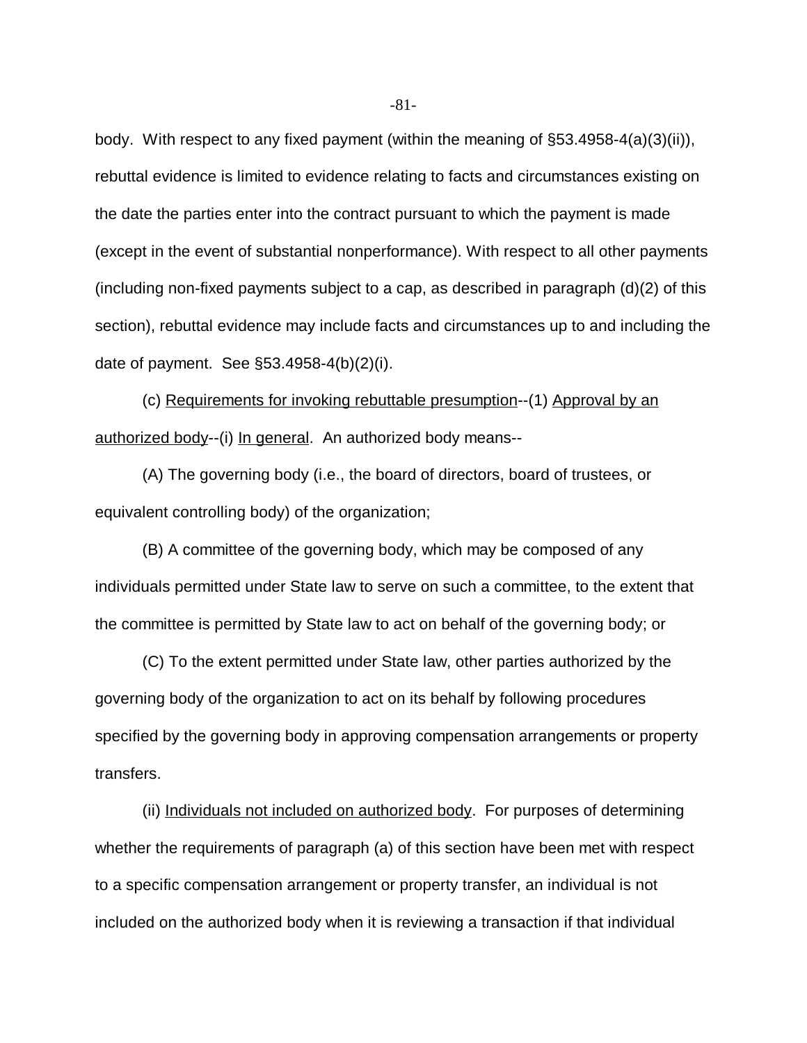body. With respect to any fixed payment (within the meaning of §53.4958-4(a)(3)(ii)), rebuttal evidence is limited to evidence relating to facts and circumstances existing on the date the parties enter into the contract pursuant to which the payment is made (except in the event of substantial nonperformance). With respect to all other payments (including non-fixed payments subject to a cap, as described in paragraph (d)(2) of this section), rebuttal evidence may include facts and circumstances up to and including the date of payment. See §53.4958-4(b)(2)(i).

(c) Requirements for invoking rebuttable presumption--(1) Approval by an authorized body--(i) In general. An authorized body means--

(A) The governing body (i.e., the board of directors, board of trustees, or equivalent controlling body) of the organization;

(B) A committee of the governing body, which may be composed of any individuals permitted under State law to serve on such a committee, to the extent that the committee is permitted by State law to act on behalf of the governing body; or

(C) To the extent permitted under State law, other parties authorized by the governing body of the organization to act on its behalf by following procedures specified by the governing body in approving compensation arrangements or property transfers.

(ii) Individuals not included on authorized body. For purposes of determining whether the requirements of paragraph (a) of this section have been met with respect to a specific compensation arrangement or property transfer, an individual is not included on the authorized body when it is reviewing a transaction if that individual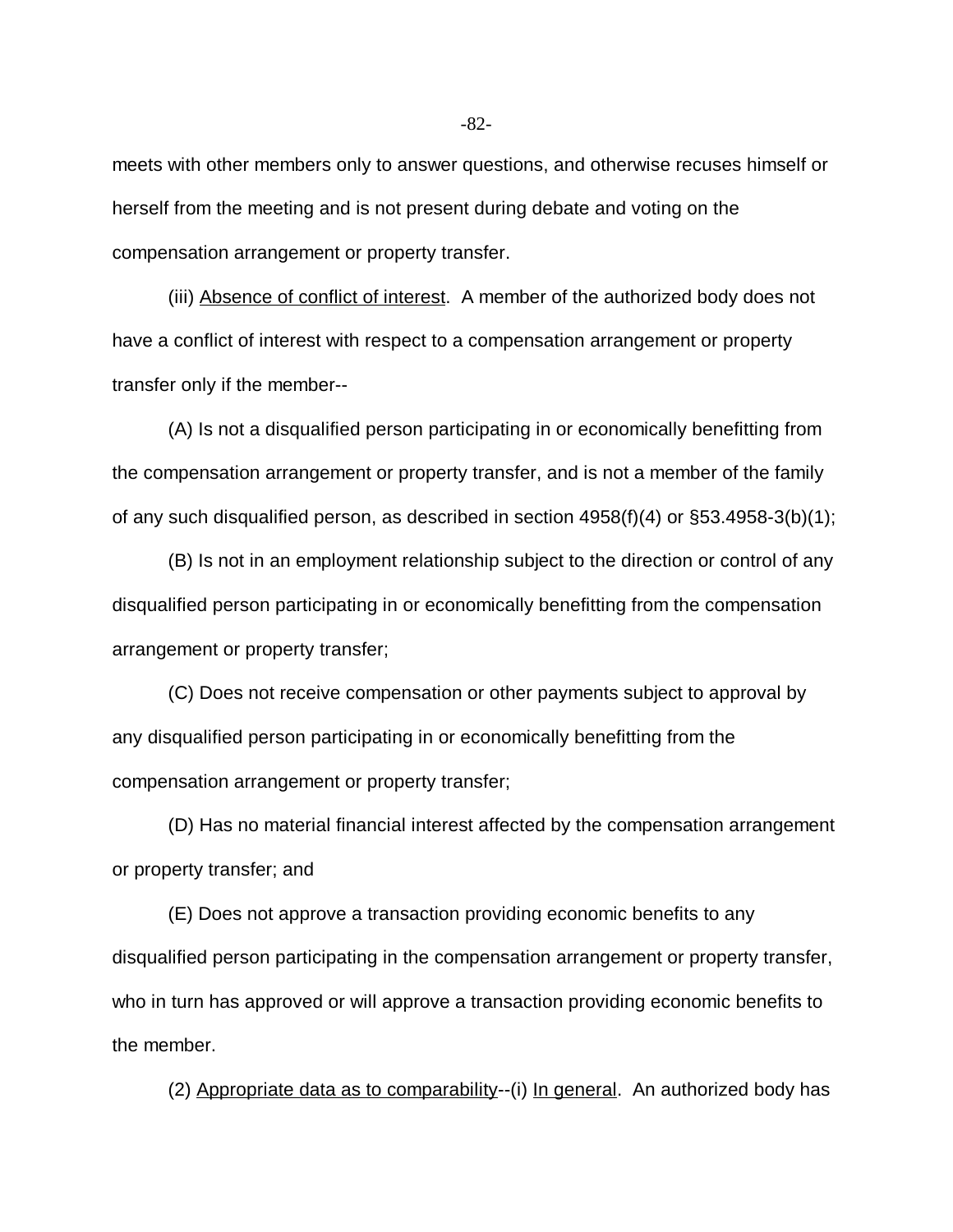meets with other members only to answer questions, and otherwise recuses himself or herself from the meeting and is not present during debate and voting on the compensation arrangement or property transfer.

(iii) Absence of conflict of interest. A member of the authorized body does not have a conflict of interest with respect to a compensation arrangement or property transfer only if the member--

(A) Is not a disqualified person participating in or economically benefitting from the compensation arrangement or property transfer, and is not a member of the family of any such disqualified person, as described in section 4958(f)(4) or §53.4958-3(b)(1);

(B) Is not in an employment relationship subject to the direction or control of any disqualified person participating in or economically benefitting from the compensation arrangement or property transfer;

(C) Does not receive compensation or other payments subject to approval by any disqualified person participating in or economically benefitting from the compensation arrangement or property transfer;

(D) Has no material financial interest affected by the compensation arrangement or property transfer; and

(E) Does not approve a transaction providing economic benefits to any disqualified person participating in the compensation arrangement or property transfer, who in turn has approved or will approve a transaction providing economic benefits to the member.

(2) Appropriate data as to comparability--(i) In general. An authorized body has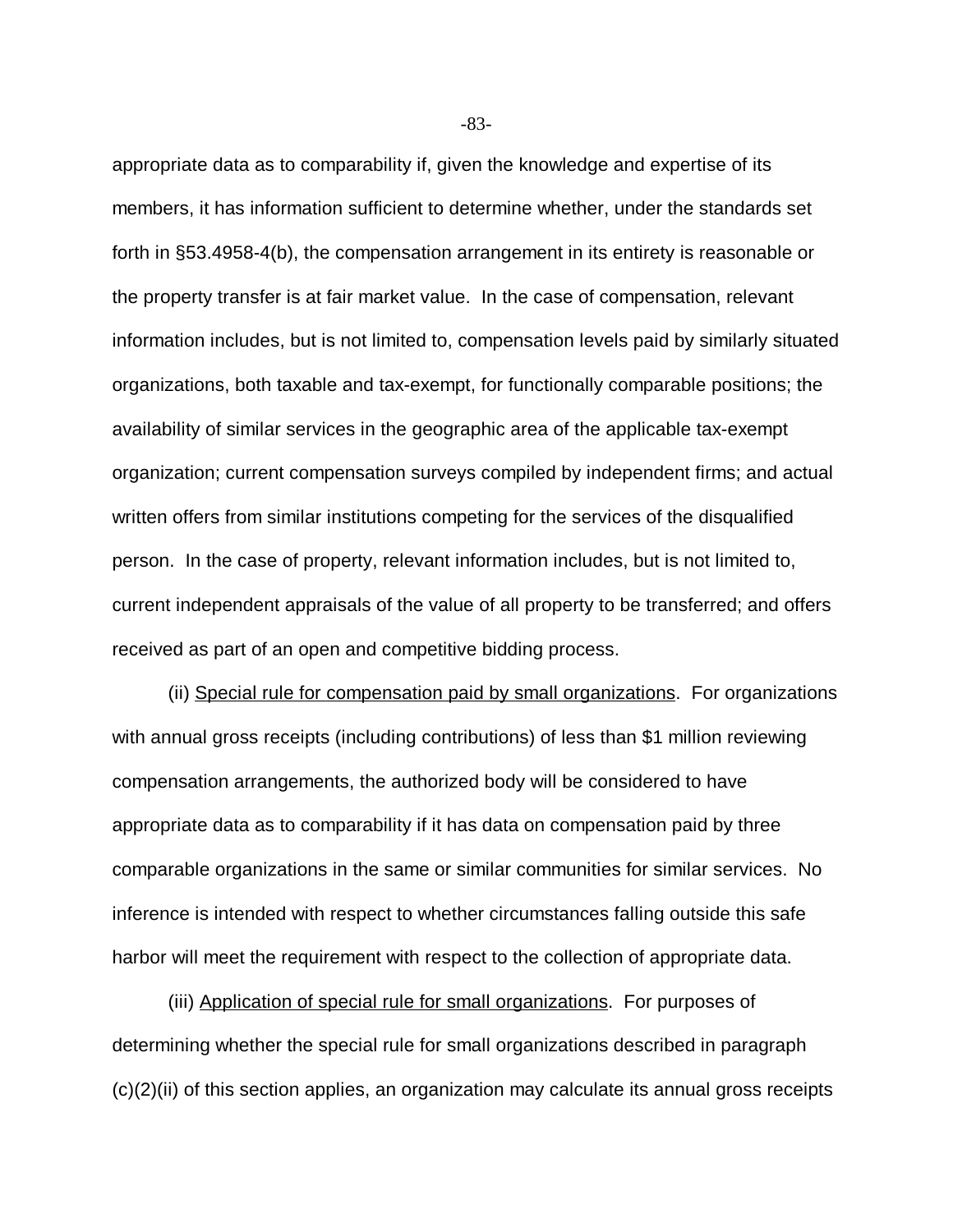appropriate data as to comparability if, given the knowledge and expertise of its members, it has information sufficient to determine whether, under the standards set forth in §53.4958-4(b), the compensation arrangement in its entirety is reasonable or the property transfer is at fair market value. In the case of compensation, relevant information includes, but is not limited to, compensation levels paid by similarly situated organizations, both taxable and tax-exempt, for functionally comparable positions; the availability of similar services in the geographic area of the applicable tax-exempt organization; current compensation surveys compiled by independent firms; and actual written offers from similar institutions competing for the services of the disqualified person. In the case of property, relevant information includes, but is not limited to, current independent appraisals of the value of all property to be transferred; and offers received as part of an open and competitive bidding process.

(ii) Special rule for compensation paid by small organizations. For organizations with annual gross receipts (including contributions) of less than $1 million reviewing compensation arrangements, the authorized body will be considered to have appropriate data as to comparability if it has data on compensation paid by three comparable organizations in the same or similar communities for similar services. No inference is intended with respect to whether circumstances falling outside this safe harbor will meet the requirement with respect to the collection of appropriate data.

(iii) Application of special rule for small organizations. For purposes of determining whether the special rule for small organizations described in paragraph (c)(2)(ii) of this section applies, an organization may calculate its annual gross receipts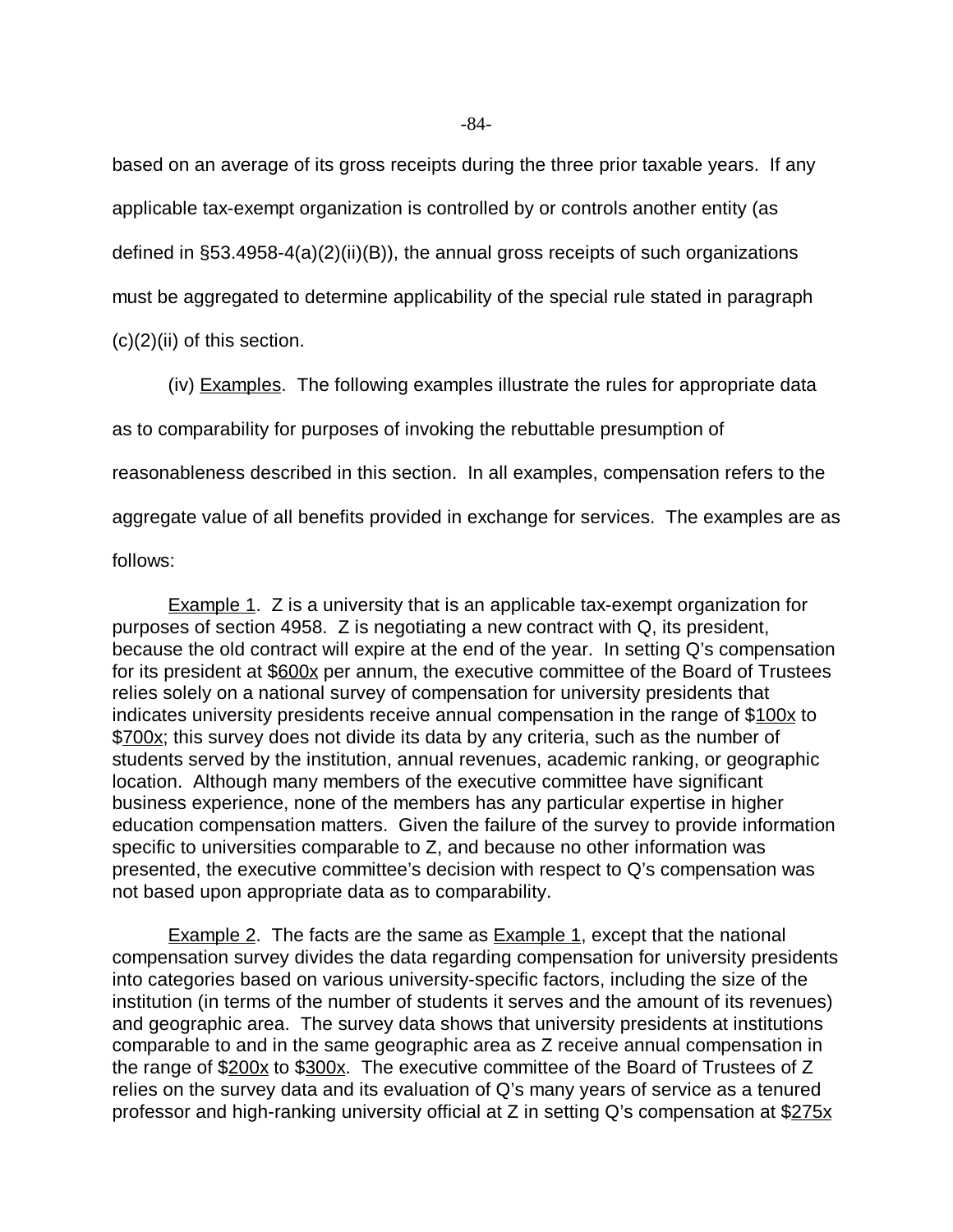based on an average of its gross receipts during the three prior taxable years. If any applicable tax-exempt organization is controlled by or controls another entity (as defined in §53.4958-4(a)(2)(ii)(B)), the annual gross receipts of such organizations must be aggregated to determine applicability of the special rule stated in paragraph (c)(2)(ii) of this section.

(iv) Examples. The following examples illustrate the rules for appropriate data as to comparability for purposes of invoking the rebuttable presumption of reasonableness described in this section. In all examples, compensation refers to the aggregate value of all benefits provided in exchange for services. The examples are as follows:

Example 1. Z is a university that is an applicable tax-exempt organization for purposes of section 4958. Z is negotiating a new contract with Q, its president, because the old contract will expire at the end of the year. In setting Q's compensation for its president at \$600x per annum, the executive committee of the Board of Trustees relies solely on a national survey of compensation for university presidents that indicates university presidents receive annual compensation in the range of \$100x to \$700x; this survey does not divide its data by any criteria, such as the number of students served by the institution, annual revenues, academic ranking, or geographic location. Although many members of the executive committee have significant business experience, none of the members has any particular expertise in higher education compensation matters. Given the failure of the survey to provide information specific to universities comparable to Z, and because no other information was presented, the executive committee's decision with respect to Q's compensation was not based upon appropriate data as to comparability.

Example 2. The facts are the same as Example 1, except that the national compensation survey divides the data regarding compensation for university presidents into categories based on various university-specific factors, including the size of the institution (in terms of the number of students it serves and the amount of its revenues) and geographic area. The survey data shows that university presidents at institutions comparable to and in the same geographic area as Z receive annual compensation in the range of \$200x to \$300x. The executive committee of the Board of Trustees of Z relies on the survey data and its evaluation of Q's many years of service as a tenured professor and high-ranking university official at Z in setting Q's compensation at \$275x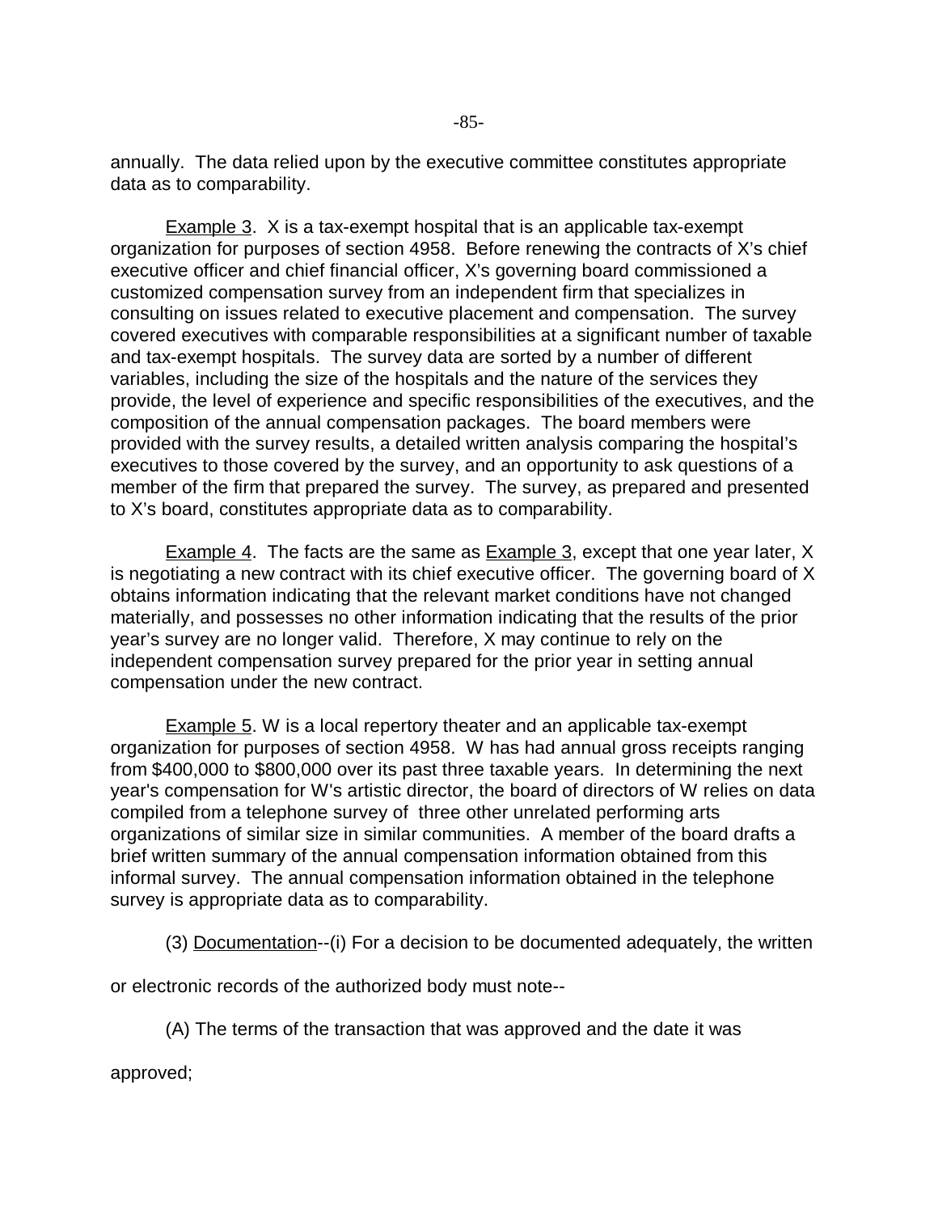annually. The data relied upon by the executive committee constitutes appropriate data as to comparability.

Example 3. X is a tax-exempt hospital that is an applicable tax-exempt organization for purposes of section 4958. Before renewing the contracts of X's chief executive officer and chief financial officer, X's governing board commissioned a customized compensation survey from an independent firm that specializes in consulting on issues related to executive placement and compensation. The survey covered executives with comparable responsibilities at a significant number of taxable and tax-exempt hospitals. The survey data are sorted by a number of different variables, including the size of the hospitals and the nature of the services they provide, the level of experience and specific responsibilities of the executives, and the composition of the annual compensation packages. The board members were provided with the survey results, a detailed written analysis comparing the hospital's executives to those covered by the survey, and an opportunity to ask questions of a member of the firm that prepared the survey. The survey, as prepared and presented to X's board, constitutes appropriate data as to comparability.

Example 4. The facts are the same as Example 3, except that one year later, X is negotiating a new contract with its chief executive officer. The governing board of X obtains information indicating that the relevant market conditions have not changed materially, and possesses no other information indicating that the results of the prior year's survey are no longer valid. Therefore, X may continue to rely on the independent compensation survey prepared for the prior year in setting annual compensation under the new contract.

Example 5. W is a local repertory theater and an applicable tax-exempt organization for purposes of section 4958. W has had annual gross receipts ranging from $400,000 to $800,000 over its past three taxable years. In determining the next year's compensation for W's artistic director, the board of directors of W relies on data compiled from a telephone survey of three other unrelated performing arts organizations of similar size in similar communities. A member of the board drafts a brief written summary of the annual compensation information obtained from this informal survey. The annual compensation information obtained in the telephone survey is appropriate data as to comparability.

(3) Documentation--(i) For a decision to be documented adequately, the written or electronic records of the authorized body must note--

(A) The terms of the transaction that was approved and the date it was approved;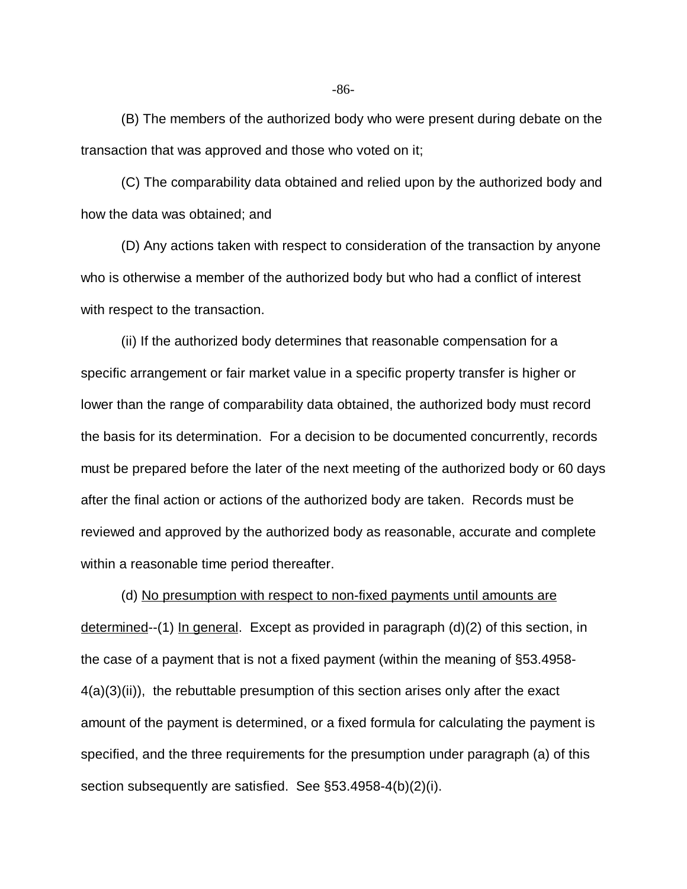(B) The members of the authorized body who were present during debate on the transaction that was approved and those who voted on it;

(C) The comparability data obtained and relied upon by the authorized body and how the data was obtained; and

(D) Any actions taken with respect to consideration of the transaction by anyone who is otherwise a member of the authorized body but who had a conflict of interest with respect to the transaction.

(ii) If the authorized body determines that reasonable compensation for a specific arrangement or fair market value in a specific property transfer is higher or lower than the range of comparability data obtained, the authorized body must record the basis for its determination. For a decision to be documented concurrently, records must be prepared before the later of the next meeting of the authorized body or 60 days after the final action or actions of the authorized body are taken. Records must be reviewed and approved by the authorized body as reasonable, accurate and complete within a reasonable time period thereafter.

(d) No presumption with respect to non-fixed payments until amounts are determined--(1) In general. Except as provided in paragraph (d)(2) of this section, in the case of a payment that is not a fixed payment (within the meaning of §53.4958-4(a)(3)(ii)), the rebuttable presumption of this section arises only after the exact amount of the payment is determined, or a fixed formula for calculating the payment is specified, and the three requirements for the presumption under paragraph (a) of this section subsequently are satisfied. See §53.4958-4(b)(2)(i).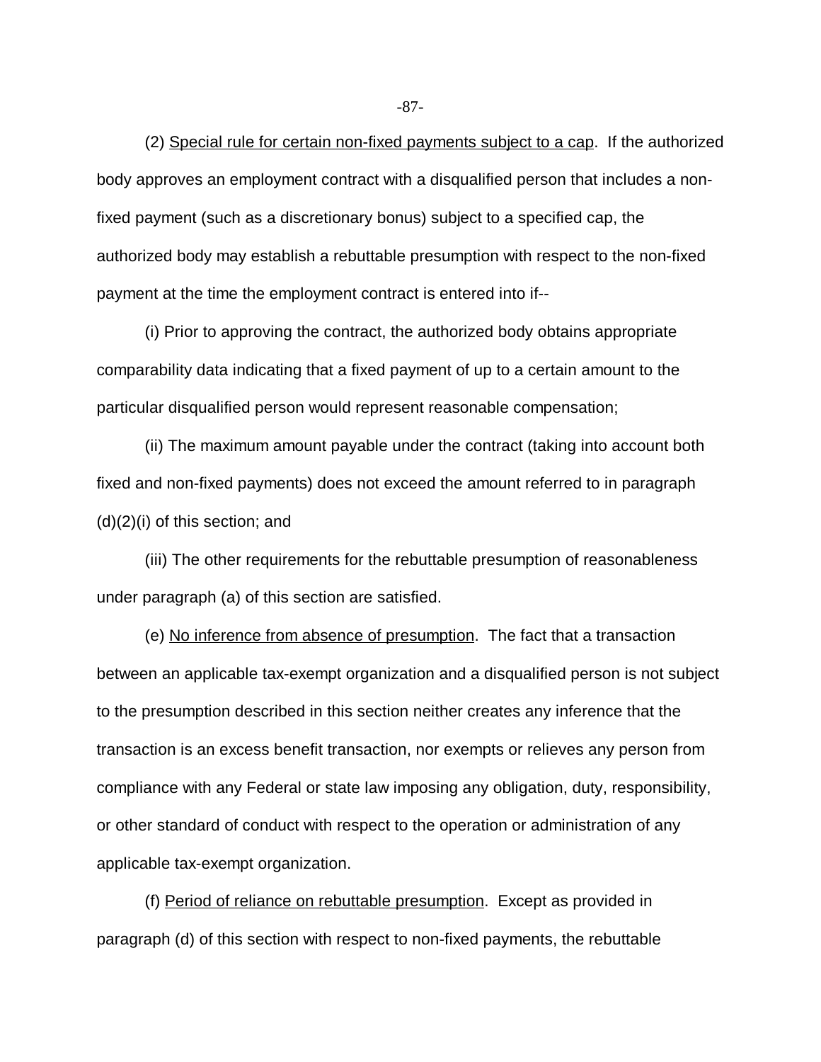(2) Special rule for certain non-fixed payments subject to a cap. If the authorized body approves an employment contract with a disqualified person that includes a non-fixed payment (such as a discretionary bonus) subject to a specified cap, the authorized body may establish a rebuttable presumption with respect to the non-fixed payment at the time the employment contract is entered into if--

(i) Prior to approving the contract, the authorized body obtains appropriate comparability data indicating that a fixed payment of up to a certain amount to the particular disqualified person would represent reasonable compensation;

(ii) The maximum amount payable under the contract (taking into account both fixed and non-fixed payments) does not exceed the amount referred to in paragraph (d)(2)(i) of this section; and

(iii) The other requirements for the rebuttable presumption of reasonableness under paragraph (a) of this section are satisfied.

(e) No inference from absence of presumption. The fact that a transaction between an applicable tax-exempt organization and a disqualified person is not subject to the presumption described in this section neither creates any inference that the transaction is an excess benefit transaction, nor exempts or relieves any person from compliance with any Federal or state law imposing any obligation, duty, responsibility, or other standard of conduct with respect to the operation or administration of any applicable tax-exempt organization.

(f) Period of reliance on rebuttable presumption. Except as provided in paragraph (d) of this section with respect to non-fixed payments, the rebuttable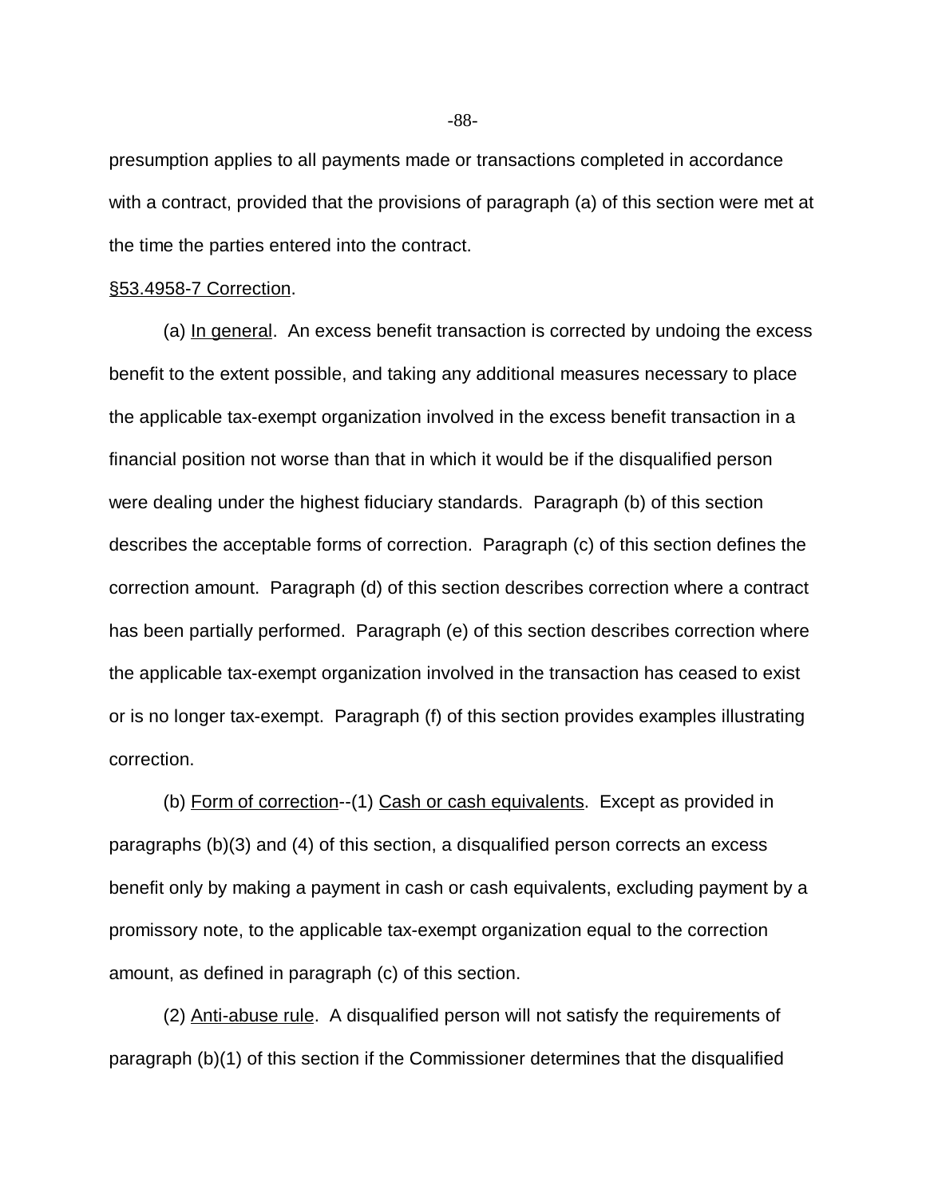presumption applies to all payments made or transactions completed in accordance with a contract, provided that the provisions of paragraph (a) of this section were met at the time the parties entered into the contract.

§53.4958-7 Correction.

(a) In general. An excess benefit transaction is corrected by undoing the excess benefit to the extent possible, and taking any additional measures necessary to place the applicable tax-exempt organization involved in the excess benefit transaction in a financial position not worse than that in which it would be if the disqualified person were dealing under the highest fiduciary standards. Paragraph (b) of this section describes the acceptable forms of correction. Paragraph (c) of this section defines the correction amount. Paragraph (d) of this section describes correction where a contract has been partially performed. Paragraph (e) of this section describes correction where the applicable tax-exempt organization involved in the transaction has ceased to exist or is no longer tax-exempt. Paragraph (f) of this section provides examples illustrating correction.

(b) Form of correction--(1) Cash or cash equivalents. Except as provided in paragraphs (b)(3) and (4) of this section, a disqualified person corrects an excess benefit only by making a payment in cash or cash equivalents, excluding payment by a promissory note, to the applicable tax-exempt organization equal to the correction amount, as defined in paragraph (c) of this section.

(2) Anti-abuse rule. A disqualified person will not satisfy the requirements of paragraph (b)(1) of this section if the Commissioner determines that the disqualified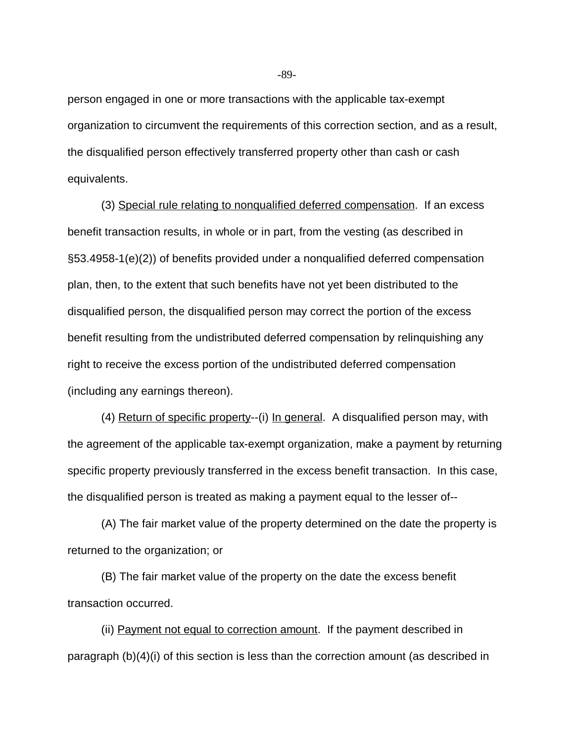person engaged in one or more transactions with the applicable tax-exempt organization to circumvent the requirements of this correction section, and as a result, the disqualified person effectively transferred property other than cash or cash equivalents.

(3) Special rule relating to nonqualified deferred compensation. If an excess benefit transaction results, in whole or in part, from the vesting (as described in §53.4958-1(e)(2)) of benefits provided under a nonqualified deferred compensation plan, then, to the extent that such benefits have not yet been distributed to the disqualified person, the disqualified person may correct the portion of the excess benefit resulting from the undistributed deferred compensation by relinquishing any right to receive the excess portion of the undistributed deferred compensation (including any earnings thereon).

(4) Return of specific property--(i) In general. A disqualified person may, with the agreement of the applicable tax-exempt organization, make a payment by returning specific property previously transferred in the excess benefit transaction. In this case, the disqualified person is treated as making a payment equal to the lesser of--

(A) The fair market value of the property determined on the date the property is returned to the organization; or

(B) The fair market value of the property on the date the excess benefit transaction occurred.

(ii) Payment not equal to correction amount. If the payment described in paragraph (b)(4)(i) of this section is less than the correction amount (as described in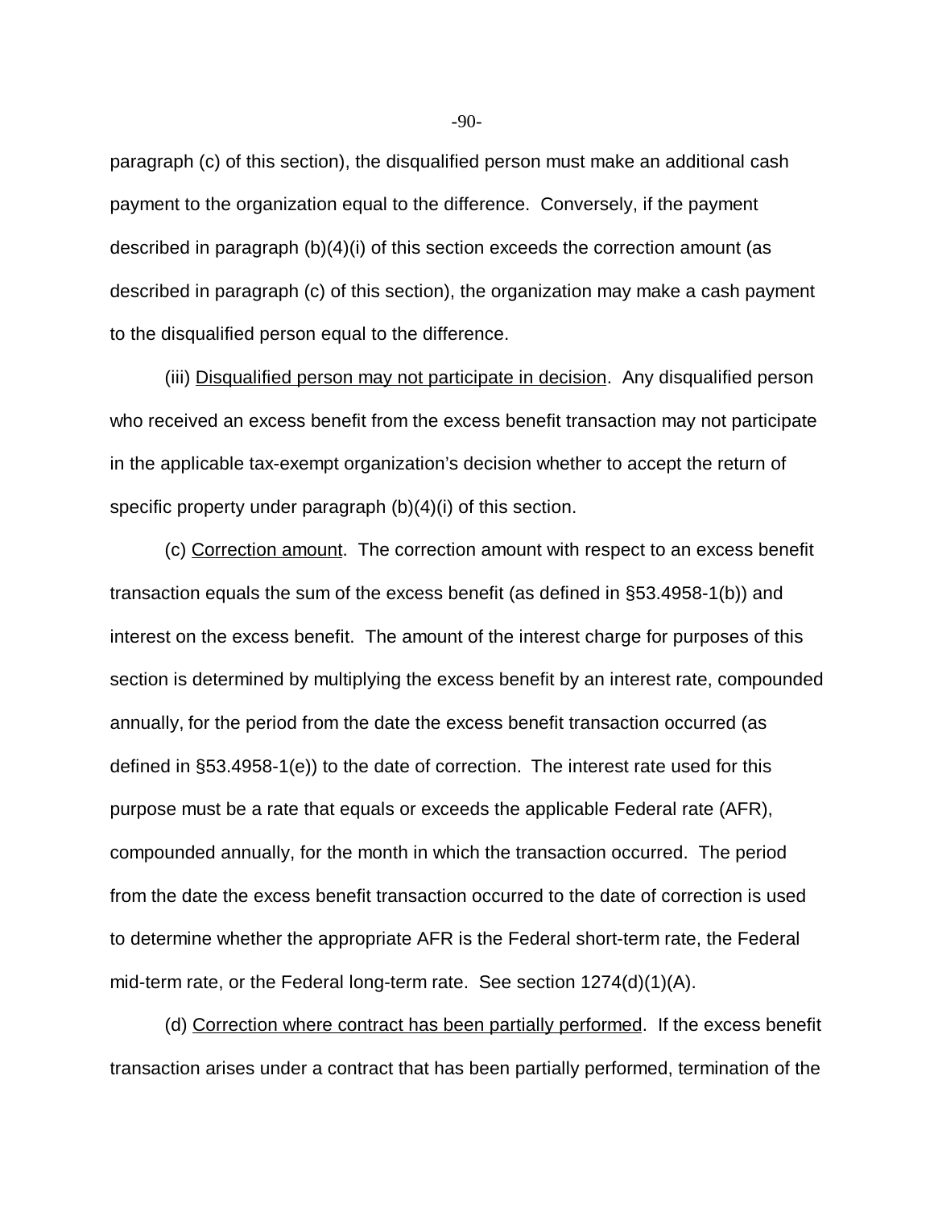paragraph (c) of this section), the disqualified person must make an additional cash payment to the organization equal to the difference. Conversely, if the payment described in paragraph (b)(4)(i) of this section exceeds the correction amount (as described in paragraph (c) of this section), the organization may make a cash payment to the disqualified person equal to the difference.

(iii) Disqualified person may not participate in decision. Any disqualified person who received an excess benefit from the excess benefit transaction may not participate in the applicable tax-exempt organization's decision whether to accept the return of specific property under paragraph (b)(4)(i) of this section.

(c) Correction amount. The correction amount with respect to an excess benefit transaction equals the sum of the excess benefit (as defined in §53.4958-1(b)) and interest on the excess benefit. The amount of the interest charge for purposes of this section is determined by multiplying the excess benefit by an interest rate, compounded annually, for the period from the date the excess benefit transaction occurred (as defined in §53.4958-1(e)) to the date of correction. The interest rate used for this purpose must be a rate that equals or exceeds the applicable Federal rate (AFR), compounded annually, for the month in which the transaction occurred. The period from the date the excess benefit transaction occurred to the date of correction is used to determine whether the appropriate AFR is the Federal short-term rate, the Federal mid-term rate, or the Federal long-term rate. See section 1274(d)(1)(A).

(d) Correction where contract has been partially performed. If the excess benefit transaction arises under a contract that has been partially performed, termination of the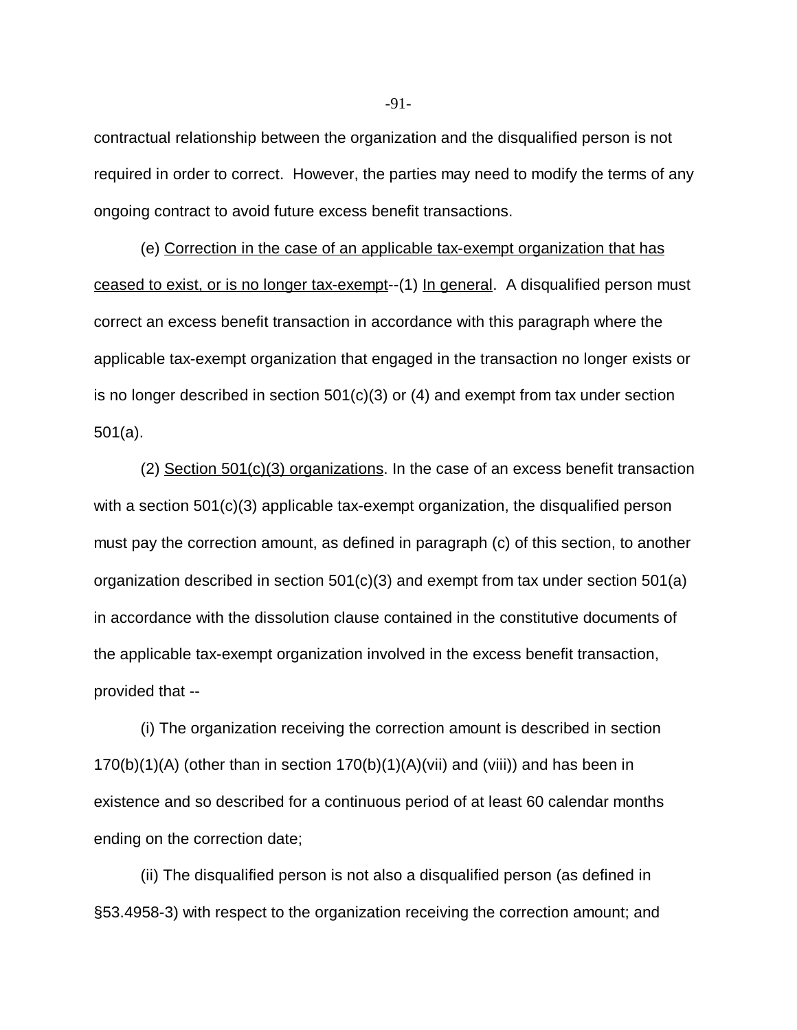contractual relationship between the organization and the disqualified person is not required in order to correct. However, the parties may need to modify the terms of any ongoing contract to avoid future excess benefit transactions.

(e) Correction in the case of an applicable tax-exempt organization that has ceased to exist, or is no longer tax-exempt--(1) In general. A disqualified person must correct an excess benefit transaction in accordance with this paragraph where the applicable tax-exempt organization that engaged in the transaction no longer exists or is no longer described in section 501(c)(3) or (4) and exempt from tax under section 501(a).

(2) Section 501(c)(3) organizations. In the case of an excess benefit transaction with a section 501(c)(3) applicable tax-exempt organization, the disqualified person must pay the correction amount, as defined in paragraph (c) of this section, to another organization described in section 501(c)(3) and exempt from tax under section 501(a) in accordance with the dissolution clause contained in the constitutive documents of the applicable tax-exempt organization involved in the excess benefit transaction, provided that --

(i) The organization receiving the correction amount is described in section 170(b)(1)(A) (other than in section 170(b)(1)(A)(vii) and (viii)) and has been in existence and so described for a continuous period of at least 60 calendar months ending on the correction date;

(ii) The disqualified person is not also a disqualified person (as defined in §53.4958-3) with respect to the organization receiving the correction amount; and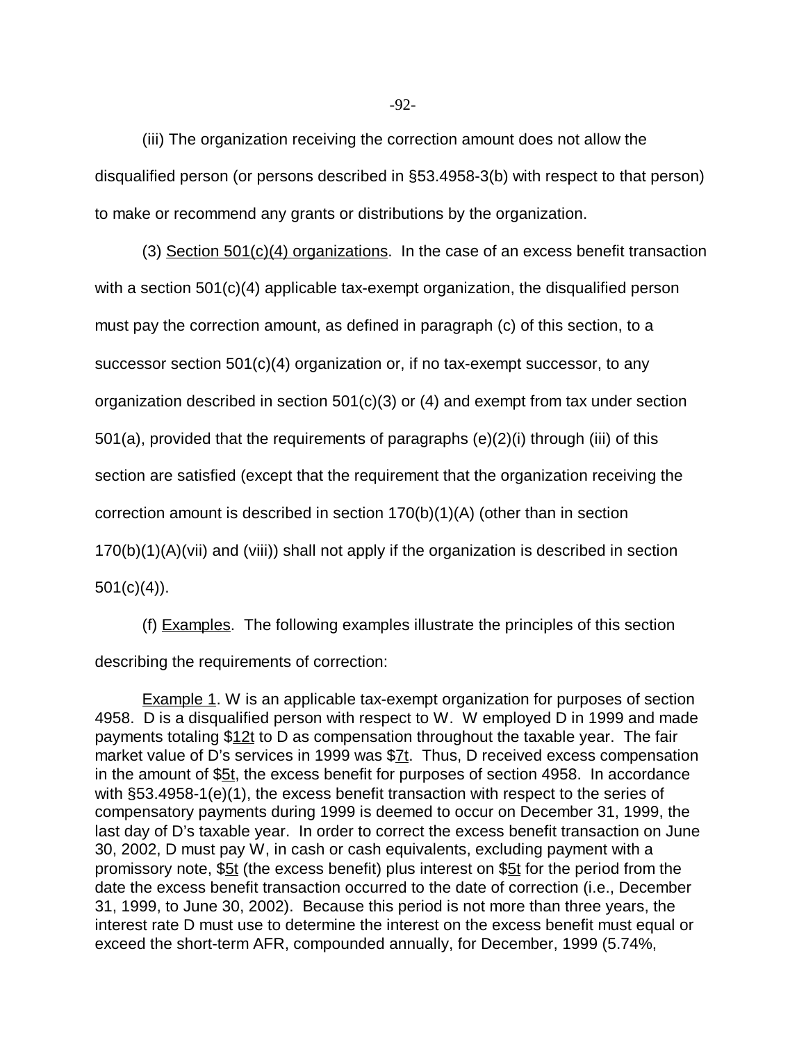(iii) The organization receiving the correction amount does not allow the disqualified person (or persons described in §53.4958-3(b) with respect to that person) to make or recommend any grants or distributions by the organization.

(3) Section 501(c)(4) organizations. In the case of an excess benefit transaction with a section 501(c)(4) applicable tax-exempt organization, the disqualified person must pay the correction amount, as defined in paragraph (c) of this section, to a successor section 501(c)(4) organization or, if no tax-exempt successor, to any organization described in section 501(c)(3) or (4) and exempt from tax under section 501(a), provided that the requirements of paragraphs (e)(2)(i) through (iii) of this section are satisfied (except that the requirement that the organization receiving the correction amount is described in section 170(b)(1)(A) (other than in section 170(b)(1)(A)(vii) and (viii)) shall not apply if the organization is described in section 501(c)(4)).

(f) Examples. The following examples illustrate the principles of this section describing the requirements of correction:

Example 1. W is an applicable tax-exempt organization for purposes of section 4958. D is a disqualified person with respect to W. W employed D in 1999 and made payments totaling $12t to D as compensation throughout the taxable year. The fair market value of D's services in 1999 was $7t. Thus, D received excess compensation in the amount of $5t, the excess benefit for purposes of section 4958. In accordance with §53.4958-1(e)(1), the excess benefit transaction with respect to the series of compensatory payments during 1999 is deemed to occur on December 31, 1999, the last day of D's taxable year. In order to correct the excess benefit transaction on June 30, 2002, D must pay W, in cash or cash equivalents, excluding payment with a promissory note, $5t (the excess benefit) plus interest on $5t for the period from the date the excess benefit transaction occurred to the date of correction (i.e., December 31, 1999, to June 30, 2002). Because this period is not more than three years, the interest rate D must use to determine the interest on the excess benefit must equal or exceed the short-term AFR, compounded annually, for December, 1999 (5.74%,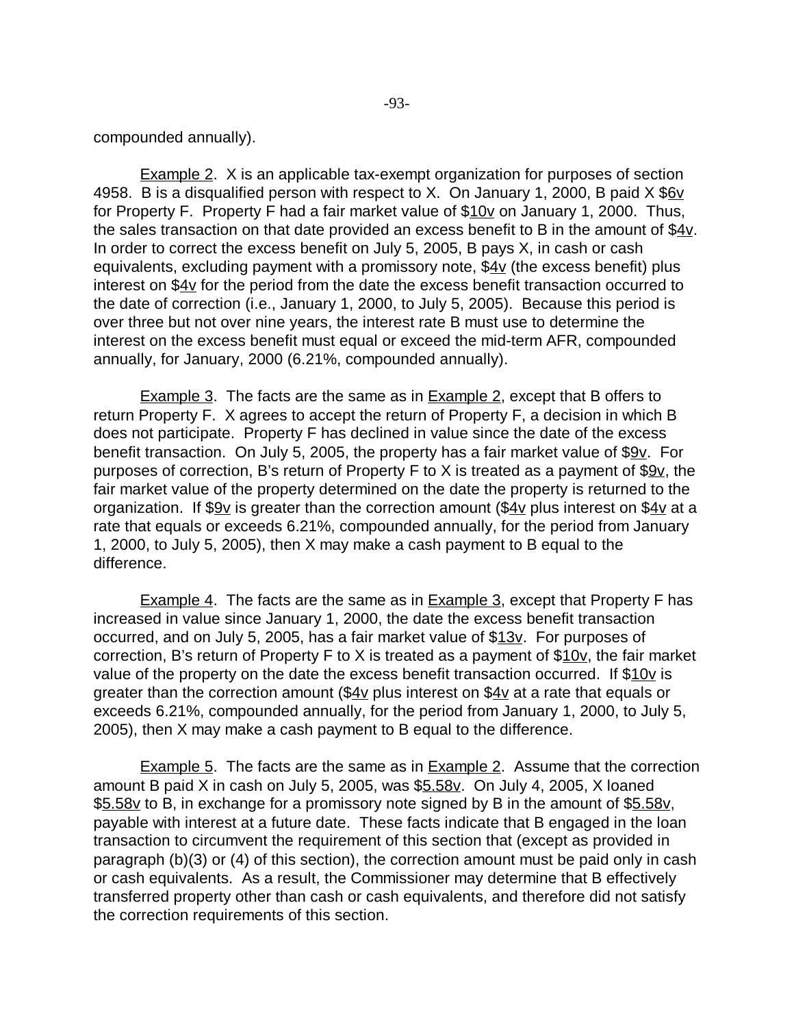compounded annually).

Example 2. X is an applicable tax-exempt organization for purposes of section 4958. B is a disqualified person with respect to X. On January 1, 2000, B paid X $6v for Property F. Property F had a fair market value of $10v on January 1, 2000. Thus, the sales transaction on that date provided an excess benefit to B in the amount of $4v. In order to correct the excess benefit on July 5, 2005, B pays X, in cash or cash equivalents, excluding payment with a promissory note, $4v (the excess benefit) plus interest on $4v for the period from the date the excess benefit transaction occurred to the date of correction (i.e., January 1, 2000, to July 5, 2005). Because this period is over three but not over nine years, the interest rate B must use to determine the interest on the excess benefit must equal or exceed the mid-term AFR, compounded annually, for January, 2000 (6.21%, compounded annually).

Example 3. The facts are the same as in Example 2, except that B offers to return Property F. X agrees to accept the return of Property F, a decision in which B does not participate. Property F has declined in value since the date of the excess benefit transaction. On July 5, 2005, the property has a fair market value of $9v. For purposes of correction, B's return of Property F to X is treated as a payment of $9v, the fair market value of the property determined on the date the property is returned to the organization. If $9v is greater than the correction amount ($4v plus interest on $4v at a rate that equals or exceeds 6.21%, compounded annually, for the period from January 1, 2000, to July 5, 2005), then X may make a cash payment to B equal to the difference.

Example 4. The facts are the same as in Example 3, except that Property F has increased in value since January 1, 2000, the date the excess benefit transaction occurred, and on July 5, 2005, has a fair market value of $13v. For purposes of correction, B's return of Property F to X is treated as a payment of $10v, the fair market value of the property on the date the excess benefit transaction occurred. If $10v is greater than the correction amount ($4v plus interest on $4v at a rate that equals or exceeds 6.21%, compounded annually, for the period from January 1, 2000, to July 5, 2005), then X may make a cash payment to B equal to the difference.

Example 5. The facts are the same as in Example 2. Assume that the correction amount B paid X in cash on July 5, 2005, was $5.58v. On July 4, 2005, X loaned $5.58v to B, in exchange for a promissory note signed by B in the amount of $5.58v, payable with interest at a future date. These facts indicate that B engaged in the loan transaction to circumvent the requirement of this section that (except as provided in paragraph (b)(3) or (4) of this section), the correction amount must be paid only in cash or cash equivalents. As a result, the Commissioner may determine that B effectively transferred property other than cash or cash equivalents, and therefore did not satisfy the correction requirements of this section.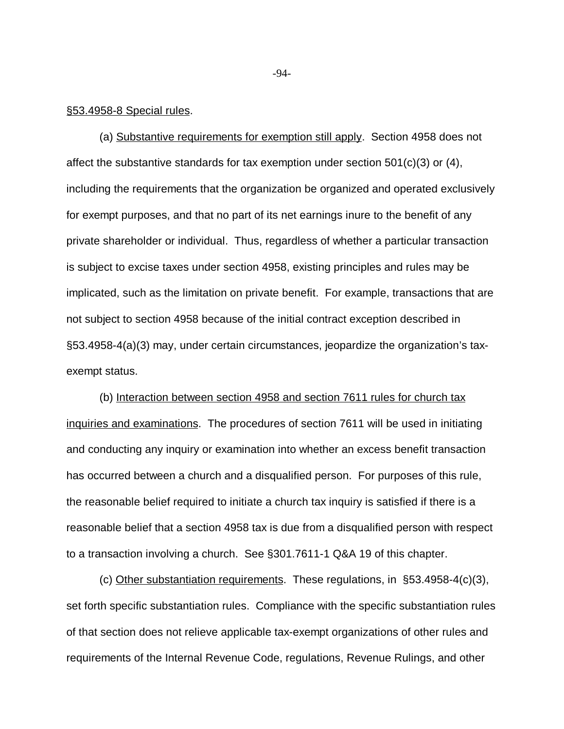§53.4958-8 Special rules.

(a) Substantive requirements for exemption still apply. Section 4958 does not affect the substantive standards for tax exemption under section 501(c)(3) or (4), including the requirements that the organization be organized and operated exclusively for exempt purposes, and that no part of its net earnings inure to the benefit of any private shareholder or individual. Thus, regardless of whether a particular transaction is subject to excise taxes under section 4958, existing principles and rules may be implicated, such as the limitation on private benefit. For example, transactions that are not subject to section 4958 because of the initial contract exception described in §53.4958-4(a)(3) may, under certain circumstances, jeopardize the organization's tax-exempt status.

(b) Interaction between section 4958 and section 7611 rules for church tax inquiries and examinations. The procedures of section 7611 will be used in initiating and conducting any inquiry or examination into whether an excess benefit transaction has occurred between a church and a disqualified person. For purposes of this rule, the reasonable belief required to initiate a church tax inquiry is satisfied if there is a reasonable belief that a section 4958 tax is due from a disqualified person with respect to a transaction involving a church. See §301.7611-1 Q&A 19 of this chapter.

(c) Other substantiation requirements. These regulations, in §53.4958-4(c)(3), set forth specific substantiation rules. Compliance with the specific substantiation rules of that section does not relieve applicable tax-exempt organizations of other rules and requirements of the Internal Revenue Code, regulations, Revenue Rulings, and other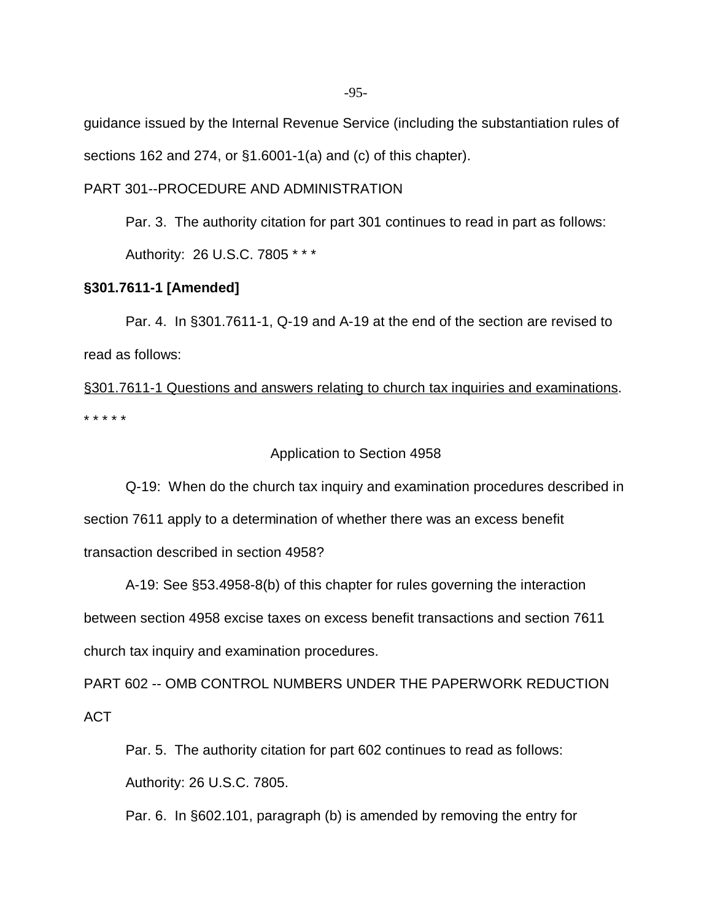guidance issued by the Internal Revenue Service (including the substantiation rules of sections 162 and 274, or §1.6001-1(a) and (c) of this chapter).

PART 301--PROCEDURE AND ADMINISTRATION

Par. 3. The authority citation for part 301 continues to read in part as follows:

Authority: 26 U.S.C. 7805 * * *

**§301.7611-1 [Amended]**

Par. 4. In §301.7611-1, Q-19 and A-19 at the end of the section are revised to read as follows:

§301.7611-1 Questions and answers relating to church tax inquiries and examinations.

* * * * *

Application to Section 4958

Q-19: When do the church tax inquiry and examination procedures described in section 7611 apply to a determination of whether there was an excess benefit transaction described in section 4958?

A-19: See §53.4958-8(b) of this chapter for rules governing the interaction between section 4958 excise taxes on excess benefit transactions and section 7611 church tax inquiry and examination procedures.

PART 602 -- OMB CONTROL NUMBERS UNDER THE PAPERWORK REDUCTION ACT

Par. 5. The authority citation for part 602 continues to read as follows:

Authority: 26 U.S.C. 7805.

Par. 6. In §602.101, paragraph (b) is amended by removing the entry for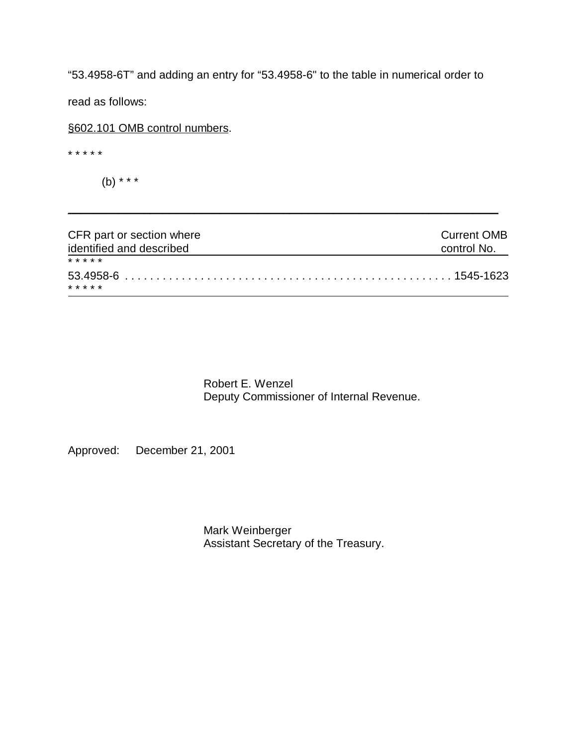“53.4958-6T” and adding an entry for “53.4958-6" to the table in numerical order to read as follows:

§602.101 OMB control numbers.

* * * * *

(b) * * *

| CFR part or section where identified and described | Current OMB control No. |
| --- | --- |
| * * * * * | |
| 53.4958-6 . . . . . . . . . . . . . . . . . . . . . . . . . . . . . . . . . . . . . . . . . . . . . . . . . | 1545-1623 |
| * * * * * | |

Robert E. Wenzel
Deputy Commissioner of Internal Revenue.

Approved: December 21, 2001

Mark Weinberger
Assistant Secretary of the Treasury.